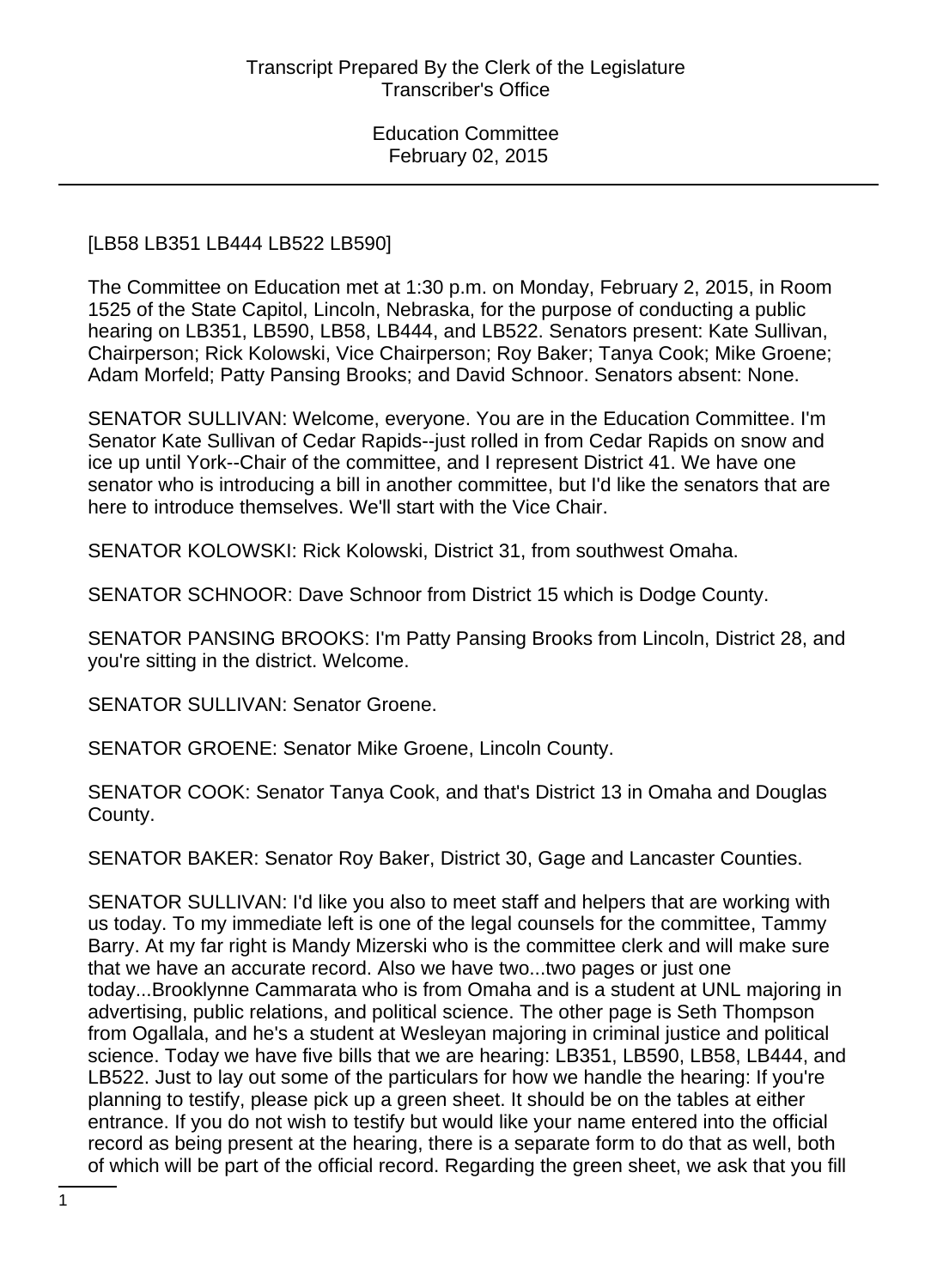[LB58 LB351 LB444 LB522 LB590]

The Committee on Education met at 1:30 p.m. on Monday, February 2, 2015, in Room 1525 of the State Capitol, Lincoln, Nebraska, for the purpose of conducting a public hearing on LB351, LB590, LB58, LB444, and LB522. Senators present: Kate Sullivan, Chairperson; Rick Kolowski, Vice Chairperson; Roy Baker; Tanya Cook; Mike Groene; Adam Morfeld; Patty Pansing Brooks; and David Schnoor. Senators absent: None.

SENATOR SULLIVAN: Welcome, everyone. You are in the Education Committee. I'm Senator Kate Sullivan of Cedar Rapids--just rolled in from Cedar Rapids on snow and ice up until York--Chair of the committee, and I represent District 41. We have one senator who is introducing a bill in another committee, but I'd like the senators that are here to introduce themselves. We'll start with the Vice Chair.

SENATOR KOLOWSKI: Rick Kolowski, District 31, from southwest Omaha.

SENATOR SCHNOOR: Dave Schnoor from District 15 which is Dodge County.

SENATOR PANSING BROOKS: I'm Patty Pansing Brooks from Lincoln, District 28, and you're sitting in the district. Welcome.

SENATOR SULLIVAN: Senator Groene.

SENATOR GROENE: Senator Mike Groene, Lincoln County.

SENATOR COOK: Senator Tanya Cook, and that's District 13 in Omaha and Douglas County.

SENATOR BAKER: Senator Roy Baker, District 30, Gage and Lancaster Counties.

SENATOR SULLIVAN: I'd like you also to meet staff and helpers that are working with us today. To my immediate left is one of the legal counsels for the committee, Tammy Barry. At my far right is Mandy Mizerski who is the committee clerk and will make sure that we have an accurate record. Also we have two...two pages or just one today...Brooklynne Cammarata who is from Omaha and is a student at UNL majoring in advertising, public relations, and political science. The other page is Seth Thompson from Ogallala, and he's a student at Wesleyan majoring in criminal justice and political science. Today we have five bills that we are hearing: LB351, LB590, LB58, LB444, and LB522. Just to lay out some of the particulars for how we handle the hearing: If you're planning to testify, please pick up a green sheet. It should be on the tables at either entrance. If you do not wish to testify but would like your name entered into the official record as being present at the hearing, there is a separate form to do that as well, both of which will be part of the official record. Regarding the green sheet, we ask that you fill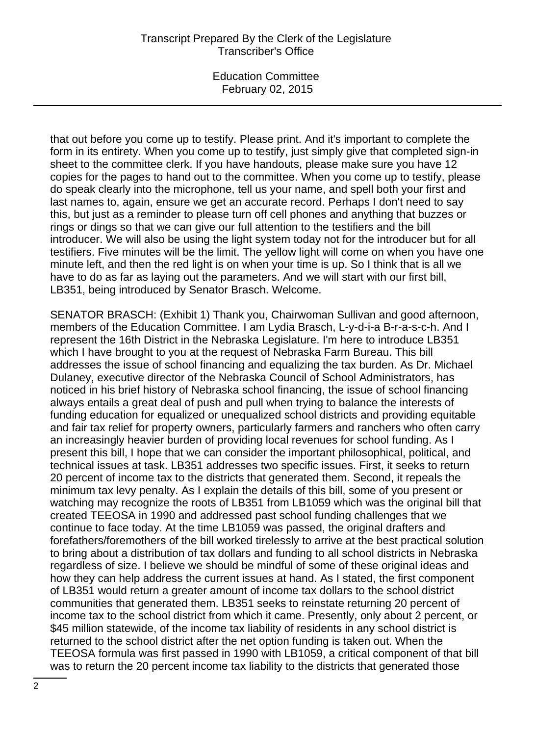that out before you come up to testify. Please print. And it's important to complete the form in its entirety. When you come up to testify, just simply give that completed sign-in sheet to the committee clerk. If you have handouts, please make sure you have 12 copies for the pages to hand out to the committee. When you come up to testify, please do speak clearly into the microphone, tell us your name, and spell both your first and last names to, again, ensure we get an accurate record. Perhaps I don't need to say this, but just as a reminder to please turn off cell phones and anything that buzzes or rings or dings so that we can give our full attention to the testifiers and the bill introducer. We will also be using the light system today not for the introducer but for all testifiers. Five minutes will be the limit. The yellow light will come on when you have one minute left, and then the red light is on when your time is up. So I think that is all we have to do as far as laying out the parameters. And we will start with our first bill, LB351, being introduced by Senator Brasch. Welcome.

SENATOR BRASCH: (Exhibit 1) Thank you, Chairwoman Sullivan and good afternoon, members of the Education Committee. I am Lydia Brasch, L-y-d-i-a B-r-a-s-c-h. And I represent the 16th District in the Nebraska Legislature. I'm here to introduce LB351 which I have brought to you at the request of Nebraska Farm Bureau. This bill addresses the issue of school financing and equalizing the tax burden. As Dr. Michael Dulaney, executive director of the Nebraska Council of School Administrators, has noticed in his brief history of Nebraska school financing, the issue of school financing always entails a great deal of push and pull when trying to balance the interests of funding education for equalized or unequalized school districts and providing equitable and fair tax relief for property owners, particularly farmers and ranchers who often carry an increasingly heavier burden of providing local revenues for school funding. As I present this bill, I hope that we can consider the important philosophical, political, and technical issues at task. LB351 addresses two specific issues. First, it seeks to return 20 percent of income tax to the districts that generated them. Second, it repeals the minimum tax levy penalty. As I explain the details of this bill, some of you present or watching may recognize the roots of LB351 from LB1059 which was the original bill that created TEEOSA in 1990 and addressed past school funding challenges that we continue to face today. At the time LB1059 was passed, the original drafters and forefathers/foremothers of the bill worked tirelessly to arrive at the best practical solution to bring about a distribution of tax dollars and funding to all school districts in Nebraska regardless of size. I believe we should be mindful of some of these original ideas and how they can help address the current issues at hand. As I stated, the first component of LB351 would return a greater amount of income tax dollars to the school district communities that generated them. LB351 seeks to reinstate returning 20 percent of income tax to the school district from which it came. Presently, only about 2 percent, or $45 million statewide, of the income tax liability of residents in any school district is returned to the school district after the net option funding is taken out. When the TEEOSA formula was first passed in 1990 with LB1059, a critical component of that bill was to return the 20 percent income tax liability to the districts that generated those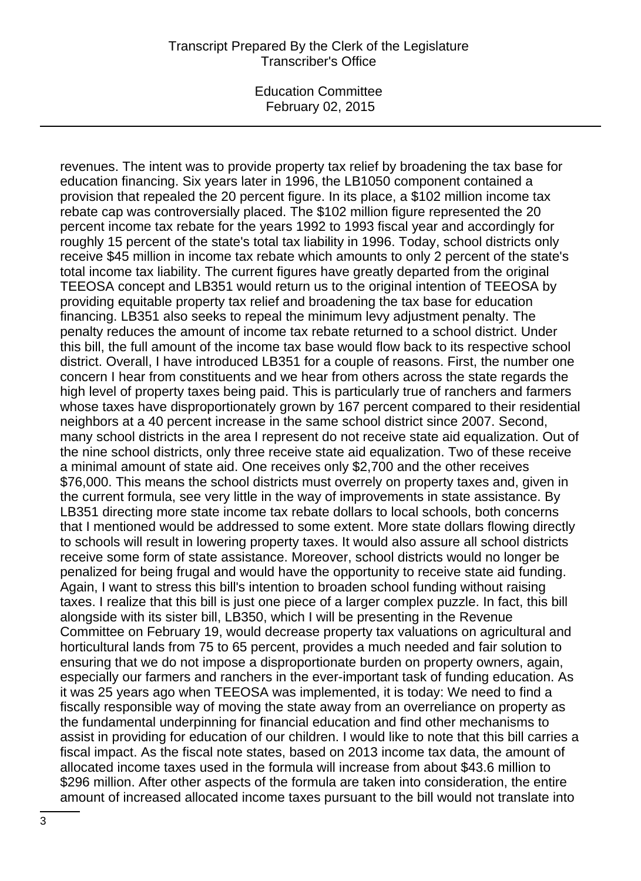revenues. The intent was to provide property tax relief by broadening the tax base for education financing. Six years later in 1996, the LB1050 component contained a provision that repealed the 20 percent figure. In its place, a $102 million income tax rebate cap was controversially placed. The $102 million figure represented the 20 percent income tax rebate for the years 1992 to 1993 fiscal year and accordingly for roughly 15 percent of the state's total tax liability in 1996. Today, school districts only receive $45 million in income tax rebate which amounts to only 2 percent of the state's total income tax liability. The current figures have greatly departed from the original TEEOSA concept and LB351 would return us to the original intention of TEEOSA by providing equitable property tax relief and broadening the tax base for education financing. LB351 also seeks to repeal the minimum levy adjustment penalty. The penalty reduces the amount of income tax rebate returned to a school district. Under this bill, the full amount of the income tax base would flow back to its respective school district. Overall, I have introduced LB351 for a couple of reasons. First, the number one concern I hear from constituents and we hear from others across the state regards the high level of property taxes being paid. This is particularly true of ranchers and farmers whose taxes have disproportionately grown by 167 percent compared to their residential neighbors at a 40 percent increase in the same school district since 2007. Second, many school districts in the area I represent do not receive state aid equalization. Out of the nine school districts, only three receive state aid equalization. Two of these receive a minimal amount of state aid. One receives only $2,700 and the other receives $76,000. This means the school districts must overrely on property taxes and, given in the current formula, see very little in the way of improvements in state assistance. By LB351 directing more state income tax rebate dollars to local schools, both concerns that I mentioned would be addressed to some extent. More state dollars flowing directly to schools will result in lowering property taxes. It would also assure all school districts receive some form of state assistance. Moreover, school districts would no longer be penalized for being frugal and would have the opportunity to receive state aid funding. Again, I want to stress this bill's intention to broaden school funding without raising taxes. I realize that this bill is just one piece of a larger complex puzzle. In fact, this bill alongside with its sister bill, LB350, which I will be presenting in the Revenue Committee on February 19, would decrease property tax valuations on agricultural and horticultural lands from 75 to 65 percent, provides a much needed and fair solution to ensuring that we do not impose a disproportionate burden on property owners, again, especially our farmers and ranchers in the ever-important task of funding education. As it was 25 years ago when TEEOSA was implemented, it is today: We need to find a fiscally responsible way of moving the state away from an overreliance on property as the fundamental underpinning for financial education and find other mechanisms to assist in providing for education of our children. I would like to note that this bill carries a fiscal impact. As the fiscal note states, based on 2013 income tax data, the amount of allocated income taxes used in the formula will increase from about $43.6 million to $296 million. After other aspects of the formula are taken into consideration, the entire amount of increased allocated income taxes pursuant to the bill would not translate into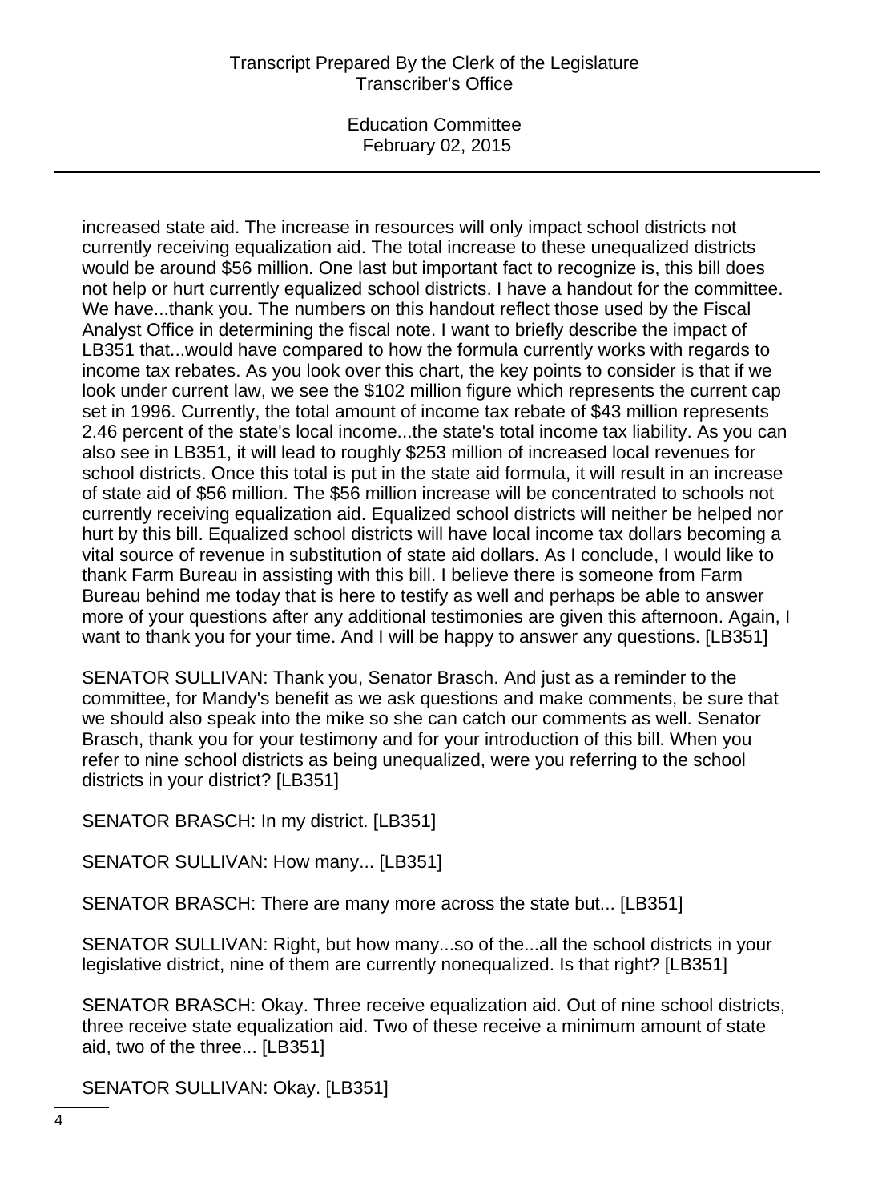increased state aid. The increase in resources will only impact school districts not currently receiving equalization aid. The total increase to these unequalized districts would be around $56 million. One last but important fact to recognize is, this bill does not help or hurt currently equalized school districts. I have a handout for the committee. We have...thank you. The numbers on this handout reflect those used by the Fiscal Analyst Office in determining the fiscal note. I want to briefly describe the impact of LB351 that...would have compared to how the formula currently works with regards to income tax rebates. As you look over this chart, the key points to consider is that if we look under current law, we see the $102 million figure which represents the current cap set in 1996. Currently, the total amount of income tax rebate of $43 million represents 2.46 percent of the state's local income...the state's total income tax liability. As you can also see in LB351, it will lead to roughly $253 million of increased local revenues for school districts. Once this total is put in the state aid formula, it will result in an increase of state aid of $56 million. The $56 million increase will be concentrated to schools not currently receiving equalization aid. Equalized school districts will neither be helped nor hurt by this bill. Equalized school districts will have local income tax dollars becoming a vital source of revenue in substitution of state aid dollars. As I conclude, I would like to thank Farm Bureau in assisting with this bill. I believe there is someone from Farm Bureau behind me today that is here to testify as well and perhaps be able to answer more of your questions after any additional testimonies are given this afternoon. Again, I want to thank you for your time. And I will be happy to answer any questions. [LB351]

SENATOR SULLIVAN: Thank you, Senator Brasch. And just as a reminder to the committee, for Mandy's benefit as we ask questions and make comments, be sure that we should also speak into the mike so she can catch our comments as well. Senator Brasch, thank you for your testimony and for your introduction of this bill. When you refer to nine school districts as being unequalized, were you referring to the school districts in your district? [LB351]

SENATOR BRASCH: In my district. [LB351]

SENATOR SULLIVAN: How many... [LB351]

SENATOR BRASCH: There are many more across the state but... [LB351]

SENATOR SULLIVAN: Right, but how many...so of the...all the school districts in your legislative district, nine of them are currently nonequalized. Is that right? [LB351]

SENATOR BRASCH: Okay. Three receive equalization aid. Out of nine school districts, three receive state equalization aid. Two of these receive a minimum amount of state aid, two of the three... [LB351]

SENATOR SULLIVAN: Okay. [LB351]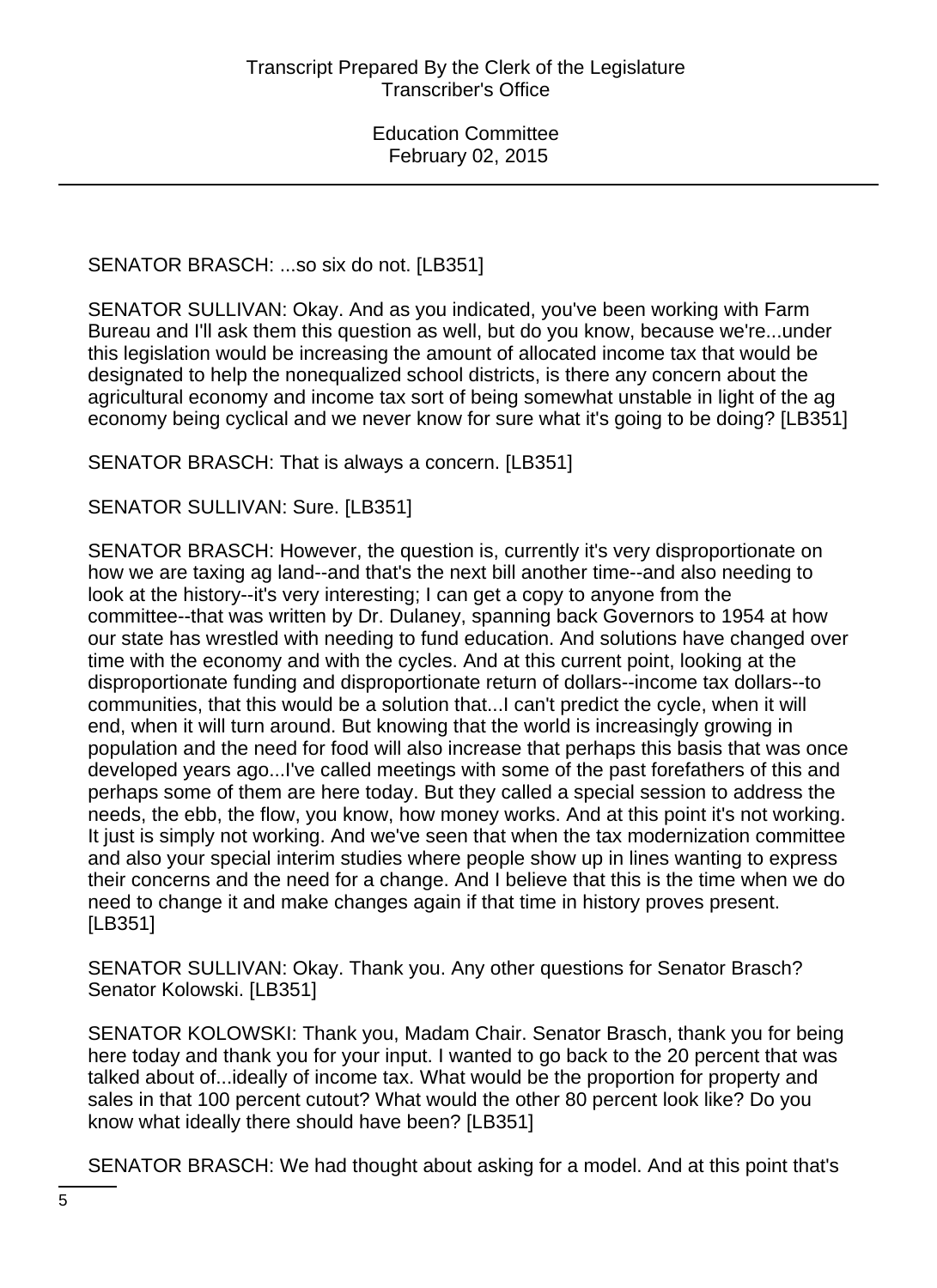SENATOR BRASCH: ...so six do not. [LB351]

SENATOR SULLIVAN: Okay. And as you indicated, you've been working with Farm Bureau and I'll ask them this question as well, but do you know, because we're...under this legislation would be increasing the amount of allocated income tax that would be designated to help the nonequalized school districts, is there any concern about the agricultural economy and income tax sort of being somewhat unstable in light of the ag economy being cyclical and we never know for sure what it's going to be doing? [LB351]

SENATOR BRASCH: That is always a concern. [LB351]

SENATOR SULLIVAN: Sure. [LB351]

SENATOR BRASCH: However, the question is, currently it's very disproportionate on how we are taxing ag land--and that's the next bill another time--and also needing to look at the history--it's very interesting; I can get a copy to anyone from the committee--that was written by Dr. Dulaney, spanning back Governors to 1954 at how our state has wrestled with needing to fund education. And solutions have changed over time with the economy and with the cycles. And at this current point, looking at the disproportionate funding and disproportionate return of dollars--income tax dollars--to communities, that this would be a solution that...I can't predict the cycle, when it will end, when it will turn around. But knowing that the world is increasingly growing in population and the need for food will also increase that perhaps this basis that was once developed years ago...I've called meetings with some of the past forefathers of this and perhaps some of them are here today. But they called a special session to address the needs, the ebb, the flow, you know, how money works. And at this point it's not working. It just is simply not working. And we've seen that when the tax modernization committee and also your special interim studies where people show up in lines wanting to express their concerns and the need for a change. And I believe that this is the time when we do need to change it and make changes again if that time in history proves present. [LB351]

SENATOR SULLIVAN: Okay. Thank you. Any other questions for Senator Brasch? Senator Kolowski. [LB351]

SENATOR KOLOWSKI: Thank you, Madam Chair. Senator Brasch, thank you for being here today and thank you for your input. I wanted to go back to the 20 percent that was talked about of...ideally of income tax. What would be the proportion for property and sales in that 100 percent cutout? What would the other 80 percent look like? Do you know what ideally there should have been? [LB351]

SENATOR BRASCH: We had thought about asking for a model. And at this point that's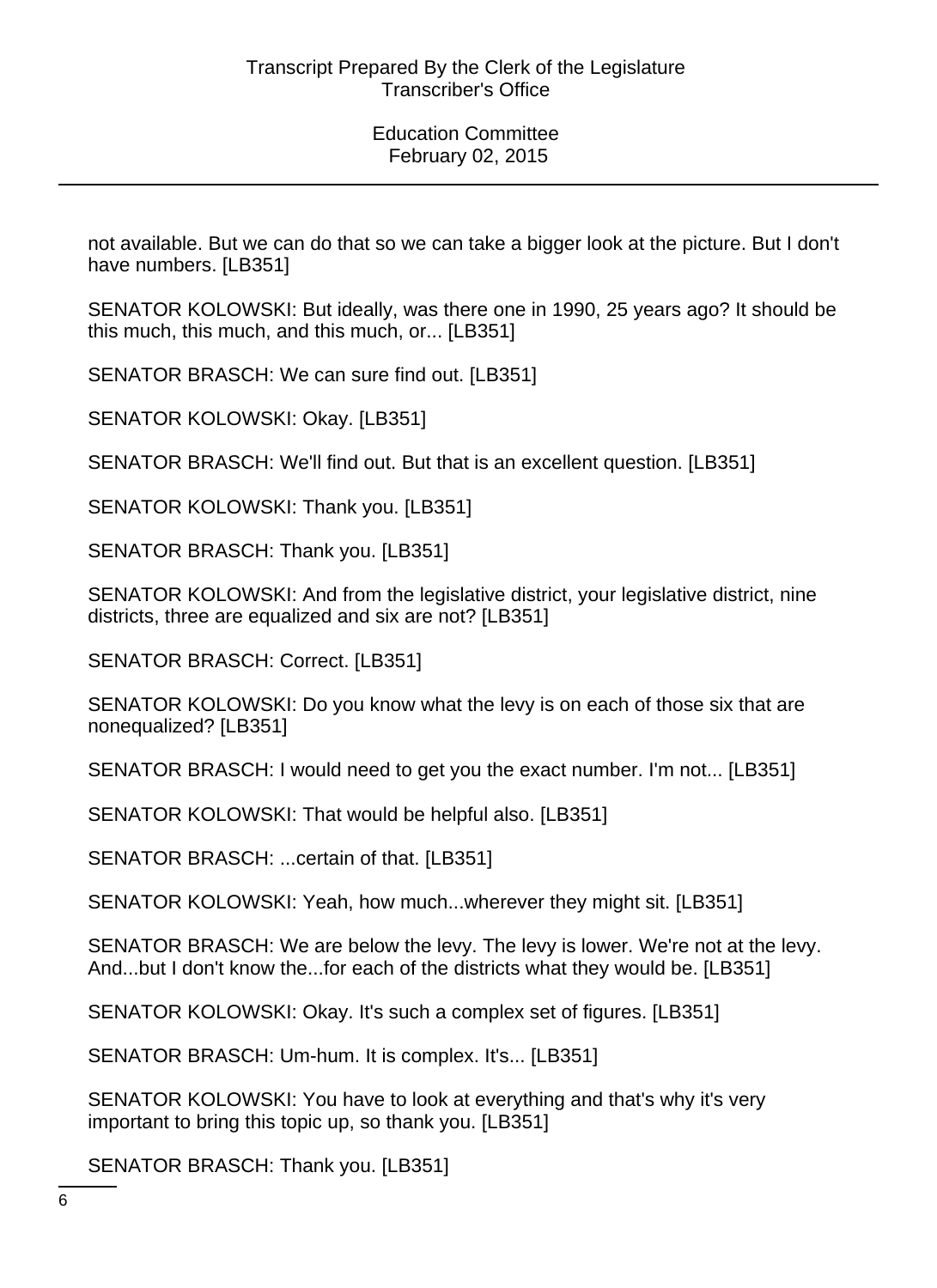not available. But we can do that so we can take a bigger look at the picture. But I don't have numbers. [LB351]

SENATOR KOLOWSKI: But ideally, was there one in 1990, 25 years ago? It should be this much, this much, and this much, or... [LB351]

SENATOR BRASCH: We can sure find out. [LB351]

SENATOR KOLOWSKI: Okay. [LB351]

SENATOR BRASCH: We'll find out. But that is an excellent question. [LB351]

SENATOR KOLOWSKI: Thank you. [LB351]

SENATOR BRASCH: Thank you. [LB351]

SENATOR KOLOWSKI: And from the legislative district, your legislative district, nine districts, three are equalized and six are not? [LB351]

SENATOR BRASCH: Correct. [LB351]

SENATOR KOLOWSKI: Do you know what the levy is on each of those six that are nonequalized? [LB351]

SENATOR BRASCH: I would need to get you the exact number. I'm not... [LB351]

SENATOR KOLOWSKI: That would be helpful also. [LB351]

SENATOR BRASCH: ...certain of that. [LB351]

SENATOR KOLOWSKI: Yeah, how much...wherever they might sit. [LB351]

SENATOR BRASCH: We are below the levy. The levy is lower. We're not at the levy. And...but I don't know the...for each of the districts what they would be. [LB351]

SENATOR KOLOWSKI: Okay. It's such a complex set of figures. [LB351]

SENATOR BRASCH: Um-hum. It is complex. It's... [LB351]

SENATOR KOLOWSKI: You have to look at everything and that's why it's very important to bring this topic up, so thank you. [LB351]

SENATOR BRASCH: Thank you. [LB351]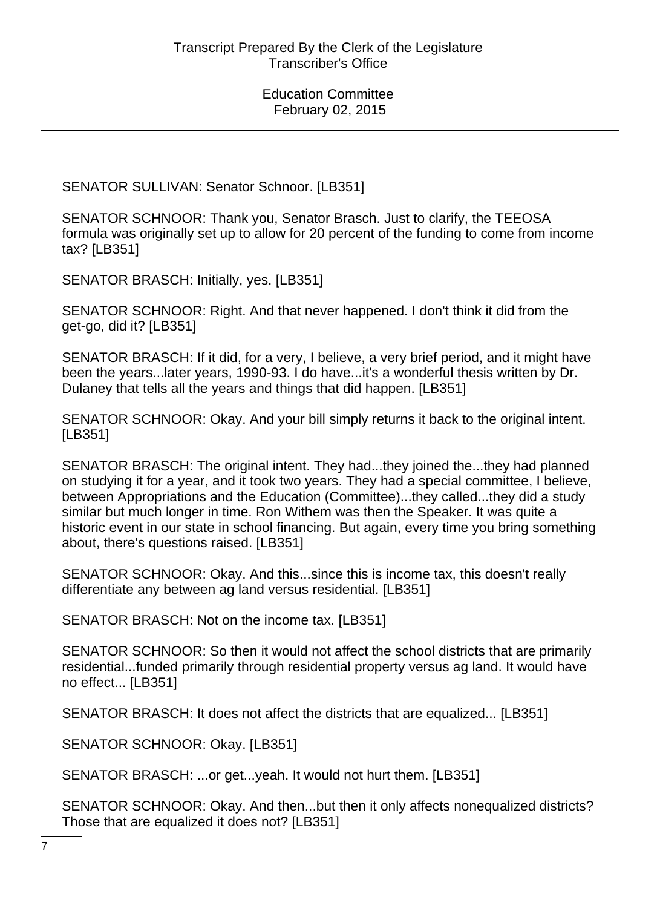SENATOR SULLIVAN: Senator Schnoor. [LB351]

SENATOR SCHNOOR: Thank you, Senator Brasch. Just to clarify, the TEEOSA formula was originally set up to allow for 20 percent of the funding to come from income tax? [LB351]

SENATOR BRASCH: Initially, yes. [LB351]

SENATOR SCHNOOR: Right. And that never happened. I don't think it did from the get-go, did it? [LB351]

SENATOR BRASCH: If it did, for a very, I believe, a very brief period, and it might have been the years...later years, 1990-93. I do have...it's a wonderful thesis written by Dr. Dulaney that tells all the years and things that did happen. [LB351]

SENATOR SCHNOOR: Okay. And your bill simply returns it back to the original intent. [LB351]

SENATOR BRASCH: The original intent. They had...they joined the...they had planned on studying it for a year, and it took two years. They had a special committee, I believe, between Appropriations and the Education (Committee)...they called...they did a study similar but much longer in time. Ron Withem was then the Speaker. It was quite a historic event in our state in school financing. But again, every time you bring something about, there's questions raised. [LB351]

SENATOR SCHNOOR: Okay. And this...since this is income tax, this doesn't really differentiate any between ag land versus residential. [LB351]

SENATOR BRASCH: Not on the income tax. [LB351]

SENATOR SCHNOOR: So then it would not affect the school districts that are primarily residential...funded primarily through residential property versus ag land. It would have no effect... [LB351]

SENATOR BRASCH: It does not affect the districts that are equalized... [LB351]

SENATOR SCHNOOR: Okay. [LB351]

SENATOR BRASCH: ...or get...yeah. It would not hurt them. [LB351]

SENATOR SCHNOOR: Okay. And then...but then it only affects nonequalized districts? Those that are equalized it does not? [LB351]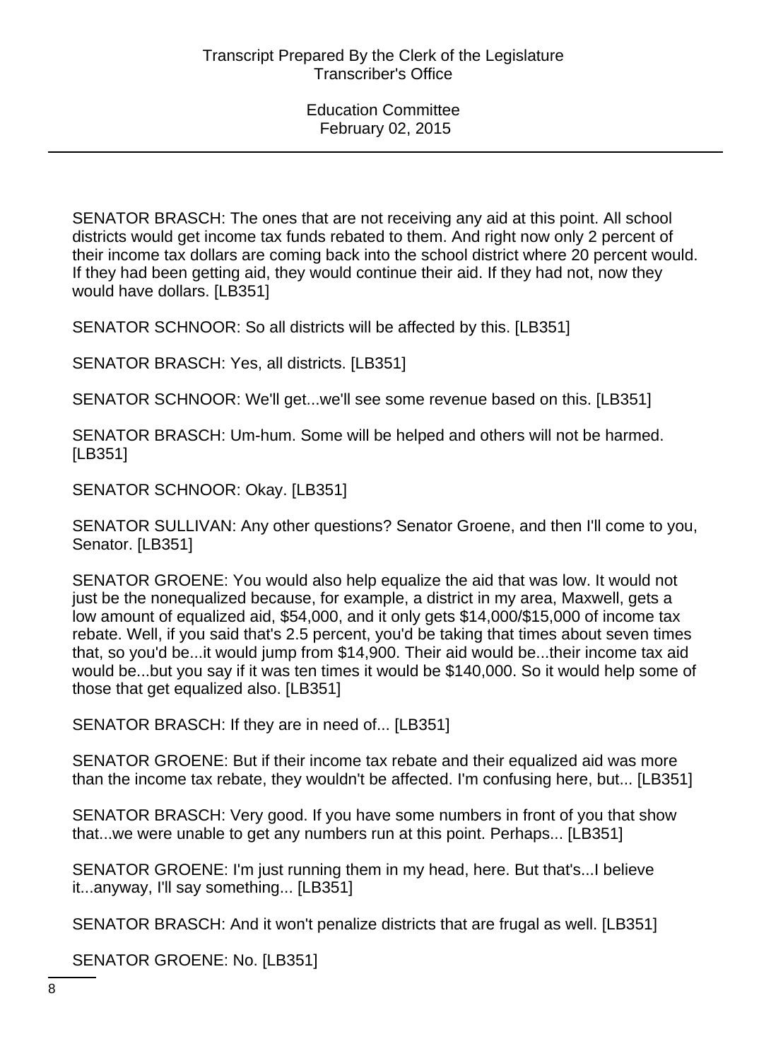SENATOR BRASCH: The ones that are not receiving any aid at this point. All school districts would get income tax funds rebated to them. And right now only 2 percent of their income tax dollars are coming back into the school district where 20 percent would. If they had been getting aid, they would continue their aid. If they had not, now they would have dollars. [LB351]

SENATOR SCHNOOR: So all districts will be affected by this. [LB351]

SENATOR BRASCH: Yes, all districts. [LB351]

SENATOR SCHNOOR: We'll get...we'll see some revenue based on this. [LB351]

SENATOR BRASCH: Um-hum. Some will be helped and others will not be harmed. [LB351]

SENATOR SCHNOOR: Okay. [LB351]

SENATOR SULLIVAN: Any other questions? Senator Groene, and then I'll come to you, Senator. [LB351]

SENATOR GROENE: You would also help equalize the aid that was low. It would not just be the nonequalized because, for example, a district in my area, Maxwell, gets a low amount of equalized aid, $54,000, and it only gets $14,000/$15,000 of income tax rebate. Well, if you said that's 2.5 percent, you'd be taking that times about seven times that, so you'd be...it would jump from $14,900. Their aid would be...their income tax aid would be...but you say if it was ten times it would be $140,000. So it would help some of those that get equalized also. [LB351]

SENATOR BRASCH: If they are in need of... [LB351]

SENATOR GROENE: But if their income tax rebate and their equalized aid was more than the income tax rebate, they wouldn't be affected. I'm confusing here, but... [LB351]

SENATOR BRASCH: Very good. If you have some numbers in front of you that show that...we were unable to get any numbers run at this point. Perhaps... [LB351]

SENATOR GROENE: I'm just running them in my head, here. But that's...I believe it...anyway, I'll say something... [LB351]

SENATOR BRASCH: And it won't penalize districts that are frugal as well. [LB351]

SENATOR GROENE: No. [LB351]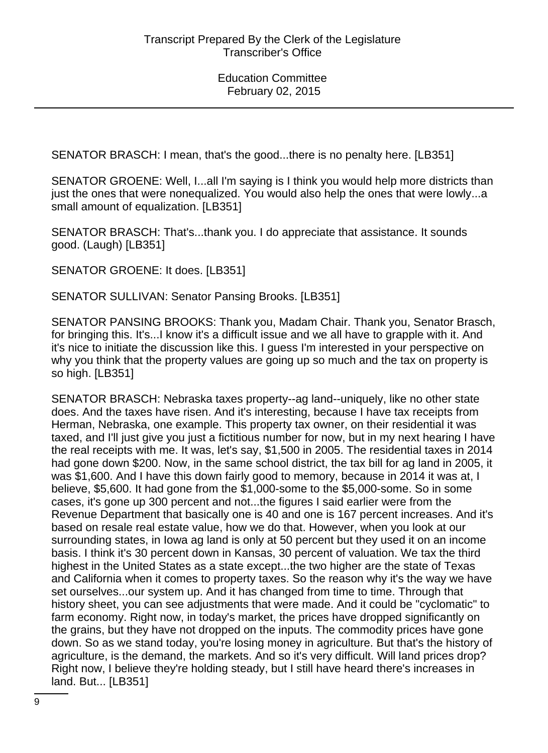SENATOR BRASCH: I mean, that's the good...there is no penalty here. [LB351]

SENATOR GROENE: Well, I...all I'm saying is I think you would help more districts than just the ones that were nonequalized. You would also help the ones that were lowly...a small amount of equalization. [LB351]

SENATOR BRASCH: That's...thank you. I do appreciate that assistance. It sounds good. (Laugh) [LB351]

SENATOR GROENE: It does. [LB351]

SENATOR SULLIVAN: Senator Pansing Brooks. [LB351]

SENATOR PANSING BROOKS: Thank you, Madam Chair. Thank you, Senator Brasch, for bringing this. It's...I know it's a difficult issue and we all have to grapple with it. And it's nice to initiate the discussion like this. I guess I'm interested in your perspective on why you think that the property values are going up so much and the tax on property is so high. [LB351]

SENATOR BRASCH: Nebraska taxes property--ag land--uniquely, like no other state does. And the taxes have risen. And it's interesting, because I have tax receipts from Herman, Nebraska, one example. This property tax owner, on their residential it was taxed, and I'll just give you just a fictitious number for now, but in my next hearing I have the real receipts with me. It was, let's say, $1,500 in 2005. The residential taxes in 2014 had gone down $200. Now, in the same school district, the tax bill for ag land in 2005, it was $1,600. And I have this down fairly good to memory, because in 2014 it was at, I believe, $5,600. It had gone from the $1,000-some to the $5,000-some. So in some cases, it's gone up 300 percent and not...the figures I said earlier were from the Revenue Department that basically one is 40 and one is 167 percent increases. And it's based on resale real estate value, how we do that. However, when you look at our surrounding states, in Iowa ag land is only at 50 percent but they used it on an income basis. I think it's 30 percent down in Kansas, 30 percent of valuation. We tax the third highest in the United States as a state except...the two higher are the state of Texas and California when it comes to property taxes. So the reason why it's the way we have set ourselves...our system up. And it has changed from time to time. Through that history sheet, you can see adjustments that were made. And it could be "cyclomatic" to farm economy. Right now, in today's market, the prices have dropped significantly on the grains, but they have not dropped on the inputs. The commodity prices have gone down. So as we stand today, you're losing money in agriculture. But that's the history of agriculture, is the demand, the markets. And so it's very difficult. Will land prices drop? Right now, I believe they're holding steady, but I still have heard there's increases in land. But... [LB351]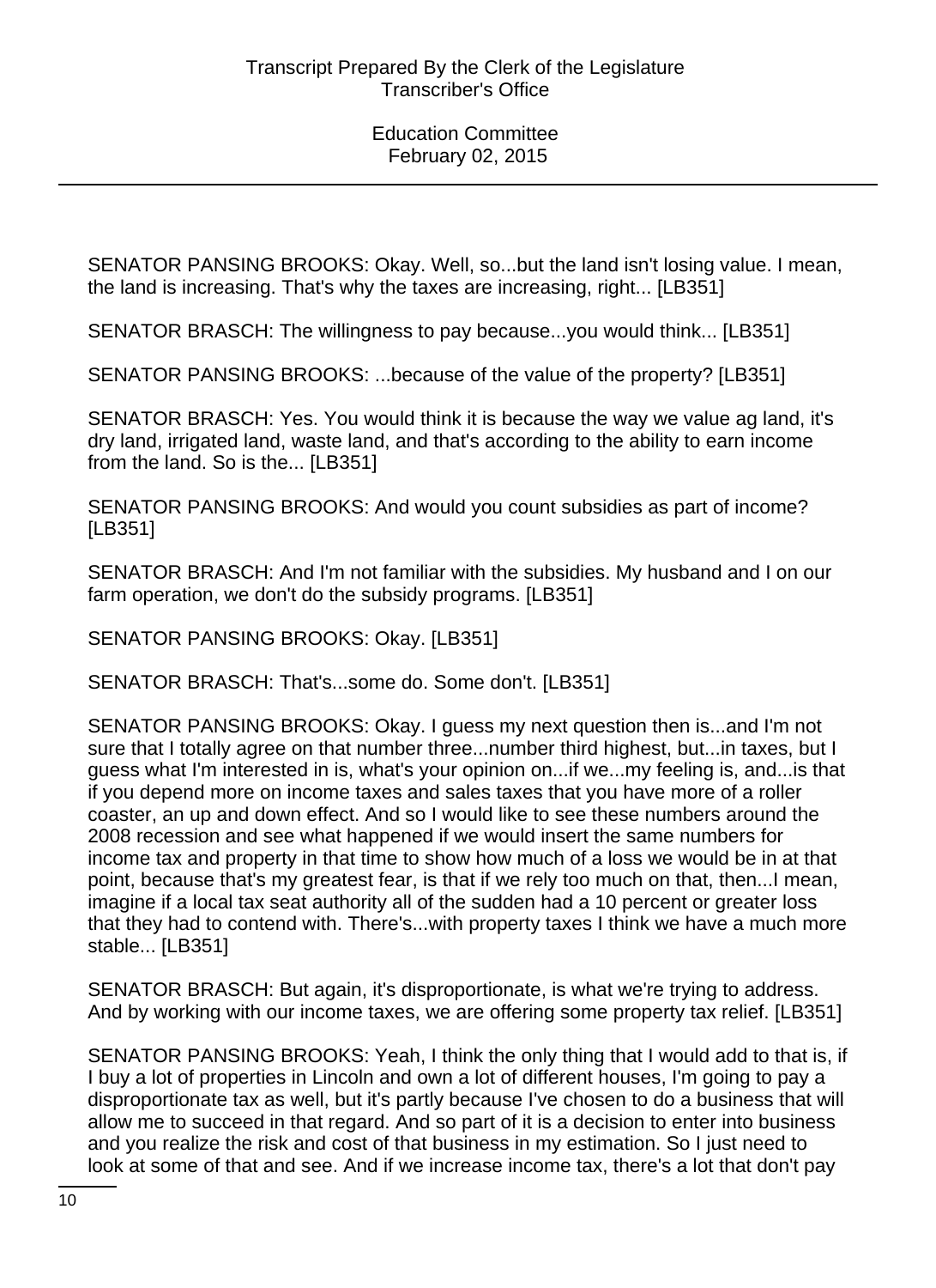SENATOR PANSING BROOKS: Okay. Well, so...but the land isn't losing value. I mean, the land is increasing. That's why the taxes are increasing, right... [LB351]

SENATOR BRASCH: The willingness to pay because...you would think... [LB351]

SENATOR PANSING BROOKS: ...because of the value of the property? [LB351]

SENATOR BRASCH: Yes. You would think it is because the way we value ag land, it's dry land, irrigated land, waste land, and that's according to the ability to earn income from the land. So is the... [LB351]

SENATOR PANSING BROOKS: And would you count subsidies as part of income? [LB351]

SENATOR BRASCH: And I'm not familiar with the subsidies. My husband and I on our farm operation, we don't do the subsidy programs. [LB351]

SENATOR PANSING BROOKS: Okay. [LB351]

SENATOR BRASCH: That's...some do. Some don't. [LB351]

SENATOR PANSING BROOKS: Okay. I guess my next question then is...and I'm not sure that I totally agree on that number three...number third highest, but...in taxes, but I guess what I'm interested in is, what's your opinion on...if we...my feeling is, and...is that if you depend more on income taxes and sales taxes that you have more of a roller coaster, an up and down effect. And so I would like to see these numbers around the 2008 recession and see what happened if we would insert the same numbers for income tax and property in that time to show how much of a loss we would be in at that point, because that's my greatest fear, is that if we rely too much on that, then...I mean, imagine if a local tax seat authority all of the sudden had a 10 percent or greater loss that they had to contend with. There's...with property taxes I think we have a much more stable... [LB351]

SENATOR BRASCH: But again, it's disproportionate, is what we're trying to address. And by working with our income taxes, we are offering some property tax relief. [LB351]

SENATOR PANSING BROOKS: Yeah, I think the only thing that I would add to that is, if I buy a lot of properties in Lincoln and own a lot of different houses, I'm going to pay a disproportionate tax as well, but it's partly because I've chosen to do a business that will allow me to succeed in that regard. And so part of it is a decision to enter into business and you realize the risk and cost of that business in my estimation. So I just need to look at some of that and see. And if we increase income tax, there's a lot that don't pay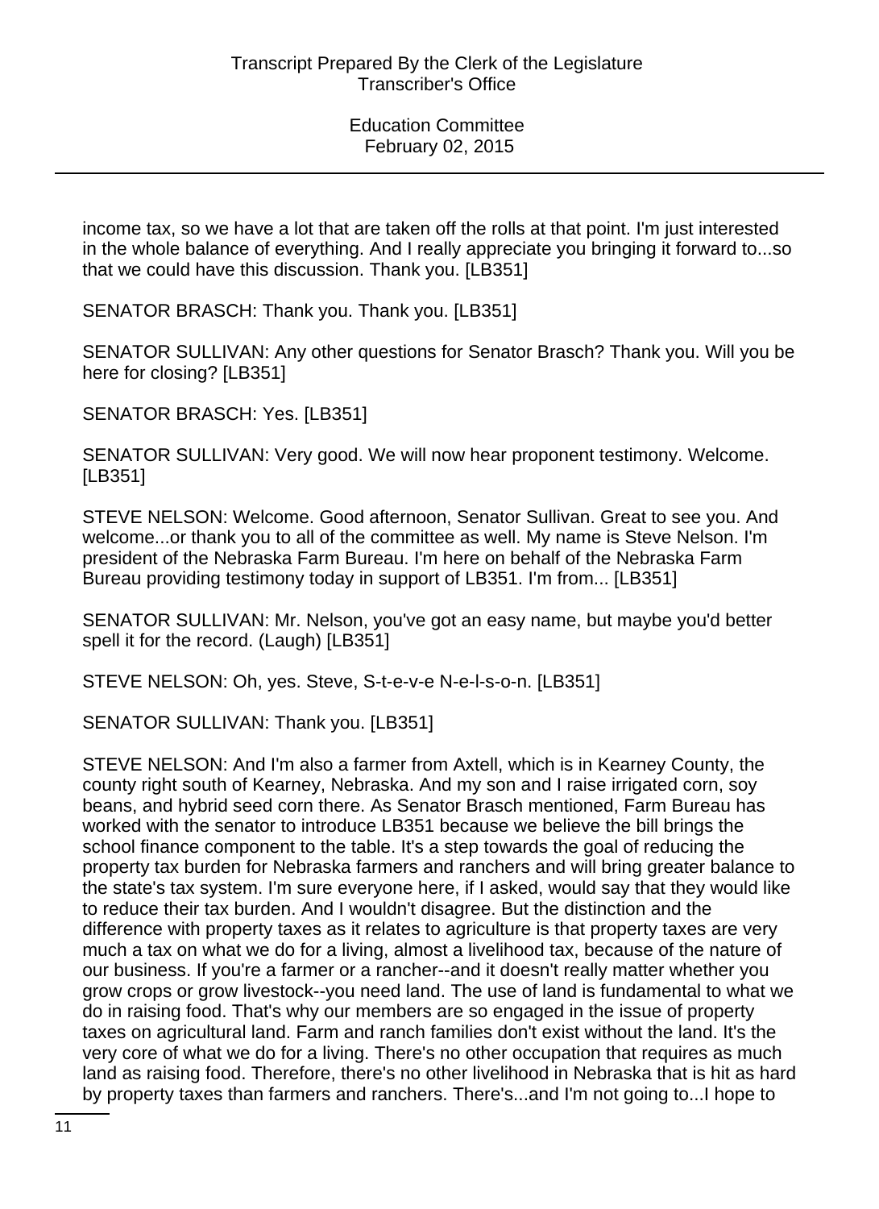income tax, so we have a lot that are taken off the rolls at that point. I'm just interested in the whole balance of everything. And I really appreciate you bringing it forward to...so that we could have this discussion. Thank you. [LB351]

SENATOR BRASCH: Thank you. Thank you. [LB351]

SENATOR SULLIVAN: Any other questions for Senator Brasch? Thank you. Will you be here for closing? [LB351]

SENATOR BRASCH: Yes. [LB351]

SENATOR SULLIVAN: Very good. We will now hear proponent testimony. Welcome. [LB351]

STEVE NELSON: Welcome. Good afternoon, Senator Sullivan. Great to see you. And welcome...or thank you to all of the committee as well. My name is Steve Nelson. I'm president of the Nebraska Farm Bureau. I'm here on behalf of the Nebraska Farm Bureau providing testimony today in support of LB351. I'm from... [LB351]

SENATOR SULLIVAN: Mr. Nelson, you've got an easy name, but maybe you'd better spell it for the record. (Laugh) [LB351]

STEVE NELSON: Oh, yes. Steve, S-t-e-v-e N-e-l-s-o-n. [LB351]

SENATOR SULLIVAN: Thank you. [LB351]

STEVE NELSON: And I'm also a farmer from Axtell, which is in Kearney County, the county right south of Kearney, Nebraska. And my son and I raise irrigated corn, soy beans, and hybrid seed corn there. As Senator Brasch mentioned, Farm Bureau has worked with the senator to introduce LB351 because we believe the bill brings the school finance component to the table. It's a step towards the goal of reducing the property tax burden for Nebraska farmers and ranchers and will bring greater balance to the state's tax system. I'm sure everyone here, if I asked, would say that they would like to reduce their tax burden. And I wouldn't disagree. But the distinction and the difference with property taxes as it relates to agriculture is that property taxes are very much a tax on what we do for a living, almost a livelihood tax, because of the nature of our business. If you're a farmer or a rancher--and it doesn't really matter whether you grow crops or grow livestock--you need land. The use of land is fundamental to what we do in raising food. That's why our members are so engaged in the issue of property taxes on agricultural land. Farm and ranch families don't exist without the land. It's the very core of what we do for a living. There's no other occupation that requires as much land as raising food. Therefore, there's no other livelihood in Nebraska that is hit as hard by property taxes than farmers and ranchers. There's...and I'm not going to...I hope to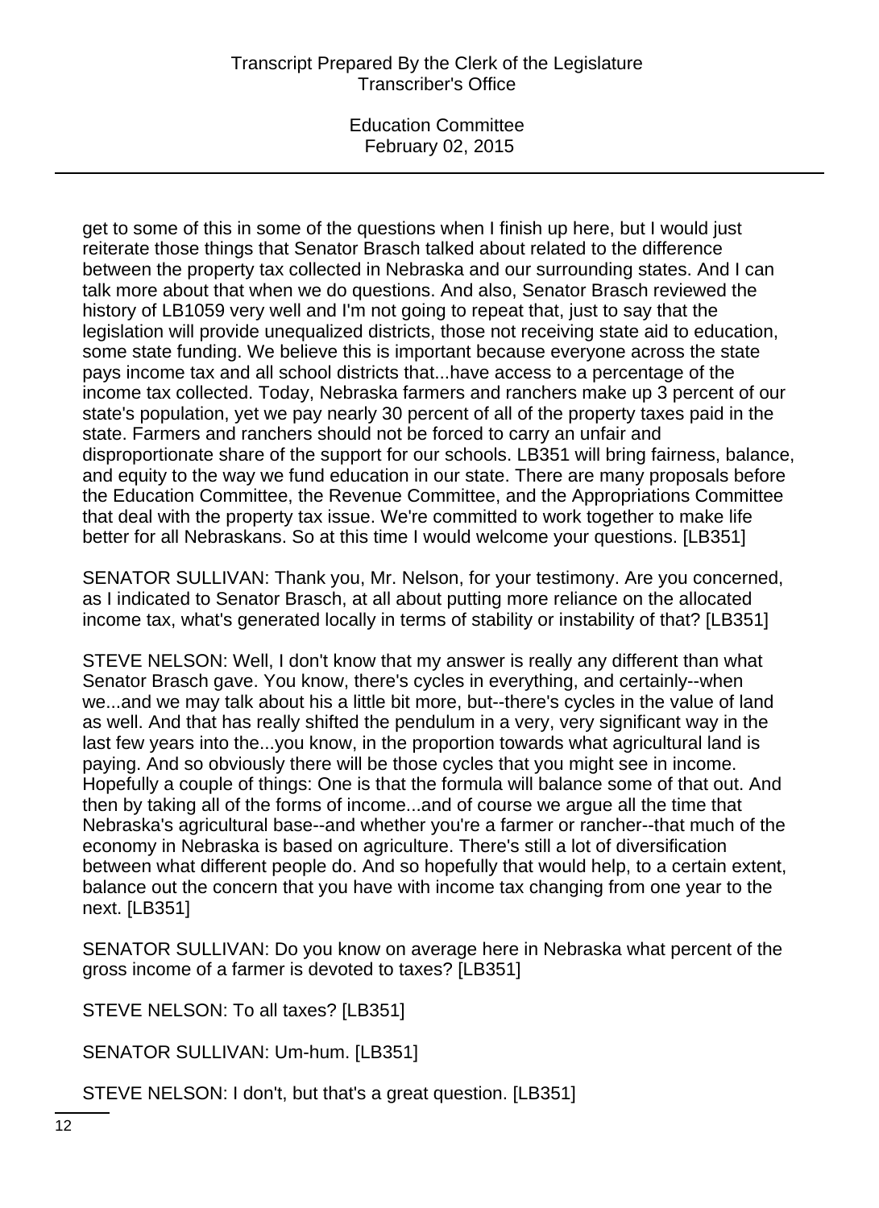get to some of this in some of the questions when I finish up here, but I would just reiterate those things that Senator Brasch talked about related to the difference between the property tax collected in Nebraska and our surrounding states. And I can talk more about that when we do questions. And also, Senator Brasch reviewed the history of LB1059 very well and I'm not going to repeat that, just to say that the legislation will provide unequalized districts, those not receiving state aid to education, some state funding. We believe this is important because everyone across the state pays income tax and all school districts that...have access to a percentage of the income tax collected. Today, Nebraska farmers and ranchers make up 3 percent of our state's population, yet we pay nearly 30 percent of all of the property taxes paid in the state. Farmers and ranchers should not be forced to carry an unfair and disproportionate share of the support for our schools. LB351 will bring fairness, balance, and equity to the way we fund education in our state. There are many proposals before the Education Committee, the Revenue Committee, and the Appropriations Committee that deal with the property tax issue. We're committed to work together to make life better for all Nebraskans. So at this time I would welcome your questions. [LB351]

SENATOR SULLIVAN: Thank you, Mr. Nelson, for your testimony. Are you concerned, as I indicated to Senator Brasch, at all about putting more reliance on the allocated income tax, what's generated locally in terms of stability or instability of that? [LB351]

STEVE NELSON: Well, I don't know that my answer is really any different than what Senator Brasch gave. You know, there's cycles in everything, and certainly--when we...and we may talk about his a little bit more, but--there's cycles in the value of land as well. And that has really shifted the pendulum in a very, very significant way in the last few years into the...you know, in the proportion towards what agricultural land is paying. And so obviously there will be those cycles that you might see in income. Hopefully a couple of things: One is that the formula will balance some of that out. And then by taking all of the forms of income...and of course we argue all the time that Nebraska's agricultural base--and whether you're a farmer or rancher--that much of the economy in Nebraska is based on agriculture. There's still a lot of diversification between what different people do. And so hopefully that would help, to a certain extent, balance out the concern that you have with income tax changing from one year to the next. [LB351]

SENATOR SULLIVAN: Do you know on average here in Nebraska what percent of the gross income of a farmer is devoted to taxes? [LB351]

STEVE NELSON: To all taxes? [LB351]

SENATOR SULLIVAN: Um-hum. [LB351]

STEVE NELSON: I don't, but that's a great question. [LB351]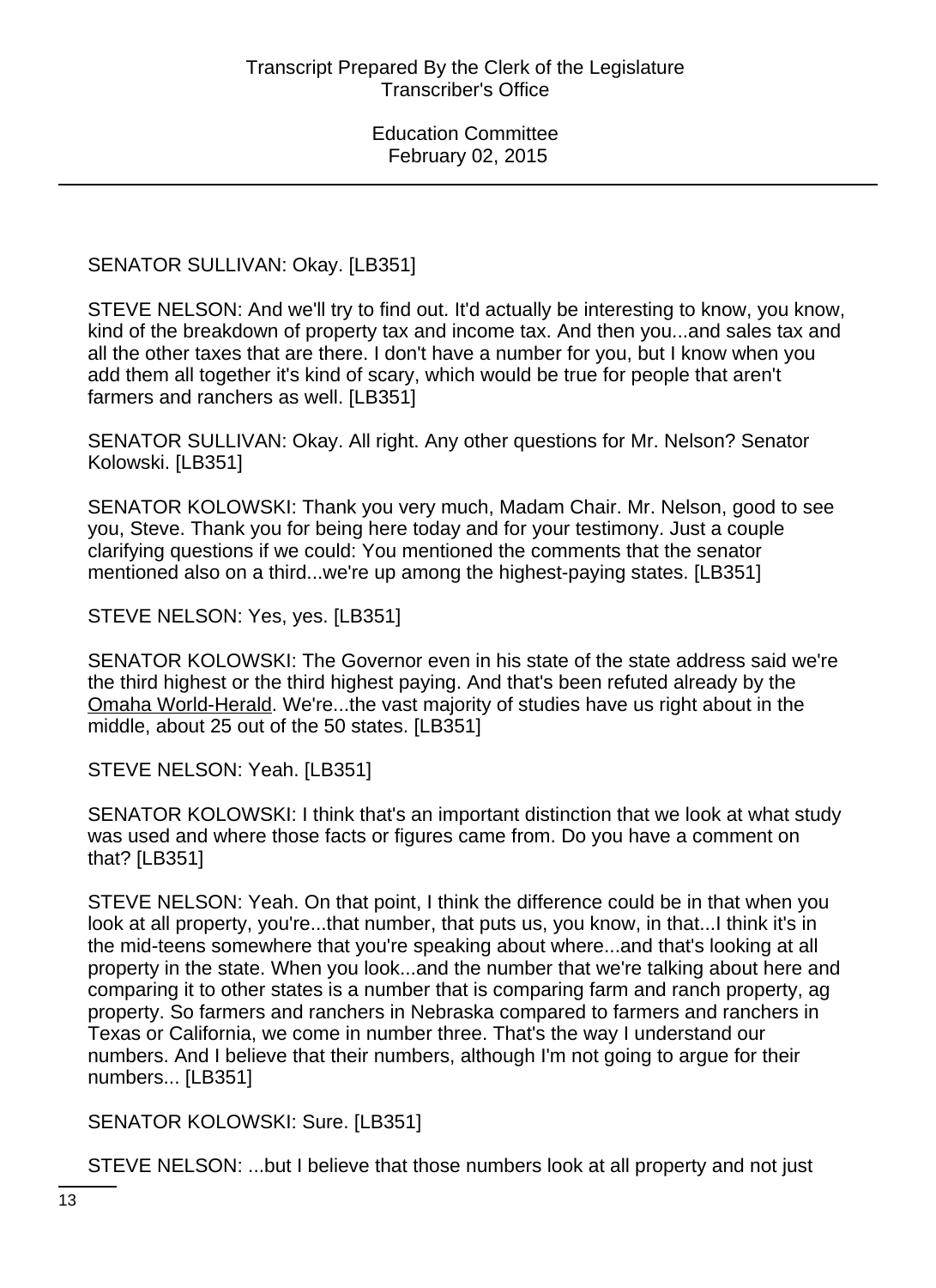SENATOR SULLIVAN: Okay. [LB351]

STEVE NELSON: And we'll try to find out. It'd actually be interesting to know, you know, kind of the breakdown of property tax and income tax. And then you...and sales tax and all the other taxes that are there. I don't have a number for you, but I know when you add them all together it's kind of scary, which would be true for people that aren't farmers and ranchers as well. [LB351]

SENATOR SULLIVAN: Okay. All right. Any other questions for Mr. Nelson? Senator Kolowski. [LB351]

SENATOR KOLOWSKI: Thank you very much, Madam Chair. Mr. Nelson, good to see you, Steve. Thank you for being here today and for your testimony. Just a couple clarifying questions if we could: You mentioned the comments that the senator mentioned also on a third...we're up among the highest-paying states. [LB351]

STEVE NELSON: Yes, yes. [LB351]

SENATOR KOLOWSKI: The Governor even in his state of the state address said we're the third highest or the third highest paying. And that's been refuted already by the Omaha World-Herald. We're...the vast majority of studies have us right about in the middle, about 25 out of the 50 states. [LB351]

STEVE NELSON: Yeah. [LB351]

SENATOR KOLOWSKI: I think that's an important distinction that we look at what study was used and where those facts or figures came from. Do you have a comment on that? [LB351]

STEVE NELSON: Yeah. On that point, I think the difference could be in that when you look at all property, you're...that number, that puts us, you know, in that...I think it's in the mid-teens somewhere that you're speaking about where...and that's looking at all property in the state. When you look...and the number that we're talking about here and comparing it to other states is a number that is comparing farm and ranch property, ag property. So farmers and ranchers in Nebraska compared to farmers and ranchers in Texas or California, we come in number three. That's the way I understand our numbers. And I believe that their numbers, although I'm not going to argue for their numbers... [LB351]

SENATOR KOLOWSKI: Sure. [LB351]

STEVE NELSON: ...but I believe that those numbers look at all property and not just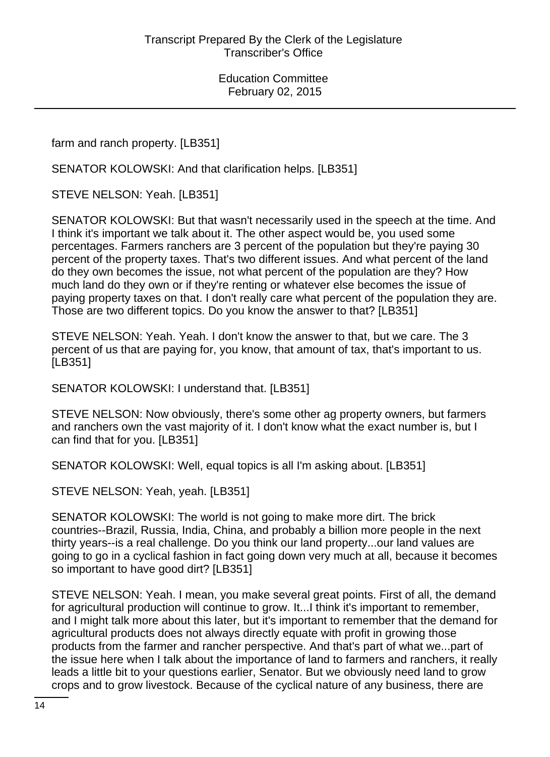farm and ranch property. [LB351]

SENATOR KOLOWSKI: And that clarification helps. [LB351]

STEVE NELSON: Yeah. [LB351]

SENATOR KOLOWSKI: But that wasn't necessarily used in the speech at the time. And I think it's important we talk about it. The other aspect would be, you used some percentages. Farmers ranchers are 3 percent of the population but they're paying 30 percent of the property taxes. That's two different issues. And what percent of the land do they own becomes the issue, not what percent of the population are they? How much land do they own or if they're renting or whatever else becomes the issue of paying property taxes on that. I don't really care what percent of the population they are. Those are two different topics. Do you know the answer to that? [LB351]

STEVE NELSON: Yeah. Yeah. I don't know the answer to that, but we care. The 3 percent of us that are paying for, you know, that amount of tax, that's important to us. [LB351]

SENATOR KOLOWSKI: I understand that. [LB351]

STEVE NELSON: Now obviously, there's some other ag property owners, but farmers and ranchers own the vast majority of it. I don't know what the exact number is, but I can find that for you. [LB351]

SENATOR KOLOWSKI: Well, equal topics is all I'm asking about. [LB351]

STEVE NELSON: Yeah, yeah. [LB351]

SENATOR KOLOWSKI: The world is not going to make more dirt. The brick countries--Brazil, Russia, India, China, and probably a billion more people in the next thirty years--is a real challenge. Do you think our land property...our land values are going to go in a cyclical fashion in fact going down very much at all, because it becomes so important to have good dirt? [LB351]

STEVE NELSON: Yeah. I mean, you make several great points. First of all, the demand for agricultural production will continue to grow. It...I think it's important to remember, and I might talk more about this later, but it's important to remember that the demand for agricultural products does not always directly equate with profit in growing those products from the farmer and rancher perspective. And that's part of what we...part of the issue here when I talk about the importance of land to farmers and ranchers, it really leads a little bit to your questions earlier, Senator. But we obviously need land to grow crops and to grow livestock. Because of the cyclical nature of any business, there are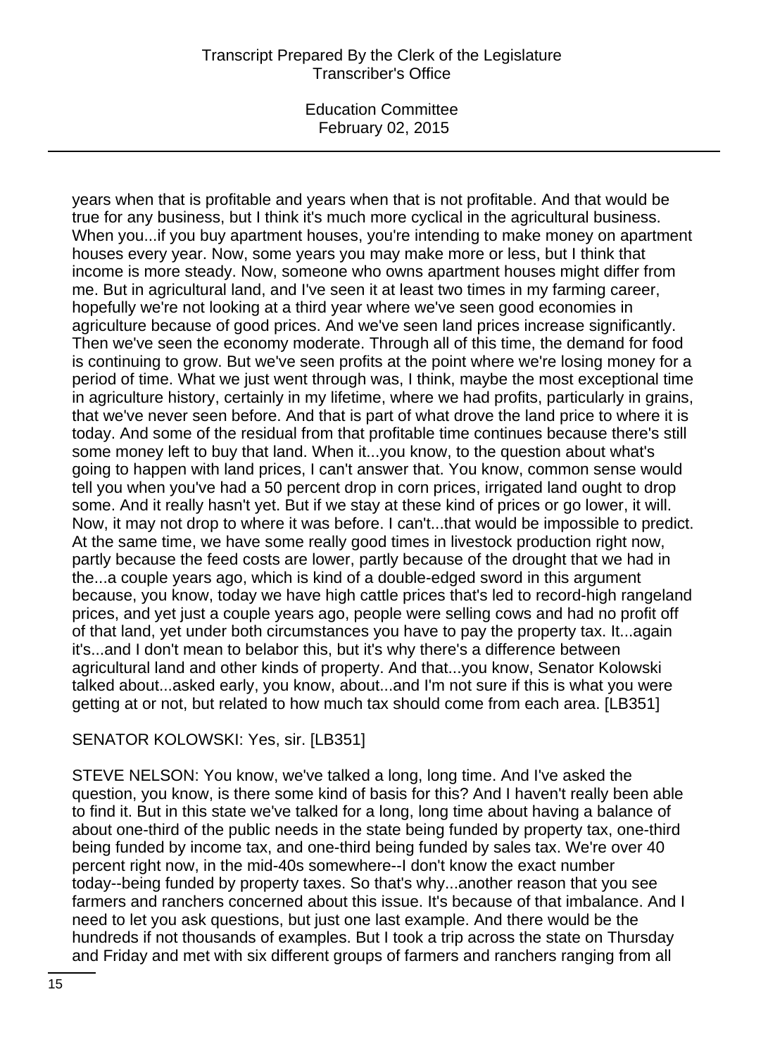years when that is profitable and years when that is not profitable. And that would be true for any business, but I think it's much more cyclical in the agricultural business. When you...if you buy apartment houses, you're intending to make money on apartment houses every year. Now, some years you may make more or less, but I think that income is more steady. Now, someone who owns apartment houses might differ from me. But in agricultural land, and I've seen it at least two times in my farming career, hopefully we're not looking at a third year where we've seen good economies in agriculture because of good prices. And we've seen land prices increase significantly. Then we've seen the economy moderate. Through all of this time, the demand for food is continuing to grow. But we've seen profits at the point where we're losing money for a period of time. What we just went through was, I think, maybe the most exceptional time in agriculture history, certainly in my lifetime, where we had profits, particularly in grains, that we've never seen before. And that is part of what drove the land price to where it is today. And some of the residual from that profitable time continues because there's still some money left to buy that land. When it...you know, to the question about what's going to happen with land prices, I can't answer that. You know, common sense would tell you when you've had a 50 percent drop in corn prices, irrigated land ought to drop some. And it really hasn't yet. But if we stay at these kind of prices or go lower, it will. Now, it may not drop to where it was before. I can't...that would be impossible to predict. At the same time, we have some really good times in livestock production right now, partly because the feed costs are lower, partly because of the drought that we had in the...a couple years ago, which is kind of a double-edged sword in this argument because, you know, today we have high cattle prices that's led to record-high rangeland prices, and yet just a couple years ago, people were selling cows and had no profit off of that land, yet under both circumstances you have to pay the property tax. It...again it's...and I don't mean to belabor this, but it's why there's a difference between agricultural land and other kinds of property. And that...you know, Senator Kolowski talked about...asked early, you know, about...and I'm not sure if this is what you were getting at or not, but related to how much tax should come from each area. [LB351]

SENATOR KOLOWSKI: Yes, sir. [LB351]

STEVE NELSON: You know, we've talked a long, long time. And I've asked the question, you know, is there some kind of basis for this? And I haven't really been able to find it. But in this state we've talked for a long, long time about having a balance of about one-third of the public needs in the state being funded by property tax, one-third being funded by income tax, and one-third being funded by sales tax. We're over 40 percent right now, in the mid-40s somewhere--I don't know the exact number today--being funded by property taxes. So that's why...another reason that you see farmers and ranchers concerned about this issue. It's because of that imbalance. And I need to let you ask questions, but just one last example. And there would be the hundreds if not thousands of examples. But I took a trip across the state on Thursday and Friday and met with six different groups of farmers and ranchers ranging from all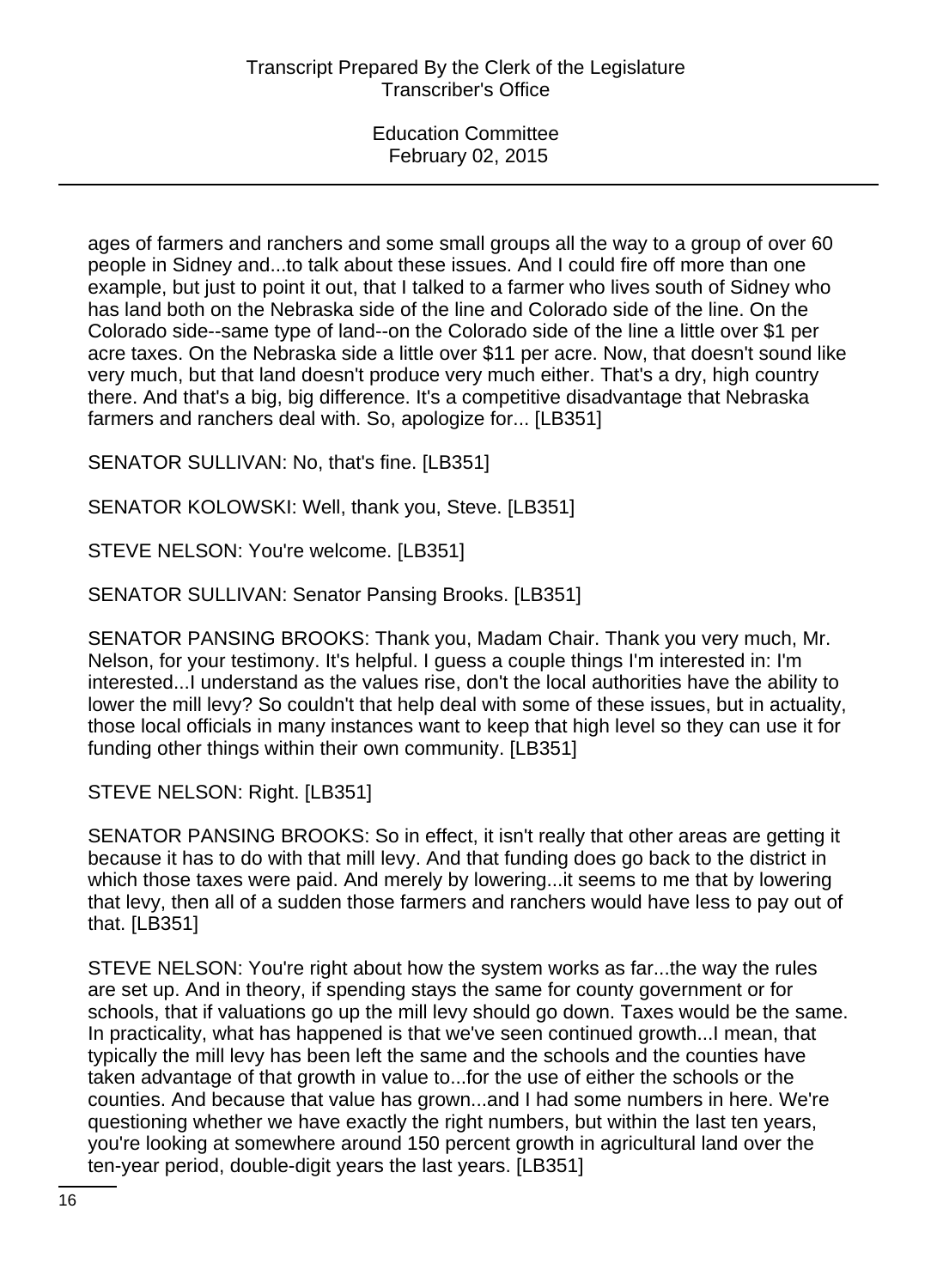ages of farmers and ranchers and some small groups all the way to a group of over 60 people in Sidney and...to talk about these issues. And I could fire off more than one example, but just to point it out, that I talked to a farmer who lives south of Sidney who has land both on the Nebraska side of the line and Colorado side of the line. On the Colorado side--same type of land--on the Colorado side of the line a little over $1 per acre taxes. On the Nebraska side a little over $11 per acre. Now, that doesn't sound like very much, but that land doesn't produce very much either. That's a dry, high country there. And that's a big, big difference. It's a competitive disadvantage that Nebraska farmers and ranchers deal with. So, apologize for... [LB351]

SENATOR SULLIVAN: No, that's fine. [LB351]

SENATOR KOLOWSKI: Well, thank you, Steve. [LB351]

STEVE NELSON: You're welcome. [LB351]

SENATOR SULLIVAN: Senator Pansing Brooks. [LB351]

SENATOR PANSING BROOKS: Thank you, Madam Chair. Thank you very much, Mr. Nelson, for your testimony. It's helpful. I guess a couple things I'm interested in: I'm interested...I understand as the values rise, don't the local authorities have the ability to lower the mill levy? So couldn't that help deal with some of these issues, but in actuality, those local officials in many instances want to keep that high level so they can use it for funding other things within their own community. [LB351]

STEVE NELSON: Right. [LB351]

SENATOR PANSING BROOKS: So in effect, it isn't really that other areas are getting it because it has to do with that mill levy. And that funding does go back to the district in which those taxes were paid. And merely by lowering...it seems to me that by lowering that levy, then all of a sudden those farmers and ranchers would have less to pay out of that. [LB351]

STEVE NELSON: You're right about how the system works as far...the way the rules are set up. And in theory, if spending stays the same for county government or for schools, that if valuations go up the mill levy should go down. Taxes would be the same. In practicality, what has happened is that we've seen continued growth...I mean, that typically the mill levy has been left the same and the schools and the counties have taken advantage of that growth in value to...for the use of either the schools or the counties. And because that value has grown...and I had some numbers in here. We're questioning whether we have exactly the right numbers, but within the last ten years, you're looking at somewhere around 150 percent growth in agricultural land over the ten-year period, double-digit years the last years. [LB351]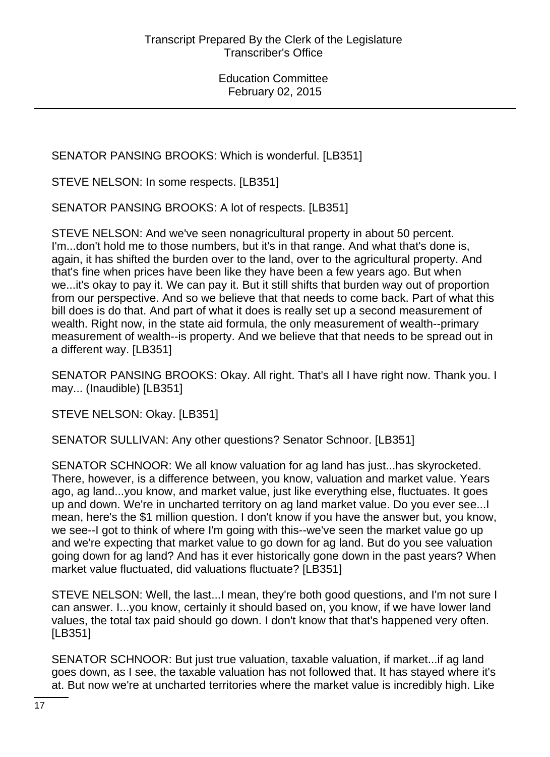SENATOR PANSING BROOKS: Which is wonderful. [LB351]

STEVE NELSON: In some respects. [LB351]

SENATOR PANSING BROOKS: A lot of respects. [LB351]

STEVE NELSON: And we've seen nonagricultural property in about 50 percent. I'm...don't hold me to those numbers, but it's in that range. And what that's done is, again, it has shifted the burden over to the land, over to the agricultural property. And that's fine when prices have been like they have been a few years ago. But when we...it's okay to pay it. We can pay it. But it still shifts that burden way out of proportion from our perspective. And so we believe that that needs to come back. Part of what this bill does is do that. And part of what it does is really set up a second measurement of wealth. Right now, in the state aid formula, the only measurement of wealth--primary measurement of wealth--is property. And we believe that that needs to be spread out in a different way. [LB351]

SENATOR PANSING BROOKS: Okay. All right. That's all I have right now. Thank you. I may... (Inaudible) [LB351]

STEVE NELSON: Okay. [LB351]

SENATOR SULLIVAN: Any other questions? Senator Schnoor. [LB351]

SENATOR SCHNOOR: We all know valuation for ag land has just...has skyrocketed. There, however, is a difference between, you know, valuation and market value. Years ago, ag land...you know, and market value, just like everything else, fluctuates. It goes up and down. We're in uncharted territory on ag land market value. Do you ever see...I mean, here's the $1 million question. I don't know if you have the answer but, you know, we see--I got to think of where I'm going with this--we've seen the market value go up and we're expecting that market value to go down for ag land. But do you see valuation going down for ag land? And has it ever historically gone down in the past years? When market value fluctuated, did valuations fluctuate? [LB351]

STEVE NELSON: Well, the last...I mean, they're both good questions, and I'm not sure I can answer. I...you know, certainly it should based on, you know, if we have lower land values, the total tax paid should go down. I don't know that that's happened very often. [LB351]

SENATOR SCHNOOR: But just true valuation, taxable valuation, if market...if ag land goes down, as I see, the taxable valuation has not followed that. It has stayed where it's at. But now we're at uncharted territories where the market value is incredibly high. Like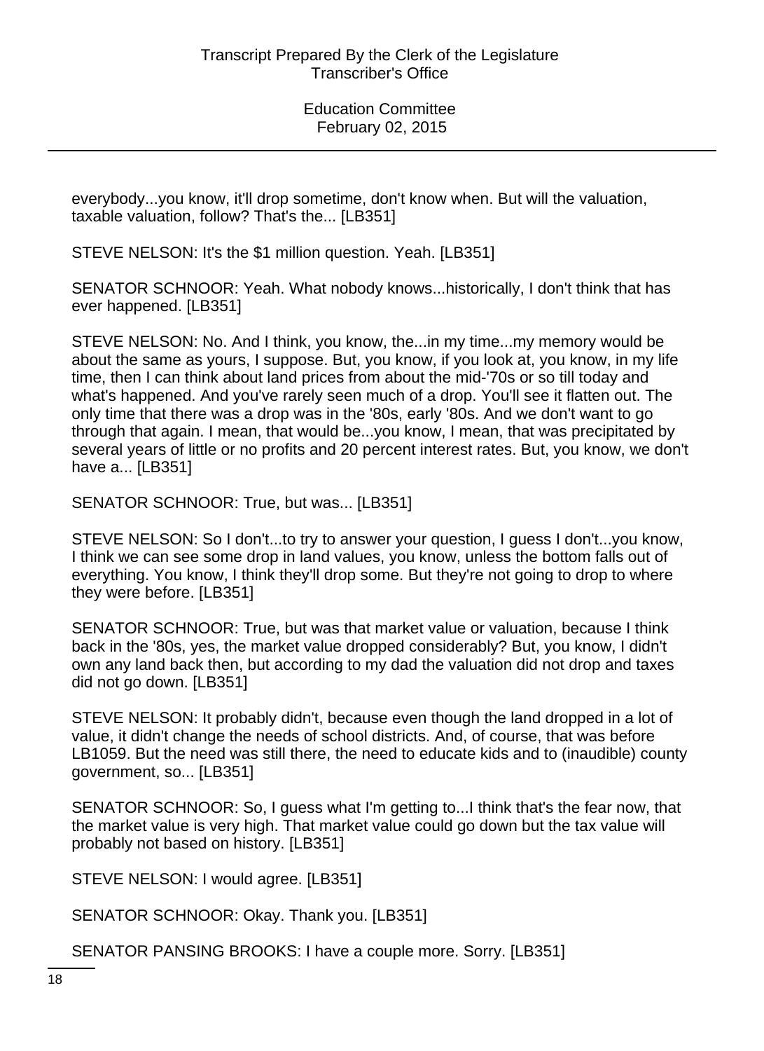everybody...you know, it'll drop sometime, don't know when. But will the valuation, taxable valuation, follow? That's the... [LB351]

STEVE NELSON: It's the $1 million question. Yeah. [LB351]

SENATOR SCHNOOR: Yeah. What nobody knows...historically, I don't think that has ever happened. [LB351]

STEVE NELSON: No. And I think, you know, the...in my time...my memory would be about the same as yours, I suppose. But, you know, if you look at, you know, in my life time, then I can think about land prices from about the mid-'70s or so till today and what's happened. And you've rarely seen much of a drop. You'll see it flatten out. The only time that there was a drop was in the '80s, early '80s. And we don't want to go through that again. I mean, that would be...you know, I mean, that was precipitated by several years of little or no profits and 20 percent interest rates. But, you know, we don't have a... [LB351]

SENATOR SCHNOOR: True, but was... [LB351]

STEVE NELSON: So I don't...to try to answer your question, I guess I don't...you know, I think we can see some drop in land values, you know, unless the bottom falls out of everything. You know, I think they'll drop some. But they're not going to drop to where they were before. [LB351]

SENATOR SCHNOOR: True, but was that market value or valuation, because I think back in the '80s, yes, the market value dropped considerably? But, you know, I didn't own any land back then, but according to my dad the valuation did not drop and taxes did not go down. [LB351]

STEVE NELSON: It probably didn't, because even though the land dropped in a lot of value, it didn't change the needs of school districts. And, of course, that was before LB1059. But the need was still there, the need to educate kids and to (inaudible) county government, so... [LB351]

SENATOR SCHNOOR: So, I guess what I'm getting to...I think that's the fear now, that the market value is very high. That market value could go down but the tax value will probably not based on history. [LB351]

STEVE NELSON: I would agree. [LB351]

SENATOR SCHNOOR: Okay. Thank you. [LB351]

SENATOR PANSING BROOKS: I have a couple more. Sorry. [LB351]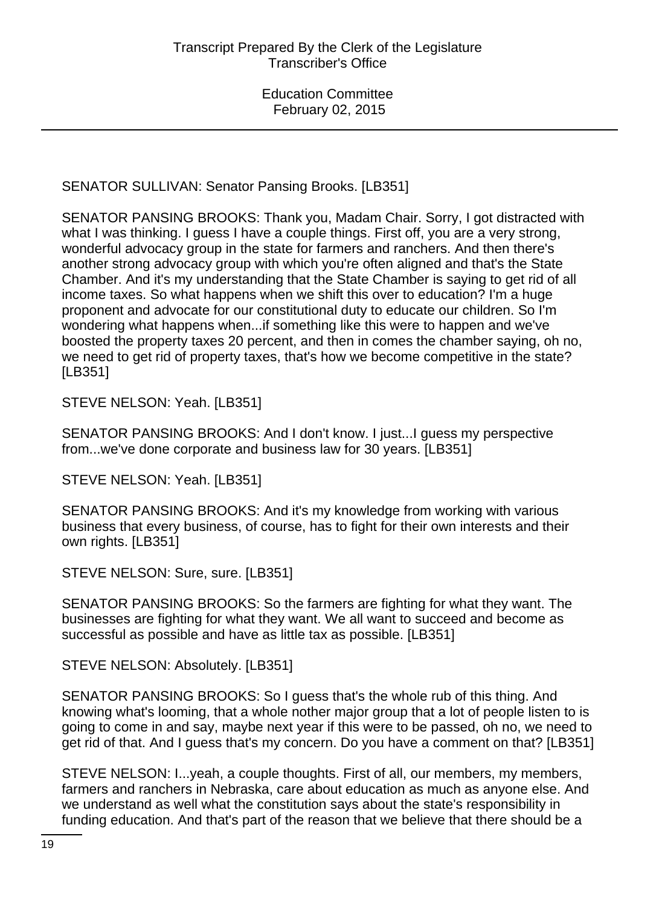SENATOR SULLIVAN: Senator Pansing Brooks. [LB351]

SENATOR PANSING BROOKS: Thank you, Madam Chair. Sorry, I got distracted with what I was thinking. I guess I have a couple things. First off, you are a very strong, wonderful advocacy group in the state for farmers and ranchers. And then there's another strong advocacy group with which you're often aligned and that's the State Chamber. And it's my understanding that the State Chamber is saying to get rid of all income taxes. So what happens when we shift this over to education? I'm a huge proponent and advocate for our constitutional duty to educate our children. So I'm wondering what happens when...if something like this were to happen and we've boosted the property taxes 20 percent, and then in comes the chamber saying, oh no, we need to get rid of property taxes, that's how we become competitive in the state? [LB351]

STEVE NELSON: Yeah. [LB351]

SENATOR PANSING BROOKS: And I don't know. I just...I guess my perspective from...we've done corporate and business law for 30 years. [LB351]

STEVE NELSON: Yeah. [LB351]

SENATOR PANSING BROOKS: And it's my knowledge from working with various business that every business, of course, has to fight for their own interests and their own rights. [LB351]

STEVE NELSON: Sure, sure. [LB351]

SENATOR PANSING BROOKS: So the farmers are fighting for what they want. The businesses are fighting for what they want. We all want to succeed and become as successful as possible and have as little tax as possible. [LB351]

STEVE NELSON: Absolutely. [LB351]

SENATOR PANSING BROOKS: So I guess that's the whole rub of this thing. And knowing what's looming, that a whole nother major group that a lot of people listen to is going to come in and say, maybe next year if this were to be passed, oh no, we need to get rid of that. And I guess that's my concern. Do you have a comment on that? [LB351]

STEVE NELSON: I...yeah, a couple thoughts. First of all, our members, my members, farmers and ranchers in Nebraska, care about education as much as anyone else. And we understand as well what the constitution says about the state's responsibility in funding education. And that's part of the reason that we believe that there should be a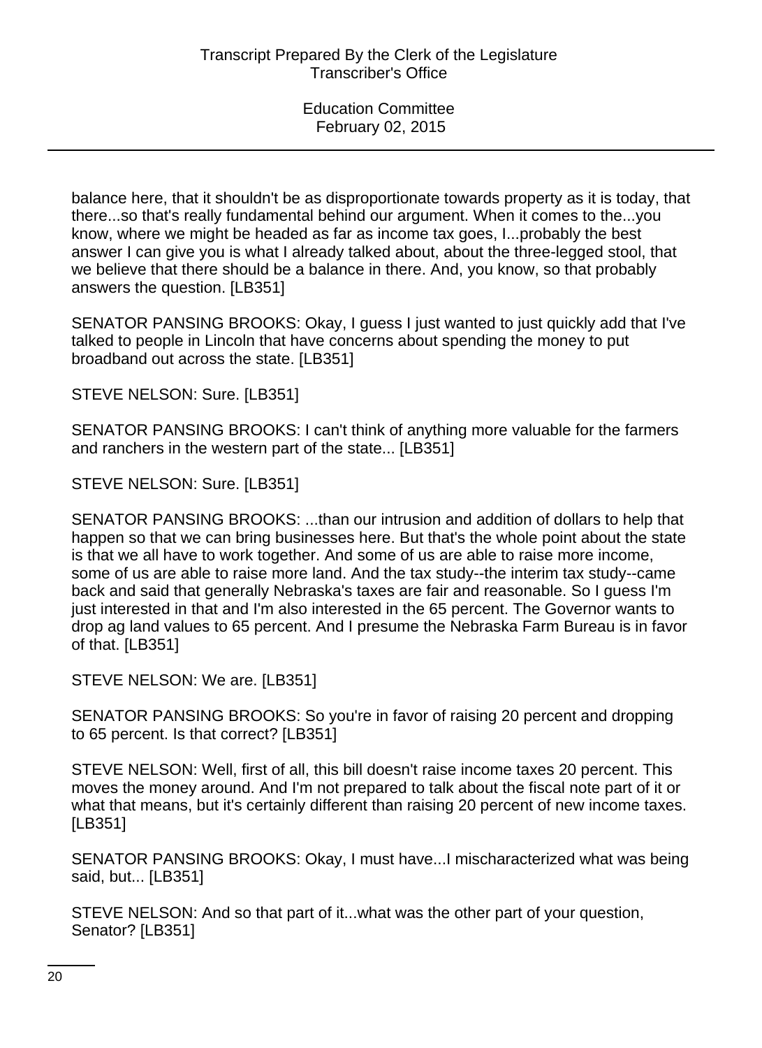balance here, that it shouldn't be as disproportionate towards property as it is today, that there...so that's really fundamental behind our argument. When it comes to the...you know, where we might be headed as far as income tax goes, I...probably the best answer I can give you is what I already talked about, about the three-legged stool, that we believe that there should be a balance in there. And, you know, so that probably answers the question. [LB351]

SENATOR PANSING BROOKS: Okay, I guess I just wanted to just quickly add that I've talked to people in Lincoln that have concerns about spending the money to put broadband out across the state. [LB351]

STEVE NELSON: Sure. [LB351]

SENATOR PANSING BROOKS: I can't think of anything more valuable for the farmers and ranchers in the western part of the state... [LB351]

STEVE NELSON: Sure. [LB351]

SENATOR PANSING BROOKS: ...than our intrusion and addition of dollars to help that happen so that we can bring businesses here. But that's the whole point about the state is that we all have to work together. And some of us are able to raise more income, some of us are able to raise more land. And the tax study--the interim tax study--came back and said that generally Nebraska's taxes are fair and reasonable. So I guess I'm just interested in that and I'm also interested in the 65 percent. The Governor wants to drop ag land values to 65 percent. And I presume the Nebraska Farm Bureau is in favor of that. [LB351]

STEVE NELSON: We are. [LB351]

SENATOR PANSING BROOKS: So you're in favor of raising 20 percent and dropping to 65 percent. Is that correct? [LB351]

STEVE NELSON: Well, first of all, this bill doesn't raise income taxes 20 percent. This moves the money around. And I'm not prepared to talk about the fiscal note part of it or what that means, but it's certainly different than raising 20 percent of new income taxes. [LB351]

SENATOR PANSING BROOKS: Okay, I must have...I mischaracterized what was being said, but... [LB351]

STEVE NELSON: And so that part of it...what was the other part of your question, Senator? [LB351]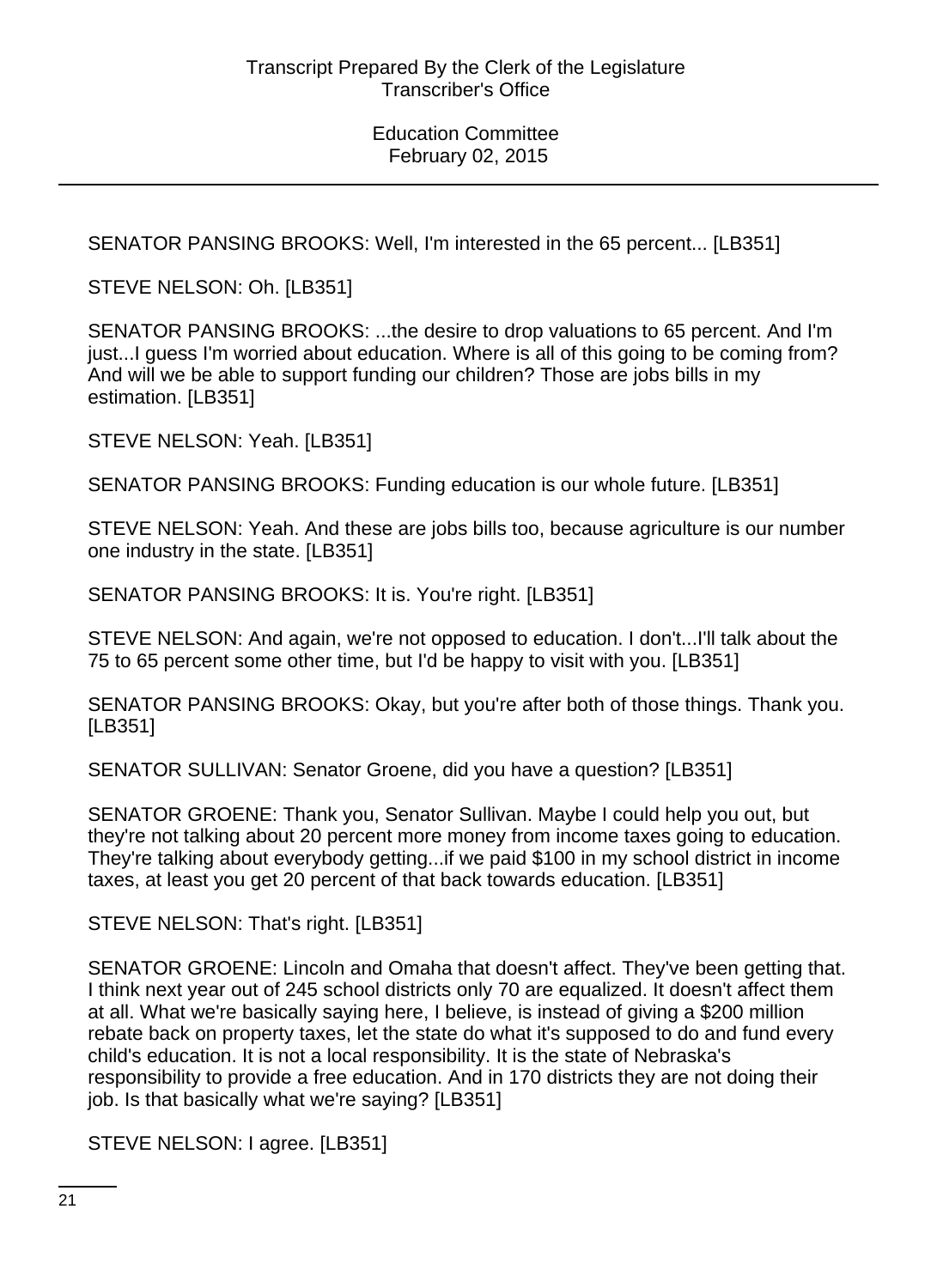SENATOR PANSING BROOKS: Well, I'm interested in the 65 percent... [LB351]

STEVE NELSON: Oh. [LB351]

SENATOR PANSING BROOKS: ...the desire to drop valuations to 65 percent. And I'm just...I guess I'm worried about education. Where is all of this going to be coming from? And will we be able to support funding our children? Those are jobs bills in my estimation. [LB351]

STEVE NELSON: Yeah. [LB351]

SENATOR PANSING BROOKS: Funding education is our whole future. [LB351]

STEVE NELSON: Yeah. And these are jobs bills too, because agriculture is our number one industry in the state. [LB351]

SENATOR PANSING BROOKS: It is. You're right. [LB351]

STEVE NELSON: And again, we're not opposed to education. I don't...I'll talk about the 75 to 65 percent some other time, but I'd be happy to visit with you. [LB351]

SENATOR PANSING BROOKS: Okay, but you're after both of those things. Thank you. [LB351]

SENATOR SULLIVAN: Senator Groene, did you have a question? [LB351]

SENATOR GROENE: Thank you, Senator Sullivan. Maybe I could help you out, but they're not talking about 20 percent more money from income taxes going to education. They're talking about everybody getting...if we paid $100 in my school district in income taxes, at least you get 20 percent of that back towards education. [LB351]

STEVE NELSON: That's right. [LB351]

SENATOR GROENE: Lincoln and Omaha that doesn't affect. They've been getting that. I think next year out of 245 school districts only 70 are equalized. It doesn't affect them at all. What we're basically saying here, I believe, is instead of giving a $200 million rebate back on property taxes, let the state do what it's supposed to do and fund every child's education. It is not a local responsibility. It is the state of Nebraska's responsibility to provide a free education. And in 170 districts they are not doing their job. Is that basically what we're saying? [LB351]

STEVE NELSON: I agree. [LB351]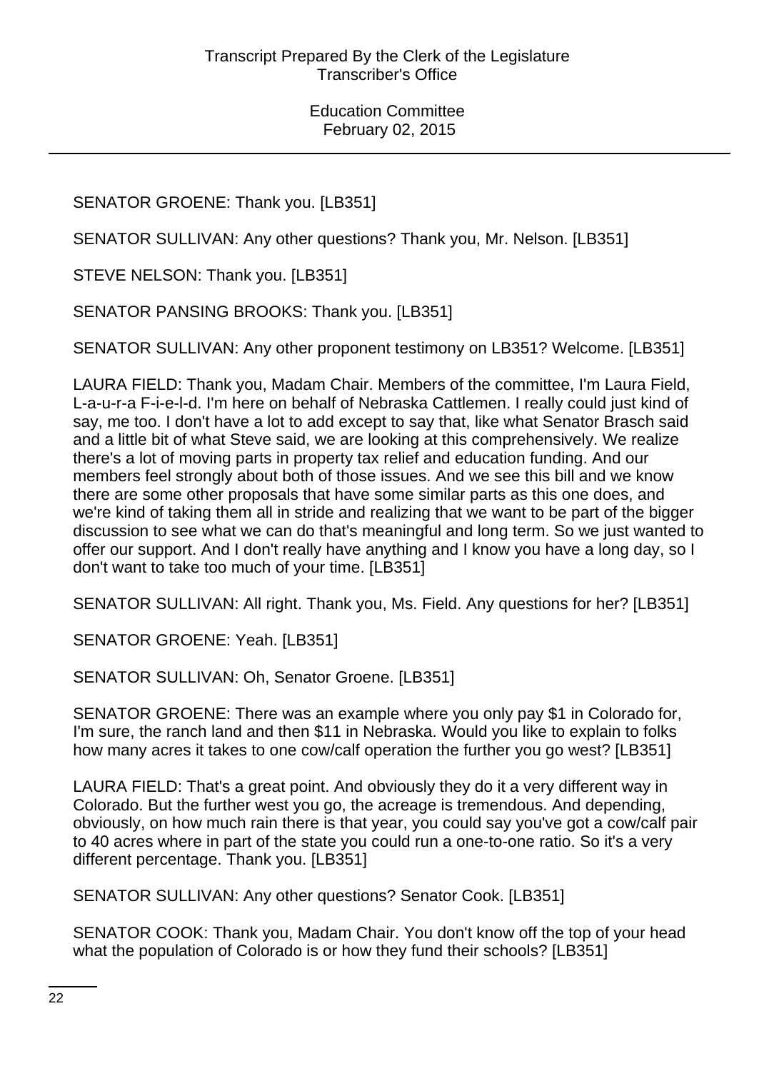SENATOR GROENE: Thank you. [LB351]

SENATOR SULLIVAN: Any other questions? Thank you, Mr. Nelson. [LB351]

STEVE NELSON: Thank you. [LB351]

SENATOR PANSING BROOKS: Thank you. [LB351]

SENATOR SULLIVAN: Any other proponent testimony on LB351? Welcome. [LB351]

LAURA FIELD: Thank you, Madam Chair. Members of the committee, I'm Laura Field, L-a-u-r-a F-i-e-l-d. I'm here on behalf of Nebraska Cattlemen. I really could just kind of say, me too. I don't have a lot to add except to say that, like what Senator Brasch said and a little bit of what Steve said, we are looking at this comprehensively. We realize there's a lot of moving parts in property tax relief and education funding. And our members feel strongly about both of those issues. And we see this bill and we know there are some other proposals that have some similar parts as this one does, and we're kind of taking them all in stride and realizing that we want to be part of the bigger discussion to see what we can do that's meaningful and long term. So we just wanted to offer our support. And I don't really have anything and I know you have a long day, so I don't want to take too much of your time. [LB351]

SENATOR SULLIVAN: All right. Thank you, Ms. Field. Any questions for her? [LB351]

SENATOR GROENE: Yeah. [LB351]

SENATOR SULLIVAN: Oh, Senator Groene. [LB351]

SENATOR GROENE: There was an example where you only pay $1 in Colorado for, I'm sure, the ranch land and then $11 in Nebraska. Would you like to explain to folks how many acres it takes to one cow/calf operation the further you go west? [LB351]

LAURA FIELD: That's a great point. And obviously they do it a very different way in Colorado. But the further west you go, the acreage is tremendous. And depending, obviously, on how much rain there is that year, you could say you've got a cow/calf pair to 40 acres where in part of the state you could run a one-to-one ratio. So it's a very different percentage. Thank you. [LB351]

SENATOR SULLIVAN: Any other questions? Senator Cook. [LB351]

SENATOR COOK: Thank you, Madam Chair. You don't know off the top of your head what the population of Colorado is or how they fund their schools? [LB351]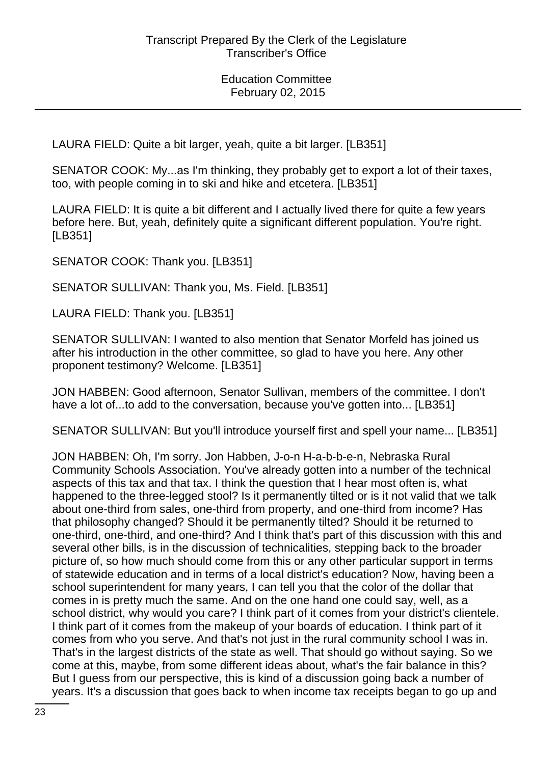LAURA FIELD: Quite a bit larger, yeah, quite a bit larger. [LB351]

SENATOR COOK: My...as I'm thinking, they probably get to export a lot of their taxes, too, with people coming in to ski and hike and etcetera. [LB351]

LAURA FIELD: It is quite a bit different and I actually lived there for quite a few years before here. But, yeah, definitely quite a significant different population. You're right. [LB351]

SENATOR COOK: Thank you. [LB351]

SENATOR SULLIVAN: Thank you, Ms. Field. [LB351]

LAURA FIELD: Thank you. [LB351]

SENATOR SULLIVAN: I wanted to also mention that Senator Morfeld has joined us after his introduction in the other committee, so glad to have you here. Any other proponent testimony? Welcome. [LB351]

JON HABBEN: Good afternoon, Senator Sullivan, members of the committee. I don't have a lot of...to add to the conversation, because you've gotten into... [LB351]

SENATOR SULLIVAN: But you'll introduce yourself first and spell your name... [LB351]

JON HABBEN: Oh, I'm sorry. Jon Habben, J-o-n H-a-b-b-e-n, Nebraska Rural Community Schools Association. You've already gotten into a number of the technical aspects of this tax and that tax. I think the question that I hear most often is, what happened to the three-legged stool? Is it permanently tilted or is it not valid that we talk about one-third from sales, one-third from property, and one-third from income? Has that philosophy changed? Should it be permanently tilted? Should it be returned to one-third, one-third, and one-third? And I think that's part of this discussion with this and several other bills, is in the discussion of technicalities, stepping back to the broader picture of, so how much should come from this or any other particular support in terms of statewide education and in terms of a local district's education? Now, having been a school superintendent for many years, I can tell you that the color of the dollar that comes in is pretty much the same. And on the one hand one could say, well, as a school district, why would you care? I think part of it comes from your district's clientele. I think part of it comes from the makeup of your boards of education. I think part of it comes from who you serve. And that's not just in the rural community school I was in. That's in the largest districts of the state as well. That should go without saying. So we come at this, maybe, from some different ideas about, what's the fair balance in this? But I guess from our perspective, this is kind of a discussion going back a number of years. It's a discussion that goes back to when income tax receipts began to go up and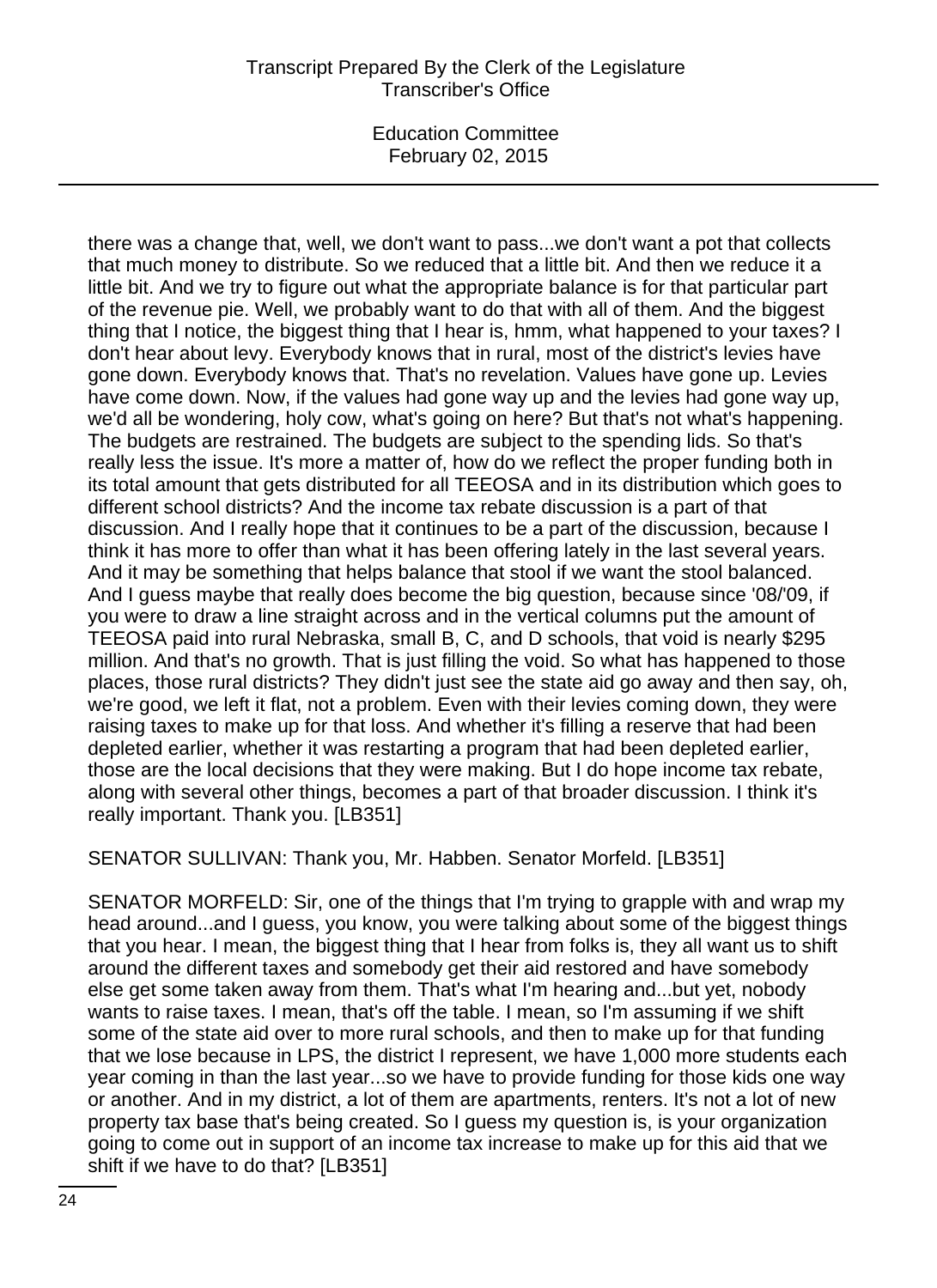there was a change that, well, we don't want to pass...we don't want a pot that collects that much money to distribute. So we reduced that a little bit. And then we reduce it a little bit. And we try to figure out what the appropriate balance is for that particular part of the revenue pie. Well, we probably want to do that with all of them. And the biggest thing that I notice, the biggest thing that I hear is, hmm, what happened to your taxes? I don't hear about levy. Everybody knows that in rural, most of the district's levies have gone down. Everybody knows that. That's no revelation. Values have gone up. Levies have come down. Now, if the values had gone way up and the levies had gone way up, we'd all be wondering, holy cow, what's going on here? But that's not what's happening. The budgets are restrained. The budgets are subject to the spending lids. So that's really less the issue. It's more a matter of, how do we reflect the proper funding both in its total amount that gets distributed for all TEEOSA and in its distribution which goes to different school districts? And the income tax rebate discussion is a part of that discussion. And I really hope that it continues to be a part of the discussion, because I think it has more to offer than what it has been offering lately in the last several years. And it may be something that helps balance that stool if we want the stool balanced. And I guess maybe that really does become the big question, because since '08/'09, if you were to draw a line straight across and in the vertical columns put the amount of TEEOSA paid into rural Nebraska, small B, C, and D schools, that void is nearly $295 million. And that's no growth. That is just filling the void. So what has happened to those places, those rural districts? They didn't just see the state aid go away and then say, oh, we're good, we left it flat, not a problem. Even with their levies coming down, they were raising taxes to make up for that loss. And whether it's filling a reserve that had been depleted earlier, whether it was restarting a program that had been depleted earlier, those are the local decisions that they were making. But I do hope income tax rebate, along with several other things, becomes a part of that broader discussion. I think it's really important. Thank you. [LB351]

SENATOR SULLIVAN: Thank you, Mr. Habben. Senator Morfeld. [LB351]

SENATOR MORFELD: Sir, one of the things that I'm trying to grapple with and wrap my head around...and I guess, you know, you were talking about some of the biggest things that you hear. I mean, the biggest thing that I hear from folks is, they all want us to shift around the different taxes and somebody get their aid restored and have somebody else get some taken away from them. That's what I'm hearing and...but yet, nobody wants to raise taxes. I mean, that's off the table. I mean, so I'm assuming if we shift some of the state aid over to more rural schools, and then to make up for that funding that we lose because in LPS, the district I represent, we have 1,000 more students each year coming in than the last year...so we have to provide funding for those kids one way or another. And in my district, a lot of them are apartments, renters. It's not a lot of new property tax base that's being created. So I guess my question is, is your organization going to come out in support of an income tax increase to make up for this aid that we shift if we have to do that? [LB351]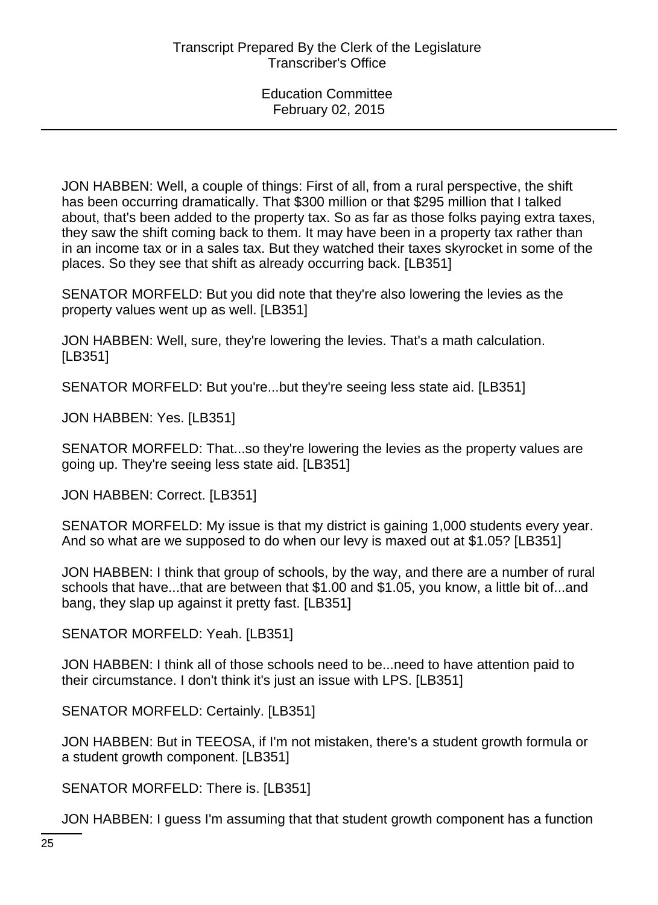JON HABBEN: Well, a couple of things: First of all, from a rural perspective, the shift has been occurring dramatically. That $300 million or that $295 million that I talked about, that's been added to the property tax. So as far as those folks paying extra taxes, they saw the shift coming back to them. It may have been in a property tax rather than in an income tax or in a sales tax. But they watched their taxes skyrocket in some of the places. So they see that shift as already occurring back. [LB351]

SENATOR MORFELD: But you did note that they're also lowering the levies as the property values went up as well. [LB351]

JON HABBEN: Well, sure, they're lowering the levies. That's a math calculation. [LB351]

SENATOR MORFELD: But you're...but they're seeing less state aid. [LB351]

JON HABBEN: Yes. [LB351]

SENATOR MORFELD: That...so they're lowering the levies as the property values are going up. They're seeing less state aid. [LB351]

JON HABBEN: Correct. [LB351]

SENATOR MORFELD: My issue is that my district is gaining 1,000 students every year. And so what are we supposed to do when our levy is maxed out at $1.05? [LB351]

JON HABBEN: I think that group of schools, by the way, and there are a number of rural schools that have...that are between that $1.00 and $1.05, you know, a little bit of...and bang, they slap up against it pretty fast. [LB351]

SENATOR MORFELD: Yeah. [LB351]

JON HABBEN: I think all of those schools need to be...need to have attention paid to their circumstance. I don't think it's just an issue with LPS. [LB351]

SENATOR MORFELD: Certainly. [LB351]

JON HABBEN: But in TEEOSA, if I'm not mistaken, there's a student growth formula or a student growth component. [LB351]

SENATOR MORFELD: There is. [LB351]

JON HABBEN: I guess I'm assuming that that student growth component has a function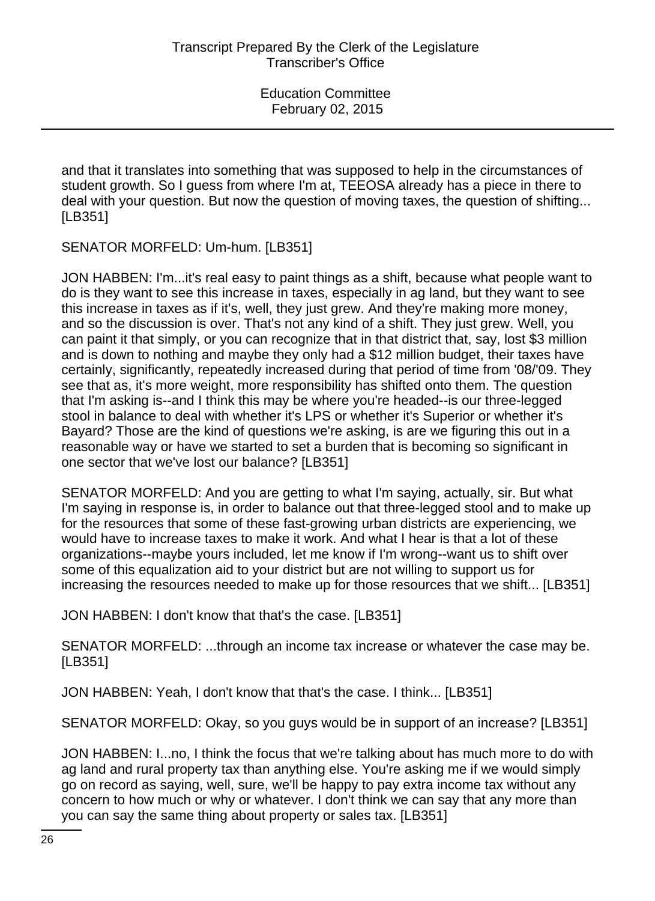and that it translates into something that was supposed to help in the circumstances of student growth. So I guess from where I'm at, TEEOSA already has a piece in there to deal with your question. But now the question of moving taxes, the question of shifting... [LB351]

SENATOR MORFELD: Um-hum. [LB351]

JON HABBEN: I'm...it's real easy to paint things as a shift, because what people want to do is they want to see this increase in taxes, especially in ag land, but they want to see this increase in taxes as if it's, well, they just grew. And they're making more money, and so the discussion is over. That's not any kind of a shift. They just grew. Well, you can paint it that simply, or you can recognize that in that district that, say, lost $3 million and is down to nothing and maybe they only had a $12 million budget, their taxes have certainly, significantly, repeatedly increased during that period of time from '08/'09. They see that as, it's more weight, more responsibility has shifted onto them. The question that I'm asking is--and I think this may be where you're headed--is our three-legged stool in balance to deal with whether it's LPS or whether it's Superior or whether it's Bayard? Those are the kind of questions we're asking, is are we figuring this out in a reasonable way or have we started to set a burden that is becoming so significant in one sector that we've lost our balance? [LB351]

SENATOR MORFELD: And you are getting to what I'm saying, actually, sir. But what I'm saying in response is, in order to balance out that three-legged stool and to make up for the resources that some of these fast-growing urban districts are experiencing, we would have to increase taxes to make it work. And what I hear is that a lot of these organizations--maybe yours included, let me know if I'm wrong--want us to shift over some of this equalization aid to your district but are not willing to support us for increasing the resources needed to make up for those resources that we shift... [LB351]

JON HABBEN: I don't know that that's the case. [LB351]

SENATOR MORFELD: ...through an income tax increase or whatever the case may be. [LB351]

JON HABBEN: Yeah, I don't know that that's the case. I think... [LB351]

SENATOR MORFELD: Okay, so you guys would be in support of an increase? [LB351]

JON HABBEN: I...no, I think the focus that we're talking about has much more to do with ag land and rural property tax than anything else. You're asking me if we would simply go on record as saying, well, sure, we'll be happy to pay extra income tax without any concern to how much or why or whatever. I don't think we can say that any more than you can say the same thing about property or sales tax. [LB351]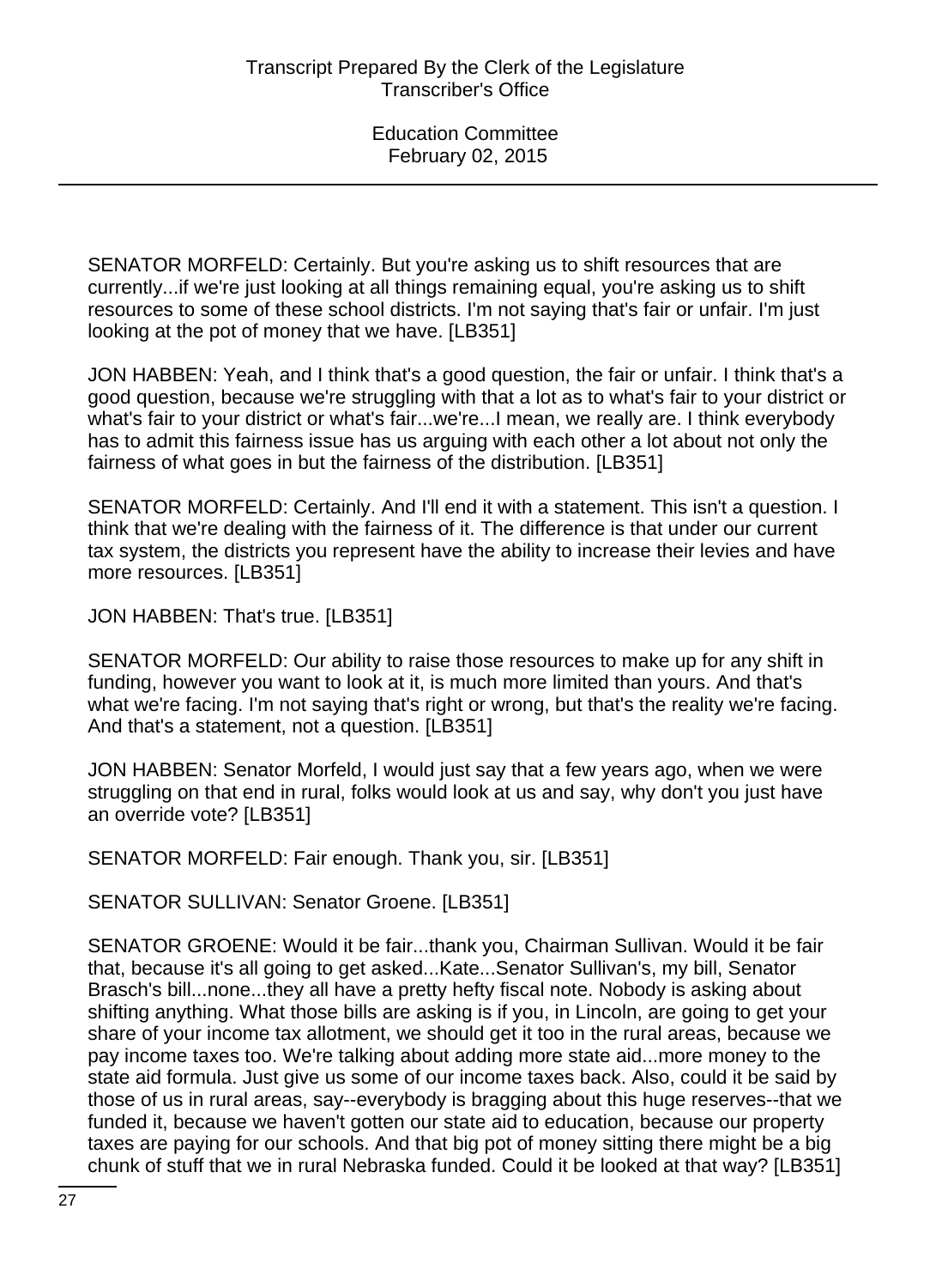SENATOR MORFELD: Certainly. But you're asking us to shift resources that are currently...if we're just looking at all things remaining equal, you're asking us to shift resources to some of these school districts. I'm not saying that's fair or unfair. I'm just looking at the pot of money that we have. [LB351]

JON HABBEN: Yeah, and I think that's a good question, the fair or unfair. I think that's a good question, because we're struggling with that a lot as to what's fair to your district or what's fair to your district or what's fair...we're...I mean, we really are. I think everybody has to admit this fairness issue has us arguing with each other a lot about not only the fairness of what goes in but the fairness of the distribution. [LB351]

SENATOR MORFELD: Certainly. And I'll end it with a statement. This isn't a question. I think that we're dealing with the fairness of it. The difference is that under our current tax system, the districts you represent have the ability to increase their levies and have more resources. [LB351]

JON HABBEN: That's true. [LB351]

SENATOR MORFELD: Our ability to raise those resources to make up for any shift in funding, however you want to look at it, is much more limited than yours. And that's what we're facing. I'm not saying that's right or wrong, but that's the reality we're facing. And that's a statement, not a question. [LB351]

JON HABBEN: Senator Morfeld, I would just say that a few years ago, when we were struggling on that end in rural, folks would look at us and say, why don't you just have an override vote? [LB351]

SENATOR MORFELD: Fair enough. Thank you, sir. [LB351]

SENATOR SULLIVAN: Senator Groene. [LB351]

SENATOR GROENE: Would it be fair...thank you, Chairman Sullivan. Would it be fair that, because it's all going to get asked...Kate...Senator Sullivan's, my bill, Senator Brasch's bill...none...they all have a pretty hefty fiscal note. Nobody is asking about shifting anything. What those bills are asking is if you, in Lincoln, are going to get your share of your income tax allotment, we should get it too in the rural areas, because we pay income taxes too. We're talking about adding more state aid...more money to the state aid formula. Just give us some of our income taxes back. Also, could it be said by those of us in rural areas, say--everybody is bragging about this huge reserves--that we funded it, because we haven't gotten our state aid to education, because our property taxes are paying for our schools. And that big pot of money sitting there might be a big chunk of stuff that we in rural Nebraska funded. Could it be looked at that way? [LB351]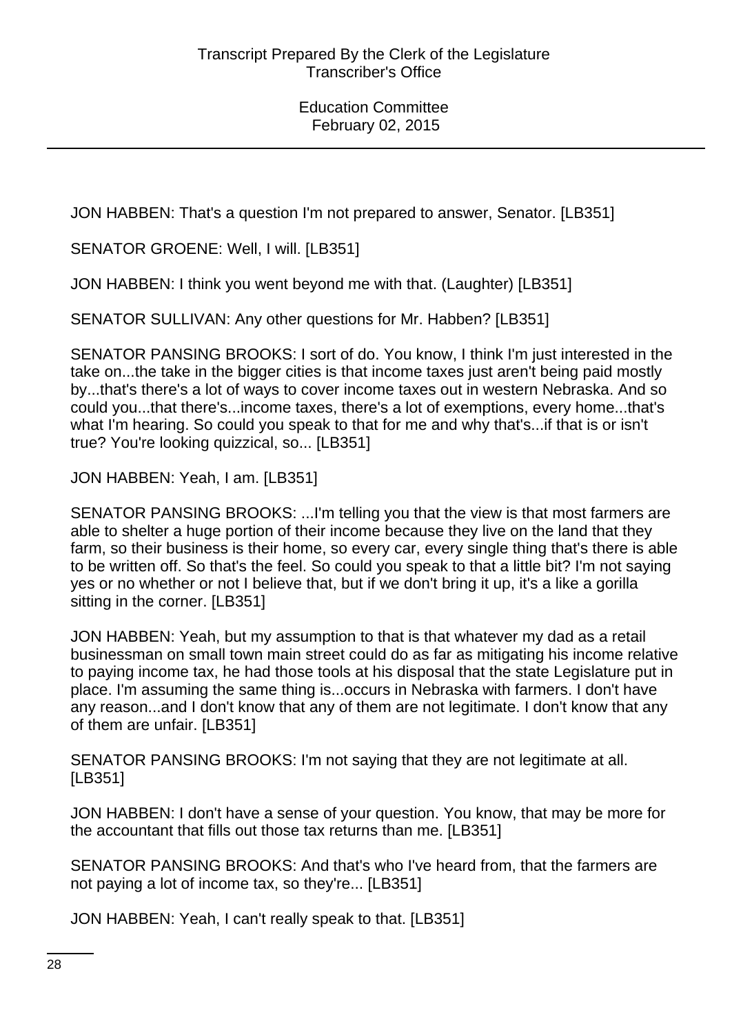JON HABBEN: That's a question I'm not prepared to answer, Senator. [LB351]

SENATOR GROENE: Well, I will. [LB351]

JON HABBEN: I think you went beyond me with that. (Laughter) [LB351]

SENATOR SULLIVAN: Any other questions for Mr. Habben? [LB351]

SENATOR PANSING BROOKS: I sort of do. You know, I think I'm just interested in the take on...the take in the bigger cities is that income taxes just aren't being paid mostly by...that's there's a lot of ways to cover income taxes out in western Nebraska. And so could you...that there's...income taxes, there's a lot of exemptions, every home...that's what I'm hearing. So could you speak to that for me and why that's...if that is or isn't true? You're looking quizzical, so... [LB351]

JON HABBEN: Yeah, I am. [LB351]

SENATOR PANSING BROOKS: ...I'm telling you that the view is that most farmers are able to shelter a huge portion of their income because they live on the land that they farm, so their business is their home, so every car, every single thing that's there is able to be written off. So that's the feel. So could you speak to that a little bit? I'm not saying yes or no whether or not I believe that, but if we don't bring it up, it's a like a gorilla sitting in the corner. [LB351]

JON HABBEN: Yeah, but my assumption to that is that whatever my dad as a retail businessman on small town main street could do as far as mitigating his income relative to paying income tax, he had those tools at his disposal that the state Legislature put in place. I'm assuming the same thing is...occurs in Nebraska with farmers. I don't have any reason...and I don't know that any of them are not legitimate. I don't know that any of them are unfair. [LB351]

SENATOR PANSING BROOKS: I'm not saying that they are not legitimate at all. [LB351]

JON HABBEN: I don't have a sense of your question. You know, that may be more for the accountant that fills out those tax returns than me. [LB351]

SENATOR PANSING BROOKS: And that's who I've heard from, that the farmers are not paying a lot of income tax, so they're... [LB351]

JON HABBEN: Yeah, I can't really speak to that. [LB351]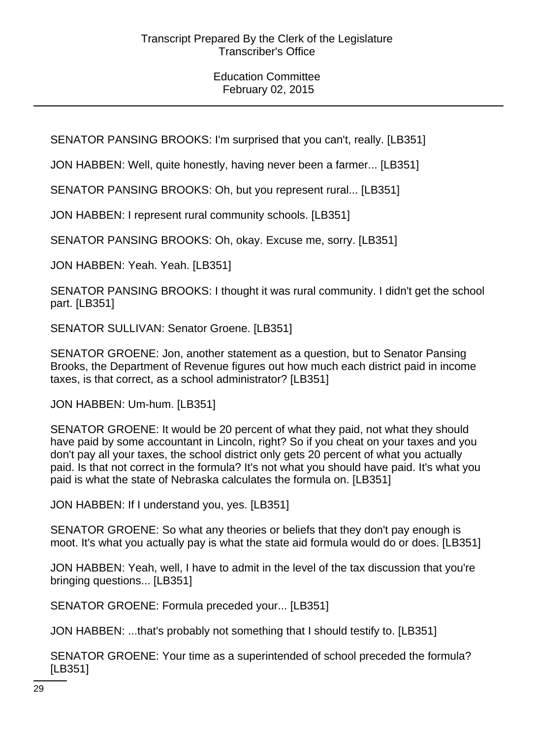SENATOR PANSING BROOKS: I'm surprised that you can't, really. [LB351]

JON HABBEN: Well, quite honestly, having never been a farmer... [LB351]

SENATOR PANSING BROOKS: Oh, but you represent rural... [LB351]

JON HABBEN: I represent rural community schools. [LB351]

SENATOR PANSING BROOKS: Oh, okay. Excuse me, sorry. [LB351]

JON HABBEN: Yeah. Yeah. [LB351]

SENATOR PANSING BROOKS: I thought it was rural community. I didn't get the school part. [LB351]

SENATOR SULLIVAN: Senator Groene. [LB351]

SENATOR GROENE: Jon, another statement as a question, but to Senator Pansing Brooks, the Department of Revenue figures out how much each district paid in income taxes, is that correct, as a school administrator? [LB351]

JON HABBEN: Um-hum. [LB351]

SENATOR GROENE: It would be 20 percent of what they paid, not what they should have paid by some accountant in Lincoln, right? So if you cheat on your taxes and you don't pay all your taxes, the school district only gets 20 percent of what you actually paid. Is that not correct in the formula? It's not what you should have paid. It's what you paid is what the state of Nebraska calculates the formula on. [LB351]

JON HABBEN: If I understand you, yes. [LB351]

SENATOR GROENE: So what any theories or beliefs that they don't pay enough is moot. It's what you actually pay is what the state aid formula would do or does. [LB351]

JON HABBEN: Yeah, well, I have to admit in the level of the tax discussion that you're bringing questions... [LB351]

SENATOR GROENE: Formula preceded your... [LB351]

JON HABBEN: ...that's probably not something that I should testify to. [LB351]

SENATOR GROENE: Your time as a superintended of school preceded the formula? [LB351]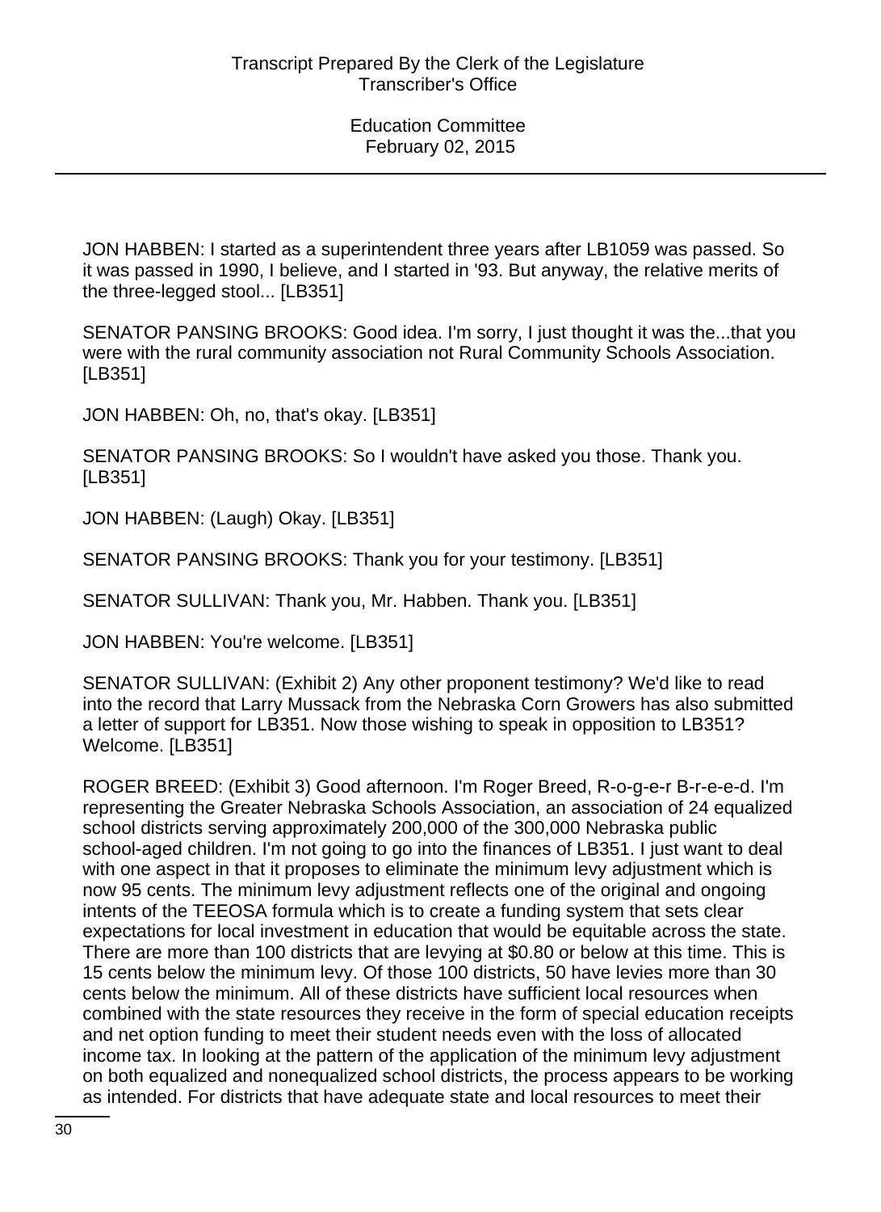JON HABBEN: I started as a superintendent three years after LB1059 was passed. So it was passed in 1990, I believe, and I started in '93. But anyway, the relative merits of the three-legged stool... [LB351]

SENATOR PANSING BROOKS: Good idea. I'm sorry, I just thought it was the...that you were with the rural community association not Rural Community Schools Association. [LB351]

JON HABBEN: Oh, no, that's okay. [LB351]

SENATOR PANSING BROOKS: So I wouldn't have asked you those. Thank you. [LB351]

JON HABBEN: (Laugh) Okay. [LB351]

SENATOR PANSING BROOKS: Thank you for your testimony. [LB351]

SENATOR SULLIVAN: Thank you, Mr. Habben. Thank you. [LB351]

JON HABBEN: You're welcome. [LB351]

SENATOR SULLIVAN: (Exhibit 2) Any other proponent testimony? We'd like to read into the record that Larry Mussack from the Nebraska Corn Growers has also submitted a letter of support for LB351. Now those wishing to speak in opposition to LB351? Welcome. [LB351]

ROGER BREED: (Exhibit 3) Good afternoon. I'm Roger Breed, R-o-g-e-r B-r-e-e-d. I'm representing the Greater Nebraska Schools Association, an association of 24 equalized school districts serving approximately 200,000 of the 300,000 Nebraska public school-aged children. I'm not going to go into the finances of LB351. I just want to deal with one aspect in that it proposes to eliminate the minimum levy adjustment which is now 95 cents. The minimum levy adjustment reflects one of the original and ongoing intents of the TEEOSA formula which is to create a funding system that sets clear expectations for local investment in education that would be equitable across the state. There are more than 100 districts that are levying at $0.80 or below at this time. This is 15 cents below the minimum levy. Of those 100 districts, 50 have levies more than 30 cents below the minimum. All of these districts have sufficient local resources when combined with the state resources they receive in the form of special education receipts and net option funding to meet their student needs even with the loss of allocated income tax. In looking at the pattern of the application of the minimum levy adjustment on both equalized and nonequalized school districts, the process appears to be working as intended. For districts that have adequate state and local resources to meet their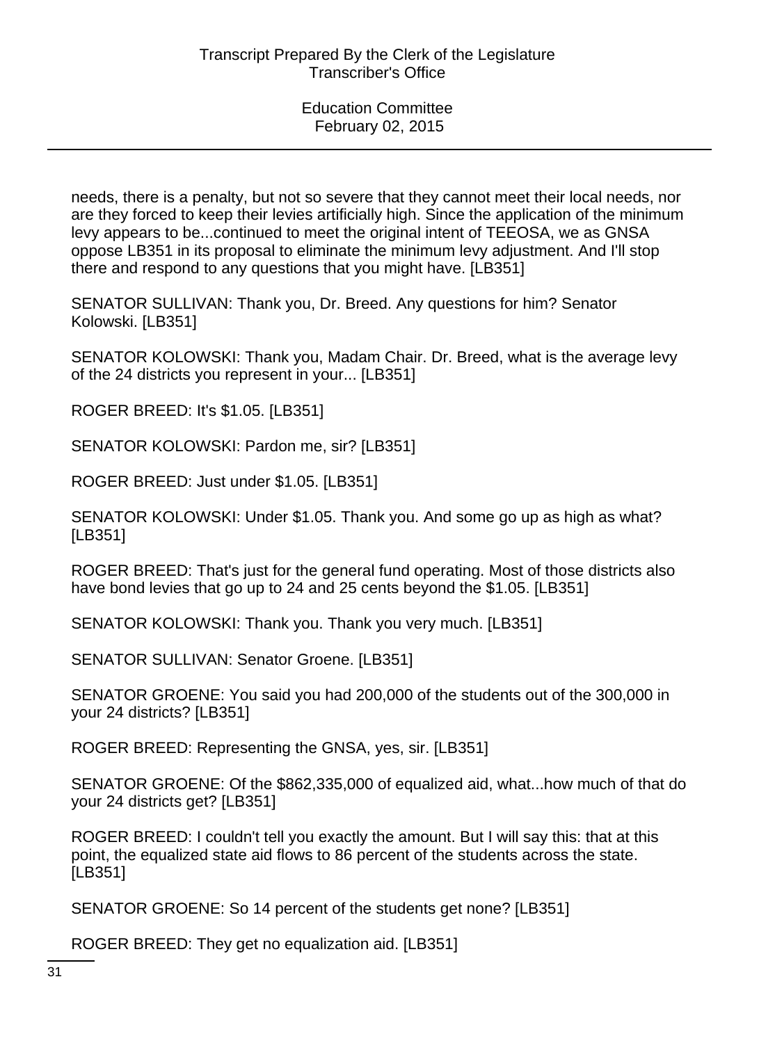needs, there is a penalty, but not so severe that they cannot meet their local needs, nor are they forced to keep their levies artificially high. Since the application of the minimum levy appears to be...continued to meet the original intent of TEEOSA, we as GNSA oppose LB351 in its proposal to eliminate the minimum levy adjustment. And I'll stop there and respond to any questions that you might have. [LB351]

SENATOR SULLIVAN: Thank you, Dr. Breed. Any questions for him? Senator Kolowski. [LB351]

SENATOR KOLOWSKI: Thank you, Madam Chair. Dr. Breed, what is the average levy of the 24 districts you represent in your... [LB351]

ROGER BREED: It's $1.05. [LB351]

SENATOR KOLOWSKI: Pardon me, sir? [LB351]

ROGER BREED: Just under $1.05. [LB351]

SENATOR KOLOWSKI: Under $1.05. Thank you. And some go up as high as what? [LB351]

ROGER BREED: That's just for the general fund operating. Most of those districts also have bond levies that go up to 24 and 25 cents beyond the $1.05. [LB351]

SENATOR KOLOWSKI: Thank you. Thank you very much. [LB351]

SENATOR SULLIVAN: Senator Groene. [LB351]

SENATOR GROENE: You said you had 200,000 of the students out of the 300,000 in your 24 districts? [LB351]

ROGER BREED: Representing the GNSA, yes, sir. [LB351]

SENATOR GROENE: Of the $862,335,000 of equalized aid, what...how much of that do your 24 districts get? [LB351]

ROGER BREED: I couldn't tell you exactly the amount. But I will say this: that at this point, the equalized state aid flows to 86 percent of the students across the state. [LB351]

SENATOR GROENE: So 14 percent of the students get none? [LB351]

ROGER BREED: They get no equalization aid. [LB351]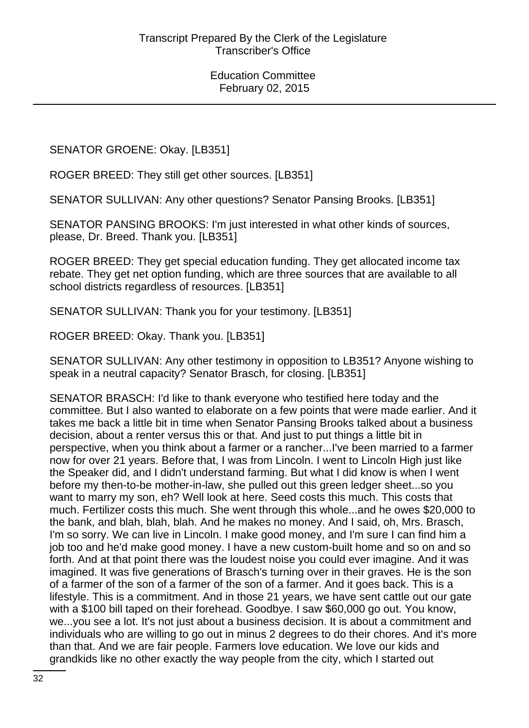SENATOR GROENE: Okay. [LB351]

ROGER BREED: They still get other sources. [LB351]

SENATOR SULLIVAN: Any other questions? Senator Pansing Brooks. [LB351]

SENATOR PANSING BROOKS: I'm just interested in what other kinds of sources, please, Dr. Breed. Thank you. [LB351]

ROGER BREED: They get special education funding. They get allocated income tax rebate. They get net option funding, which are three sources that are available to all school districts regardless of resources. [LB351]

SENATOR SULLIVAN: Thank you for your testimony. [LB351]

ROGER BREED: Okay. Thank you. [LB351]

SENATOR SULLIVAN: Any other testimony in opposition to LB351? Anyone wishing to speak in a neutral capacity? Senator Brasch, for closing. [LB351]

SENATOR BRASCH: I'd like to thank everyone who testified here today and the committee. But I also wanted to elaborate on a few points that were made earlier. And it takes me back a little bit in time when Senator Pansing Brooks talked about a business decision, about a renter versus this or that. And just to put things a little bit in perspective, when you think about a farmer or a rancher...I've been married to a farmer now for over 21 years. Before that, I was from Lincoln. I went to Lincoln High just like the Speaker did, and I didn't understand farming. But what I did know is when I went before my then-to-be mother-in-law, she pulled out this green ledger sheet...so you want to marry my son, eh? Well look at here. Seed costs this much. This costs that much. Fertilizer costs this much. She went through this whole...and he owes $20,000 to the bank, and blah, blah, blah. And he makes no money. And I said, oh, Mrs. Brasch, I'm so sorry. We can live in Lincoln. I make good money, and I'm sure I can find him a job too and he'd make good money. I have a new custom-built home and so on and so forth. And at that point there was the loudest noise you could ever imagine. And it was imagined. It was five generations of Brasch's turning over in their graves. He is the son of a farmer of the son of a farmer of the son of a farmer. And it goes back. This is a lifestyle. This is a commitment. And in those 21 years, we have sent cattle out our gate with a $100 bill taped on their forehead. Goodbye. I saw $60,000 go out. You know, we...you see a lot. It's not just about a business decision. It is about a commitment and individuals who are willing to go out in minus 2 degrees to do their chores. And it's more than that. And we are fair people. Farmers love education. We love our kids and grandkids like no other exactly the way people from the city, which I started out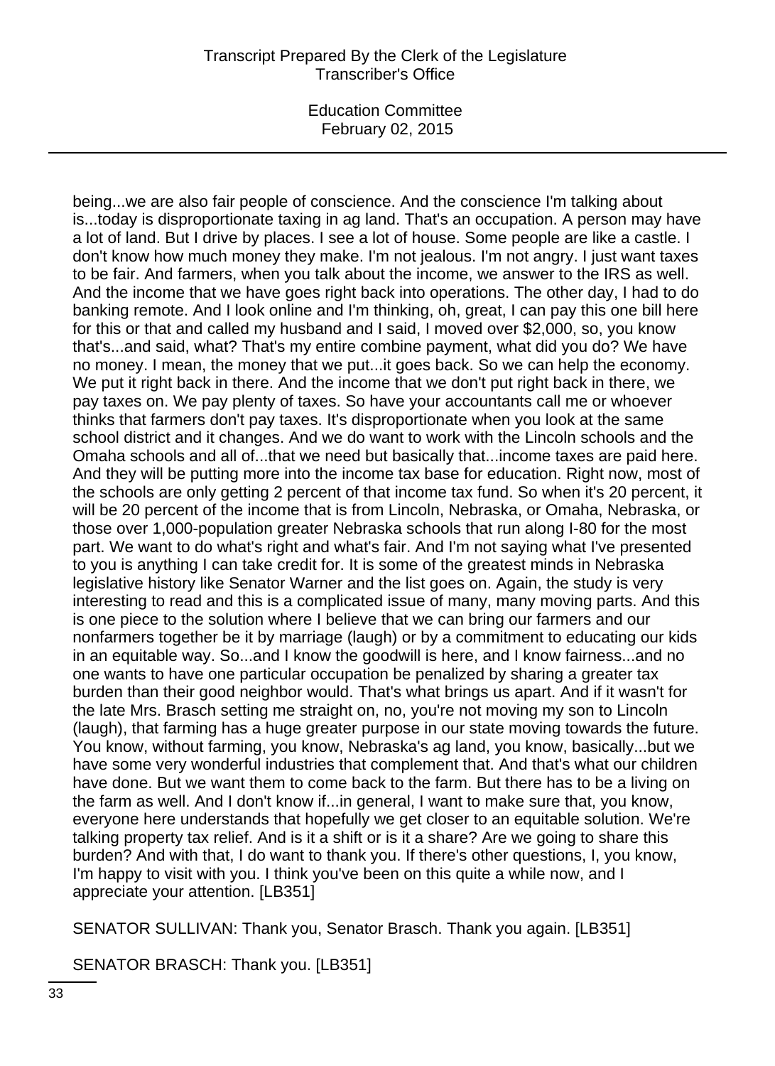being...we are also fair people of conscience. And the conscience I'm talking about is...today is disproportionate taxing in ag land. That's an occupation. A person may have a lot of land. But I drive by places. I see a lot of house. Some people are like a castle. I don't know how much money they make. I'm not jealous. I'm not angry. I just want taxes to be fair. And farmers, when you talk about the income, we answer to the IRS as well. And the income that we have goes right back into operations. The other day, I had to do banking remote. And I look online and I'm thinking, oh, great, I can pay this one bill here for this or that and called my husband and I said, I moved over $2,000, so, you know that's...and said, what? That's my entire combine payment, what did you do? We have no money. I mean, the money that we put...it goes back. So we can help the economy. We put it right back in there. And the income that we don't put right back in there, we pay taxes on. We pay plenty of taxes. So have your accountants call me or whoever thinks that farmers don't pay taxes. It's disproportionate when you look at the same school district and it changes. And we do want to work with the Lincoln schools and the Omaha schools and all of...that we need but basically that...income taxes are paid here. And they will be putting more into the income tax base for education. Right now, most of the schools are only getting 2 percent of that income tax fund. So when it's 20 percent, it will be 20 percent of the income that is from Lincoln, Nebraska, or Omaha, Nebraska, or those over 1,000-population greater Nebraska schools that run along I-80 for the most part. We want to do what's right and what's fair. And I'm not saying what I've presented to you is anything I can take credit for. It is some of the greatest minds in Nebraska legislative history like Senator Warner and the list goes on. Again, the study is very interesting to read and this is a complicated issue of many, many moving parts. And this is one piece to the solution where I believe that we can bring our farmers and our nonfarmers together be it by marriage (laugh) or by a commitment to educating our kids in an equitable way. So...and I know the goodwill is here, and I know fairness...and no one wants to have one particular occupation be penalized by sharing a greater tax burden than their good neighbor would. That's what brings us apart. And if it wasn't for the late Mrs. Brasch setting me straight on, no, you're not moving my son to Lincoln (laugh), that farming has a huge greater purpose in our state moving towards the future. You know, without farming, you know, Nebraska's ag land, you know, basically...but we have some very wonderful industries that complement that. And that's what our children have done. But we want them to come back to the farm. But there has to be a living on the farm as well. And I don't know if...in general, I want to make sure that, you know, everyone here understands that hopefully we get closer to an equitable solution. We're talking property tax relief. And is it a shift or is it a share? Are we going to share this burden? And with that, I do want to thank you. If there's other questions, I, you know, I'm happy to visit with you. I think you've been on this quite a while now, and I appreciate your attention. [LB351]

SENATOR SULLIVAN: Thank you, Senator Brasch. Thank you again. [LB351]

SENATOR BRASCH: Thank you. [LB351]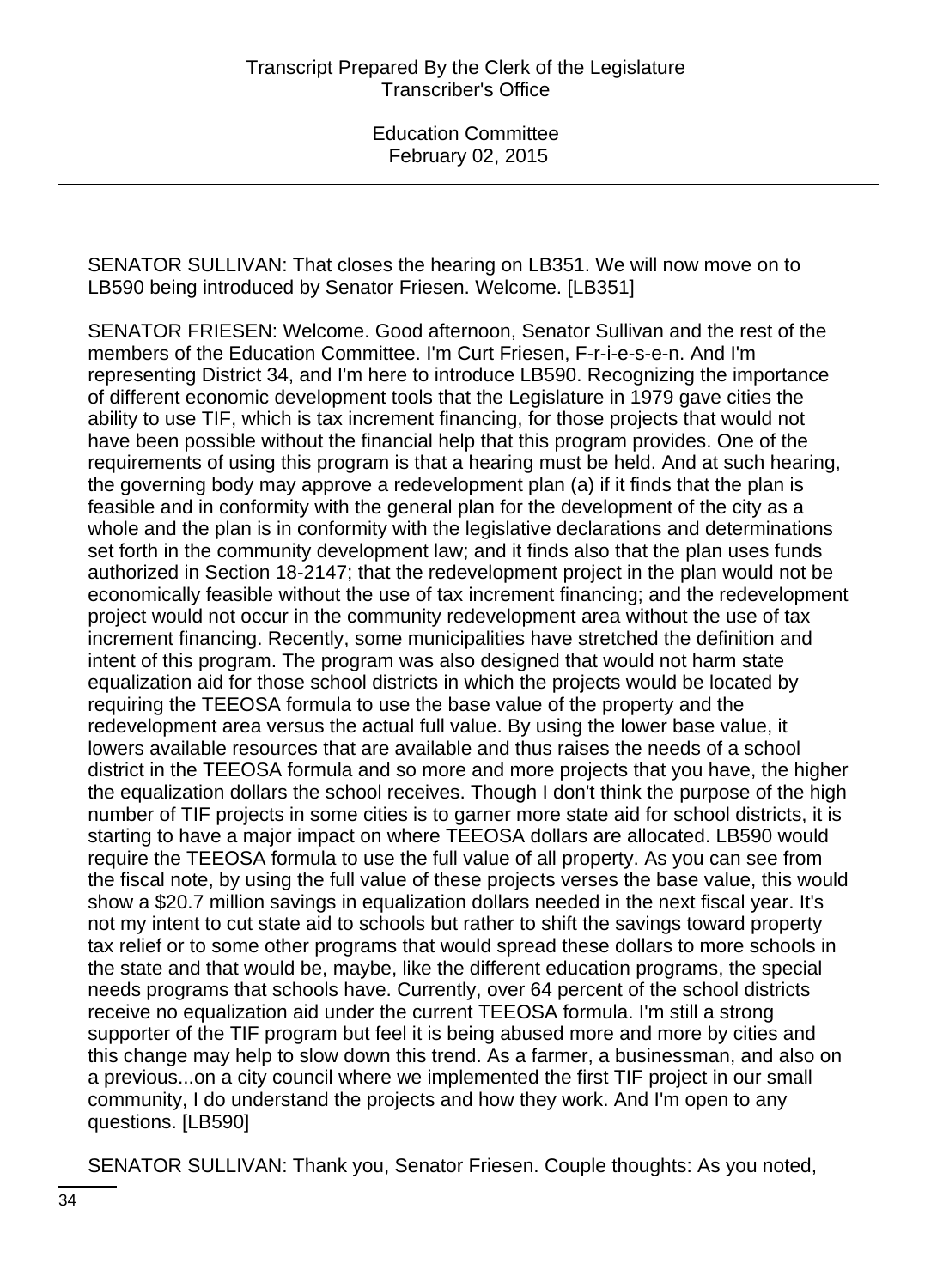SENATOR SULLIVAN: That closes the hearing on LB351. We will now move on to LB590 being introduced by Senator Friesen. Welcome. [LB351]

SENATOR FRIESEN: Welcome. Good afternoon, Senator Sullivan and the rest of the members of the Education Committee. I'm Curt Friesen, F-r-i-e-s-e-n. And I'm representing District 34, and I'm here to introduce LB590. Recognizing the importance of different economic development tools that the Legislature in 1979 gave cities the ability to use TIF, which is tax increment financing, for those projects that would not have been possible without the financial help that this program provides. One of the requirements of using this program is that a hearing must be held. And at such hearing, the governing body may approve a redevelopment plan (a) if it finds that the plan is feasible and in conformity with the general plan for the development of the city as a whole and the plan is in conformity with the legislative declarations and determinations set forth in the community development law; and it finds also that the plan uses funds authorized in Section 18-2147; that the redevelopment project in the plan would not be economically feasible without the use of tax increment financing; and the redevelopment project would not occur in the community redevelopment area without the use of tax increment financing. Recently, some municipalities have stretched the definition and intent of this program. The program was also designed that would not harm state equalization aid for those school districts in which the projects would be located by requiring the TEEOSA formula to use the base value of the property and the redevelopment area versus the actual full value. By using the lower base value, it lowers available resources that are available and thus raises the needs of a school district in the TEEOSA formula and so more and more projects that you have, the higher the equalization dollars the school receives. Though I don't think the purpose of the high number of TIF projects in some cities is to garner more state aid for school districts, it is starting to have a major impact on where TEEOSA dollars are allocated. LB590 would require the TEEOSA formula to use the full value of all property. As you can see from the fiscal note, by using the full value of these projects verses the base value, this would show a $20.7 million savings in equalization dollars needed in the next fiscal year. It's not my intent to cut state aid to schools but rather to shift the savings toward property tax relief or to some other programs that would spread these dollars to more schools in the state and that would be, maybe, like the different education programs, the special needs programs that schools have. Currently, over 64 percent of the school districts receive no equalization aid under the current TEEOSA formula. I'm still a strong supporter of the TIF program but feel it is being abused more and more by cities and this change may help to slow down this trend. As a farmer, a businessman, and also on a previous...on a city council where we implemented the first TIF project in our small community, I do understand the projects and how they work. And I'm open to any questions. [LB590]

SENATOR SULLIVAN: Thank you, Senator Friesen. Couple thoughts: As you noted,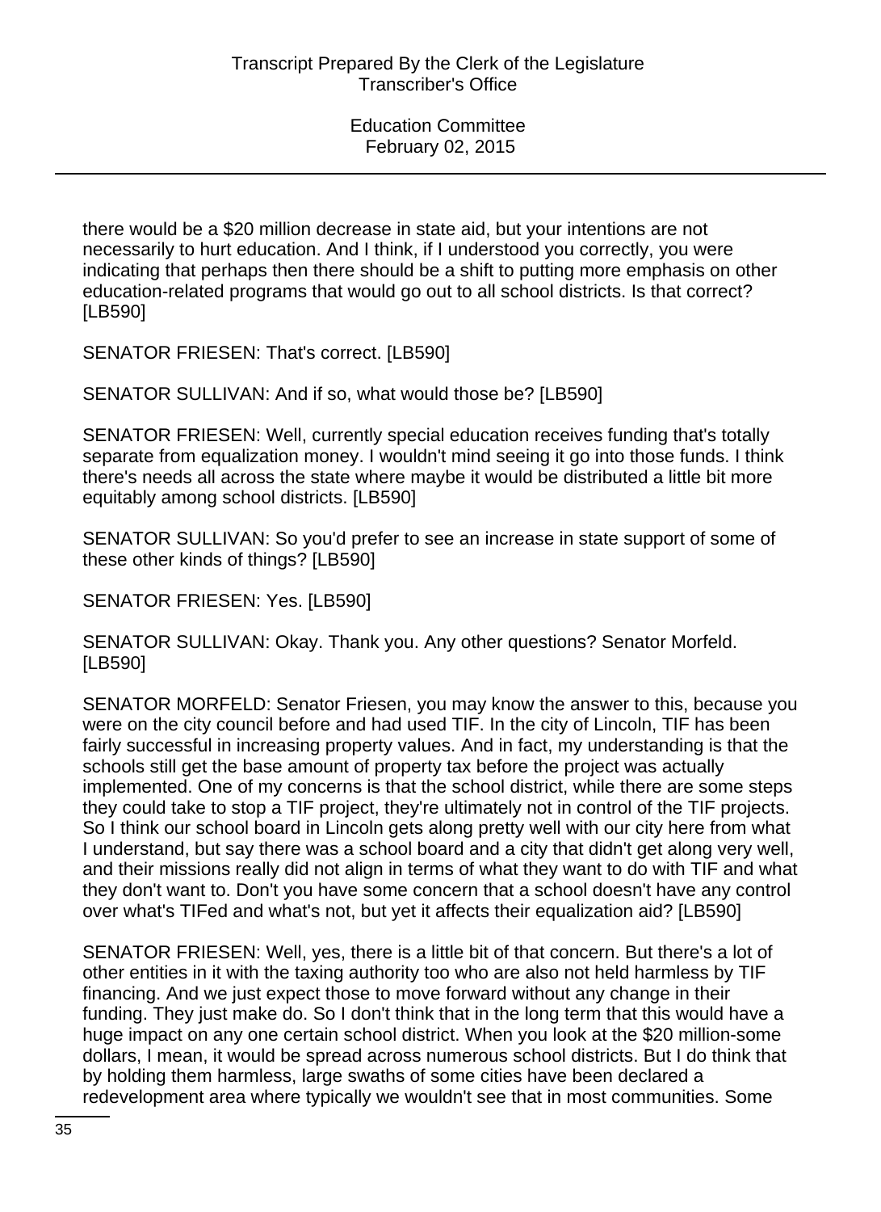there would be a $20 million decrease in state aid, but your intentions are not necessarily to hurt education. And I think, if I understood you correctly, you were indicating that perhaps then there should be a shift to putting more emphasis on other education-related programs that would go out to all school districts. Is that correct? [LB590]

SENATOR FRIESEN: That's correct. [LB590]

SENATOR SULLIVAN: And if so, what would those be? [LB590]

SENATOR FRIESEN: Well, currently special education receives funding that's totally separate from equalization money. I wouldn't mind seeing it go into those funds. I think there's needs all across the state where maybe it would be distributed a little bit more equitably among school districts. [LB590]

SENATOR SULLIVAN: So you'd prefer to see an increase in state support of some of these other kinds of things? [LB590]

SENATOR FRIESEN: Yes. [LB590]

SENATOR SULLIVAN: Okay. Thank you. Any other questions? Senator Morfeld. [LB590]

SENATOR MORFELD: Senator Friesen, you may know the answer to this, because you were on the city council before and had used TIF. In the city of Lincoln, TIF has been fairly successful in increasing property values. And in fact, my understanding is that the schools still get the base amount of property tax before the project was actually implemented. One of my concerns is that the school district, while there are some steps they could take to stop a TIF project, they're ultimately not in control of the TIF projects. So I think our school board in Lincoln gets along pretty well with our city here from what I understand, but say there was a school board and a city that didn't get along very well, and their missions really did not align in terms of what they want to do with TIF and what they don't want to. Don't you have some concern that a school doesn't have any control over what's TIFed and what's not, but yet it affects their equalization aid? [LB590]

SENATOR FRIESEN: Well, yes, there is a little bit of that concern. But there's a lot of other entities in it with the taxing authority too who are also not held harmless by TIF financing. And we just expect those to move forward without any change in their funding. They just make do. So I don't think that in the long term that this would have a huge impact on any one certain school district. When you look at the $20 million-some dollars, I mean, it would be spread across numerous school districts. But I do think that by holding them harmless, large swaths of some cities have been declared a redevelopment area where typically we wouldn't see that in most communities. Some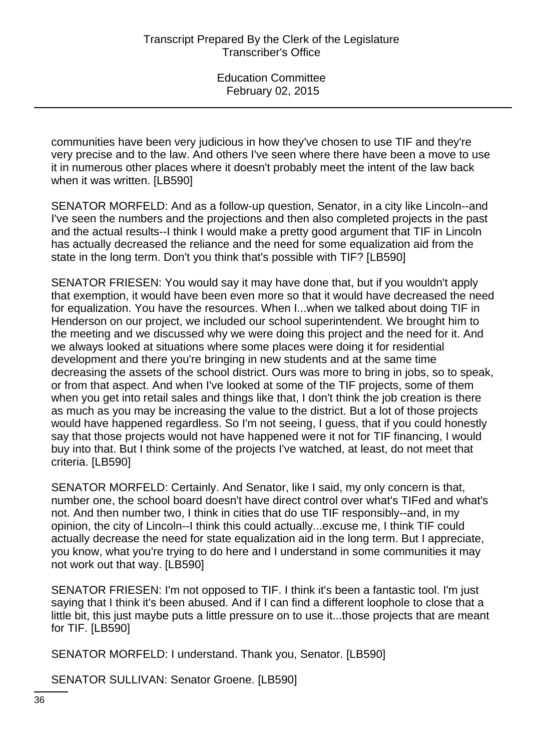communities have been very judicious in how they've chosen to use TIF and they're very precise and to the law. And others I've seen where there have been a move to use it in numerous other places where it doesn't probably meet the intent of the law back when it was written. [LB590]

SENATOR MORFELD: And as a follow-up question, Senator, in a city like Lincoln--and I've seen the numbers and the projections and then also completed projects in the past and the actual results--I think I would make a pretty good argument that TIF in Lincoln has actually decreased the reliance and the need for some equalization aid from the state in the long term. Don't you think that's possible with TIF? [LB590]

SENATOR FRIESEN: You would say it may have done that, but if you wouldn't apply that exemption, it would have been even more so that it would have decreased the need for equalization. You have the resources. When I...when we talked about doing TIF in Henderson on our project, we included our school superintendent. We brought him to the meeting and we discussed why we were doing this project and the need for it. And we always looked at situations where some places were doing it for residential development and there you're bringing in new students and at the same time decreasing the assets of the school district. Ours was more to bring in jobs, so to speak, or from that aspect. And when I've looked at some of the TIF projects, some of them when you get into retail sales and things like that, I don't think the job creation is there as much as you may be increasing the value to the district. But a lot of those projects would have happened regardless. So I'm not seeing, I guess, that if you could honestly say that those projects would not have happened were it not for TIF financing, I would buy into that. But I think some of the projects I've watched, at least, do not meet that criteria. [LB590]

SENATOR MORFELD: Certainly. And Senator, like I said, my only concern is that, number one, the school board doesn't have direct control over what's TIFed and what's not. And then number two, I think in cities that do use TIF responsibly--and, in my opinion, the city of Lincoln--I think this could actually...excuse me, I think TIF could actually decrease the need for state equalization aid in the long term. But I appreciate, you know, what you're trying to do here and I understand in some communities it may not work out that way. [LB590]

SENATOR FRIESEN: I'm not opposed to TIF. I think it's been a fantastic tool. I'm just saying that I think it's been abused. And if I can find a different loophole to close that a little bit, this just maybe puts a little pressure on to use it...those projects that are meant for TIF. [LB590]

SENATOR MORFELD: I understand. Thank you, Senator. [LB590]

SENATOR SULLIVAN: Senator Groene. [LB590]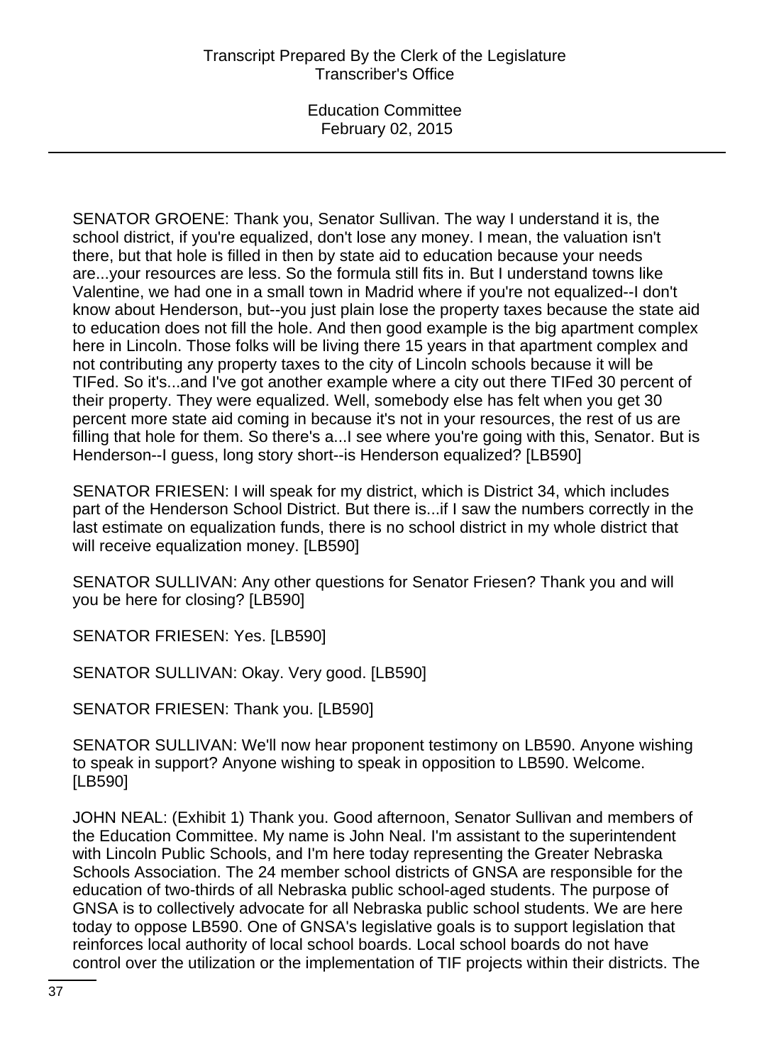SENATOR GROENE: Thank you, Senator Sullivan. The way I understand it is, the school district, if you're equalized, don't lose any money. I mean, the valuation isn't there, but that hole is filled in then by state aid to education because your needs are...your resources are less. So the formula still fits in. But I understand towns like Valentine, we had one in a small town in Madrid where if you're not equalized--I don't know about Henderson, but--you just plain lose the property taxes because the state aid to education does not fill the hole. And then good example is the big apartment complex here in Lincoln. Those folks will be living there 15 years in that apartment complex and not contributing any property taxes to the city of Lincoln schools because it will be TIFed. So it's...and I've got another example where a city out there TIFed 30 percent of their property. They were equalized. Well, somebody else has felt when you get 30 percent more state aid coming in because it's not in your resources, the rest of us are filling that hole for them. So there's a...I see where you're going with this, Senator. But is Henderson--I guess, long story short--is Henderson equalized? [LB590]

SENATOR FRIESEN: I will speak for my district, which is District 34, which includes part of the Henderson School District. But there is...if I saw the numbers correctly in the last estimate on equalization funds, there is no school district in my whole district that will receive equalization money. [LB590]

SENATOR SULLIVAN: Any other questions for Senator Friesen? Thank you and will you be here for closing? [LB590]

SENATOR FRIESEN: Yes. [LB590]

SENATOR SULLIVAN: Okay. Very good. [LB590]

SENATOR FRIESEN: Thank you. [LB590]

SENATOR SULLIVAN: We'll now hear proponent testimony on LB590. Anyone wishing to speak in support? Anyone wishing to speak in opposition to LB590. Welcome. [LB590]

JOHN NEAL: (Exhibit 1) Thank you. Good afternoon, Senator Sullivan and members of the Education Committee. My name is John Neal. I'm assistant to the superintendent with Lincoln Public Schools, and I'm here today representing the Greater Nebraska Schools Association. The 24 member school districts of GNSA are responsible for the education of two-thirds of all Nebraska public school-aged students. The purpose of GNSA is to collectively advocate for all Nebraska public school students. We are here today to oppose LB590. One of GNSA's legislative goals is to support legislation that reinforces local authority of local school boards. Local school boards do not have control over the utilization or the implementation of TIF projects within their districts. The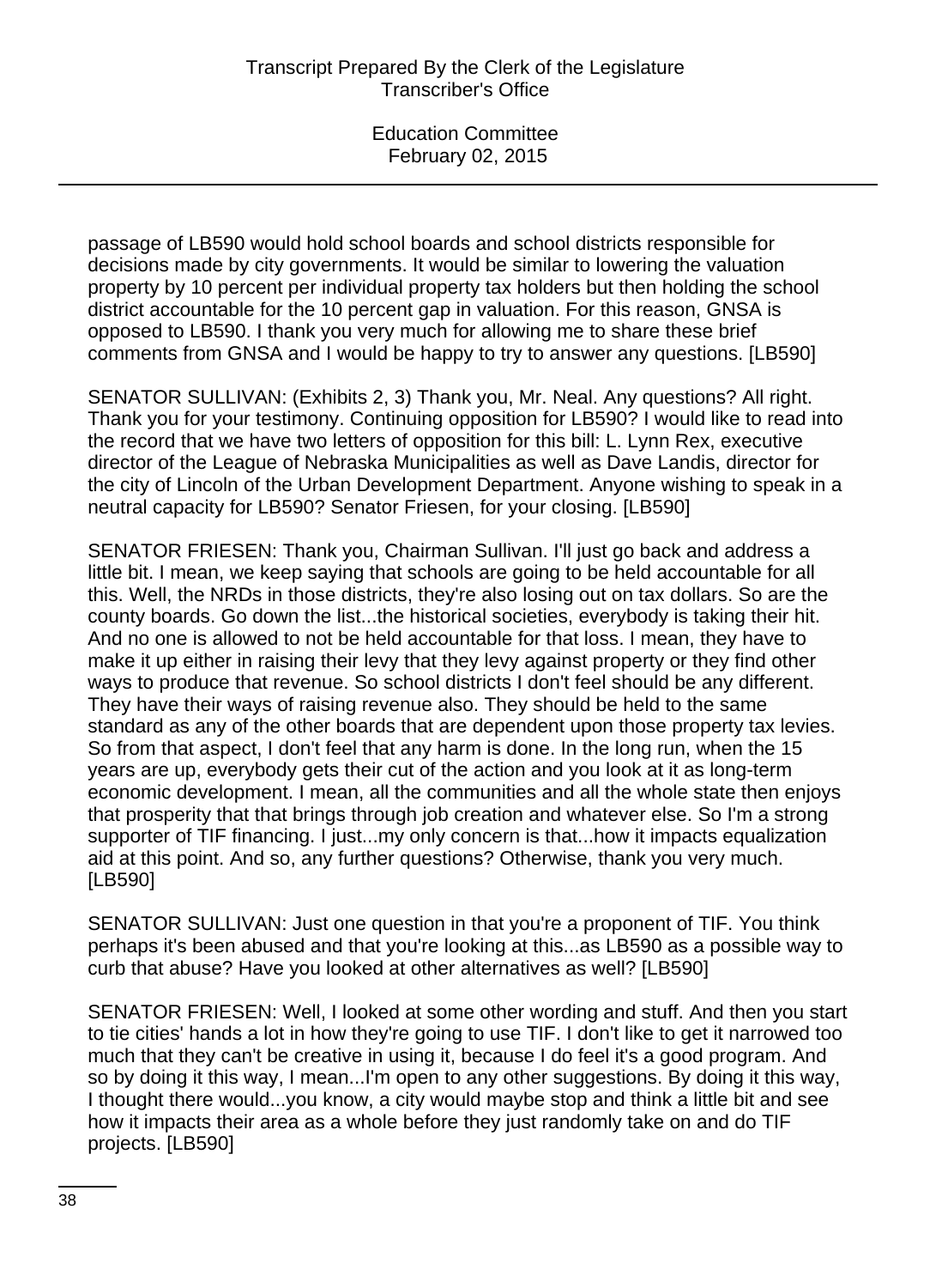passage of LB590 would hold school boards and school districts responsible for decisions made by city governments. It would be similar to lowering the valuation property by 10 percent per individual property tax holders but then holding the school district accountable for the 10 percent gap in valuation. For this reason, GNSA is opposed to LB590. I thank you very much for allowing me to share these brief comments from GNSA and I would be happy to try to answer any questions. [LB590]

SENATOR SULLIVAN: (Exhibits 2, 3) Thank you, Mr. Neal. Any questions? All right. Thank you for your testimony. Continuing opposition for LB590? I would like to read into the record that we have two letters of opposition for this bill: L. Lynn Rex, executive director of the League of Nebraska Municipalities as well as Dave Landis, director for the city of Lincoln of the Urban Development Department. Anyone wishing to speak in a neutral capacity for LB590? Senator Friesen, for your closing. [LB590]

SENATOR FRIESEN: Thank you, Chairman Sullivan. I'll just go back and address a little bit. I mean, we keep saying that schools are going to be held accountable for all this. Well, the NRDs in those districts, they're also losing out on tax dollars. So are the county boards. Go down the list...the historical societies, everybody is taking their hit. And no one is allowed to not be held accountable for that loss. I mean, they have to make it up either in raising their levy that they levy against property or they find other ways to produce that revenue. So school districts I don't feel should be any different. They have their ways of raising revenue also. They should be held to the same standard as any of the other boards that are dependent upon those property tax levies. So from that aspect, I don't feel that any harm is done. In the long run, when the 15 years are up, everybody gets their cut of the action and you look at it as long-term economic development. I mean, all the communities and all the whole state then enjoys that prosperity that that brings through job creation and whatever else. So I'm a strong supporter of TIF financing. I just...my only concern is that...how it impacts equalization aid at this point. And so, any further questions? Otherwise, thank you very much. [LB590]

SENATOR SULLIVAN: Just one question in that you're a proponent of TIF. You think perhaps it's been abused and that you're looking at this...as LB590 as a possible way to curb that abuse? Have you looked at other alternatives as well? [LB590]

SENATOR FRIESEN: Well, I looked at some other wording and stuff. And then you start to tie cities' hands a lot in how they're going to use TIF. I don't like to get it narrowed too much that they can't be creative in using it, because I do feel it's a good program. And so by doing it this way, I mean...I'm open to any other suggestions. By doing it this way, I thought there would...you know, a city would maybe stop and think a little bit and see how it impacts their area as a whole before they just randomly take on and do TIF projects. [LB590]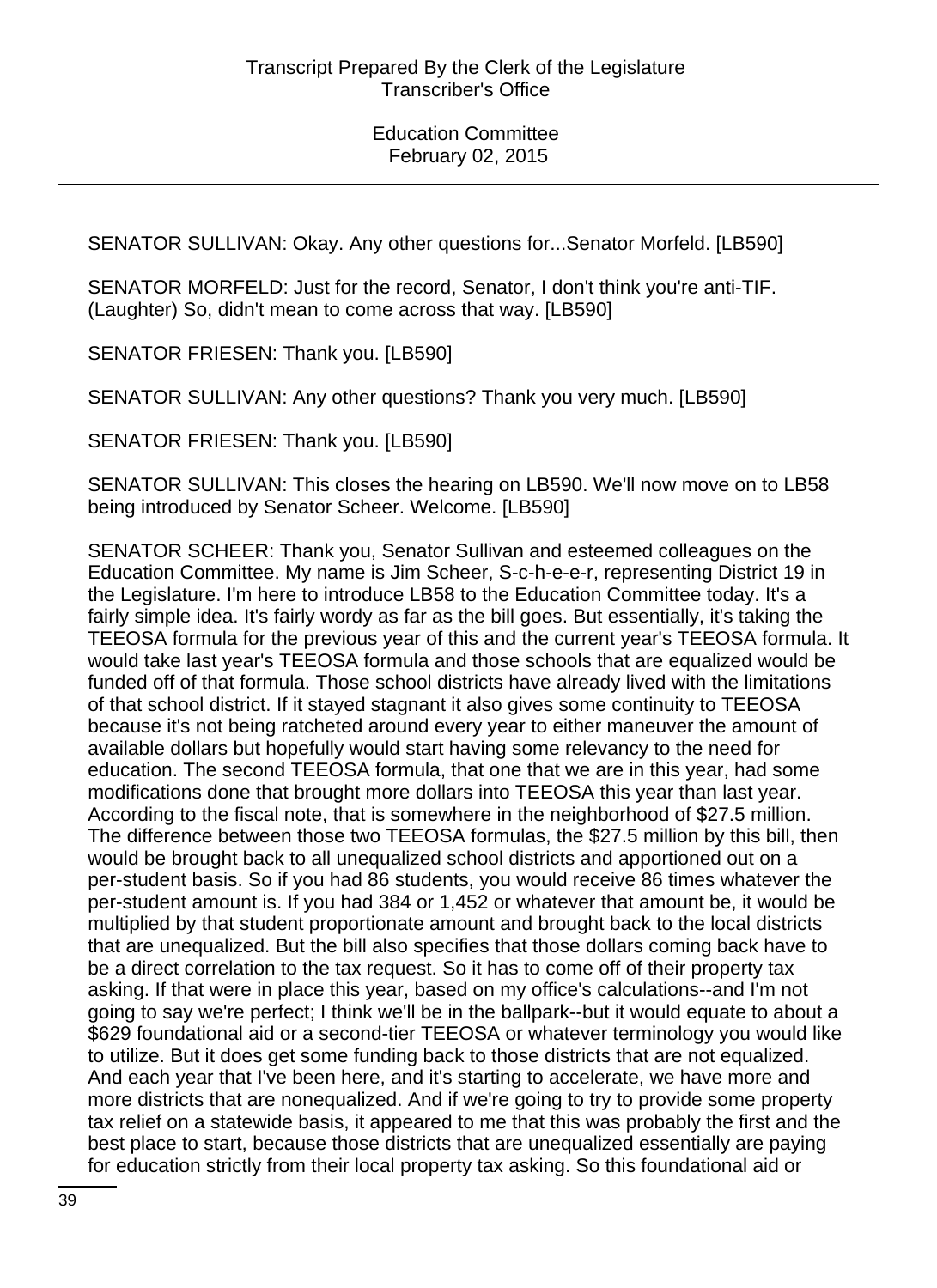SENATOR SULLIVAN: Okay. Any other questions for...Senator Morfeld. [LB590]

SENATOR MORFELD: Just for the record, Senator, I don't think you're anti-TIF. (Laughter) So, didn't mean to come across that way. [LB590]

SENATOR FRIESEN: Thank you. [LB590]

SENATOR SULLIVAN: Any other questions? Thank you very much. [LB590]

SENATOR FRIESEN: Thank you. [LB590]

SENATOR SULLIVAN: This closes the hearing on LB590. We'll now move on to LB58 being introduced by Senator Scheer. Welcome. [LB590]

SENATOR SCHEER: Thank you, Senator Sullivan and esteemed colleagues on the Education Committee. My name is Jim Scheer, S-c-h-e-e-r, representing District 19 in the Legislature. I'm here to introduce LB58 to the Education Committee today. It's a fairly simple idea. It's fairly wordy as far as the bill goes. But essentially, it's taking the TEEOSA formula for the previous year of this and the current year's TEEOSA formula. It would take last year's TEEOSA formula and those schools that are equalized would be funded off of that formula. Those school districts have already lived with the limitations of that school district. If it stayed stagnant it also gives some continuity to TEEOSA because it's not being ratcheted around every year to either maneuver the amount of available dollars but hopefully would start having some relevancy to the need for education. The second TEEOSA formula, that one that we are in this year, had some modifications done that brought more dollars into TEEOSA this year than last year. According to the fiscal note, that is somewhere in the neighborhood of $27.5 million. The difference between those two TEEOSA formulas, the $27.5 million by this bill, then would be brought back to all unequalized school districts and apportioned out on a per-student basis. So if you had 86 students, you would receive 86 times whatever the per-student amount is. If you had 384 or 1,452 or whatever that amount be, it would be multiplied by that student proportionate amount and brought back to the local districts that are unequalized. But the bill also specifies that those dollars coming back have to be a direct correlation to the tax request. So it has to come off of their property tax asking. If that were in place this year, based on my office's calculations--and I'm not going to say we're perfect; I think we'll be in the ballpark--but it would equate to about a $629 foundational aid or a second-tier TEEOSA or whatever terminology you would like to utilize. But it does get some funding back to those districts that are not equalized. And each year that I've been here, and it's starting to accelerate, we have more and more districts that are nonequalized. And if we're going to try to provide some property tax relief on a statewide basis, it appeared to me that this was probably the first and the best place to start, because those districts that are unequalized essentially are paying for education strictly from their local property tax asking. So this foundational aid or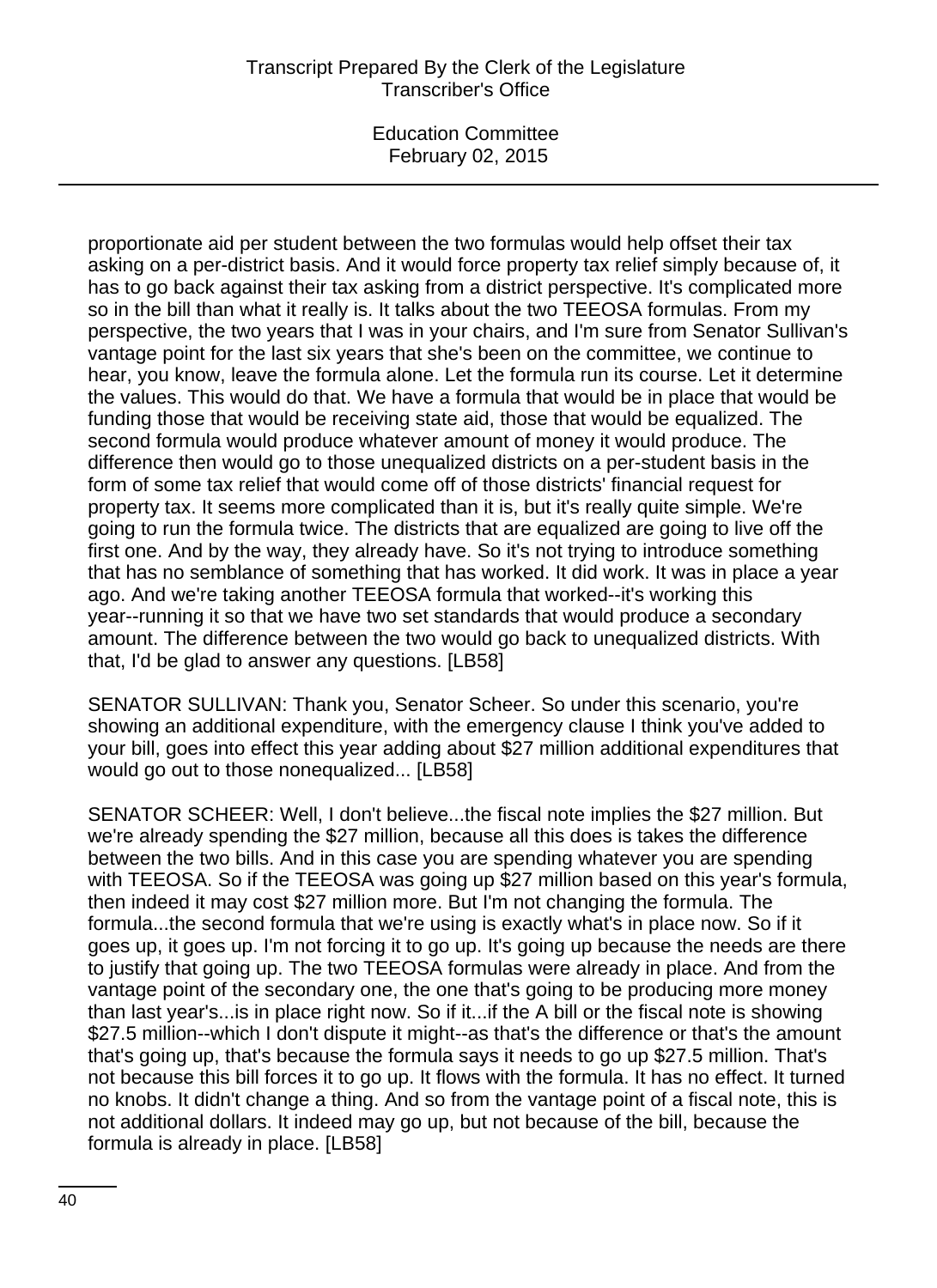proportionate aid per student between the two formulas would help offset their tax asking on a per-district basis. And it would force property tax relief simply because of, it has to go back against their tax asking from a district perspective. It's complicated more so in the bill than what it really is. It talks about the two TEEOSA formulas. From my perspective, the two years that I was in your chairs, and I'm sure from Senator Sullivan's vantage point for the last six years that she's been on the committee, we continue to hear, you know, leave the formula alone. Let the formula run its course. Let it determine the values. This would do that. We have a formula that would be in place that would be funding those that would be receiving state aid, those that would be equalized. The second formula would produce whatever amount of money it would produce. The difference then would go to those unequalized districts on a per-student basis in the form of some tax relief that would come off of those districts' financial request for property tax. It seems more complicated than it is, but it's really quite simple. We're going to run the formula twice. The districts that are equalized are going to live off the first one. And by the way, they already have. So it's not trying to introduce something that has no semblance of something that has worked. It did work. It was in place a year ago. And we're taking another TEEOSA formula that worked--it's working this year--running it so that we have two set standards that would produce a secondary amount. The difference between the two would go back to unequalized districts. With that, I'd be glad to answer any questions. [LB58]

SENATOR SULLIVAN: Thank you, Senator Scheer. So under this scenario, you're showing an additional expenditure, with the emergency clause I think you've added to your bill, goes into effect this year adding about $27 million additional expenditures that would go out to those nonequalized... [LB58]

SENATOR SCHEER: Well, I don't believe...the fiscal note implies the $27 million. But we're already spending the $27 million, because all this does is takes the difference between the two bills. And in this case you are spending whatever you are spending with TEEOSA. So if the TEEOSA was going up $27 million based on this year's formula, then indeed it may cost $27 million more. But I'm not changing the formula. The formula...the second formula that we're using is exactly what's in place now. So if it goes up, it goes up. I'm not forcing it to go up. It's going up because the needs are there to justify that going up. The two TEEOSA formulas were already in place. And from the vantage point of the secondary one, the one that's going to be producing more money than last year's...is in place right now. So if it...if the A bill or the fiscal note is showing $27.5 million--which I don't dispute it might--as that's the difference or that's the amount that's going up, that's because the formula says it needs to go up $27.5 million. That's not because this bill forces it to go up. It flows with the formula. It has no effect. It turned no knobs. It didn't change a thing. And so from the vantage point of a fiscal note, this is not additional dollars. It indeed may go up, but not because of the bill, because the formula is already in place. [LB58]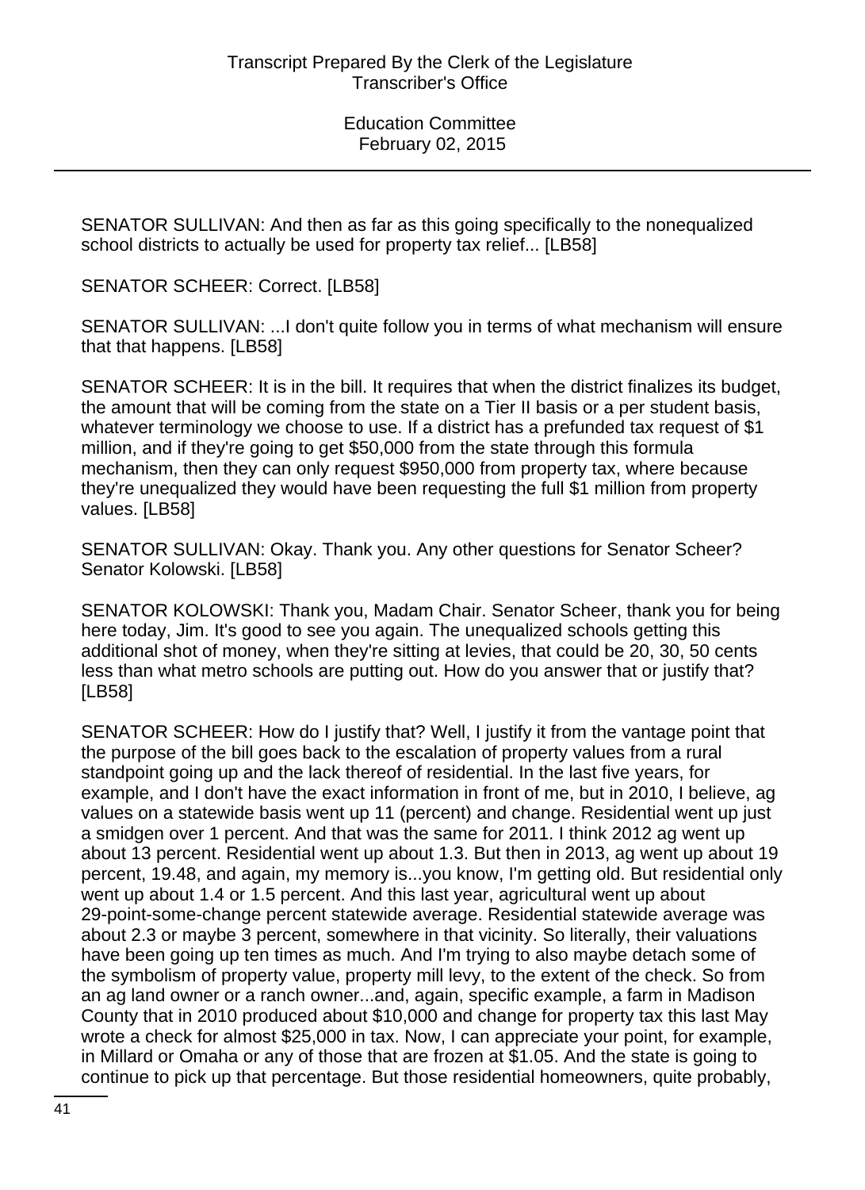SENATOR SULLIVAN: And then as far as this going specifically to the nonequalized school districts to actually be used for property tax relief... [LB58]

SENATOR SCHEER: Correct. [LB58]

SENATOR SULLIVAN: ...I don't quite follow you in terms of what mechanism will ensure that that happens. [LB58]

SENATOR SCHEER: It is in the bill. It requires that when the district finalizes its budget, the amount that will be coming from the state on a Tier II basis or a per student basis, whatever terminology we choose to use. If a district has a prefunded tax request of $1 million, and if they're going to get $50,000 from the state through this formula mechanism, then they can only request $950,000 from property tax, where because they're unequalized they would have been requesting the full $1 million from property values. [LB58]

SENATOR SULLIVAN: Okay. Thank you. Any other questions for Senator Scheer? Senator Kolowski. [LB58]

SENATOR KOLOWSKI: Thank you, Madam Chair. Senator Scheer, thank you for being here today, Jim. It's good to see you again. The unequalized schools getting this additional shot of money, when they're sitting at levies, that could be 20, 30, 50 cents less than what metro schools are putting out. How do you answer that or justify that? [LB58]

SENATOR SCHEER: How do I justify that? Well, I justify it from the vantage point that the purpose of the bill goes back to the escalation of property values from a rural standpoint going up and the lack thereof of residential. In the last five years, for example, and I don't have the exact information in front of me, but in 2010, I believe, ag values on a statewide basis went up 11 (percent) and change. Residential went up just a smidgen over 1 percent. And that was the same for 2011. I think 2012 ag went up about 13 percent. Residential went up about 1.3. But then in 2013, ag went up about 19 percent, 19.48, and again, my memory is...you know, I'm getting old. But residential only went up about 1.4 or 1.5 percent. And this last year, agricultural went up about 29-point-some-change percent statewide average. Residential statewide average was about 2.3 or maybe 3 percent, somewhere in that vicinity. So literally, their valuations have been going up ten times as much. And I'm trying to also maybe detach some of the symbolism of property value, property mill levy, to the extent of the check. So from an ag land owner or a ranch owner...and, again, specific example, a farm in Madison County that in 2010 produced about $10,000 and change for property tax this last May wrote a check for almost $25,000 in tax. Now, I can appreciate your point, for example, in Millard or Omaha or any of those that are frozen at $1.05. And the state is going to continue to pick up that percentage. But those residential homeowners, quite probably,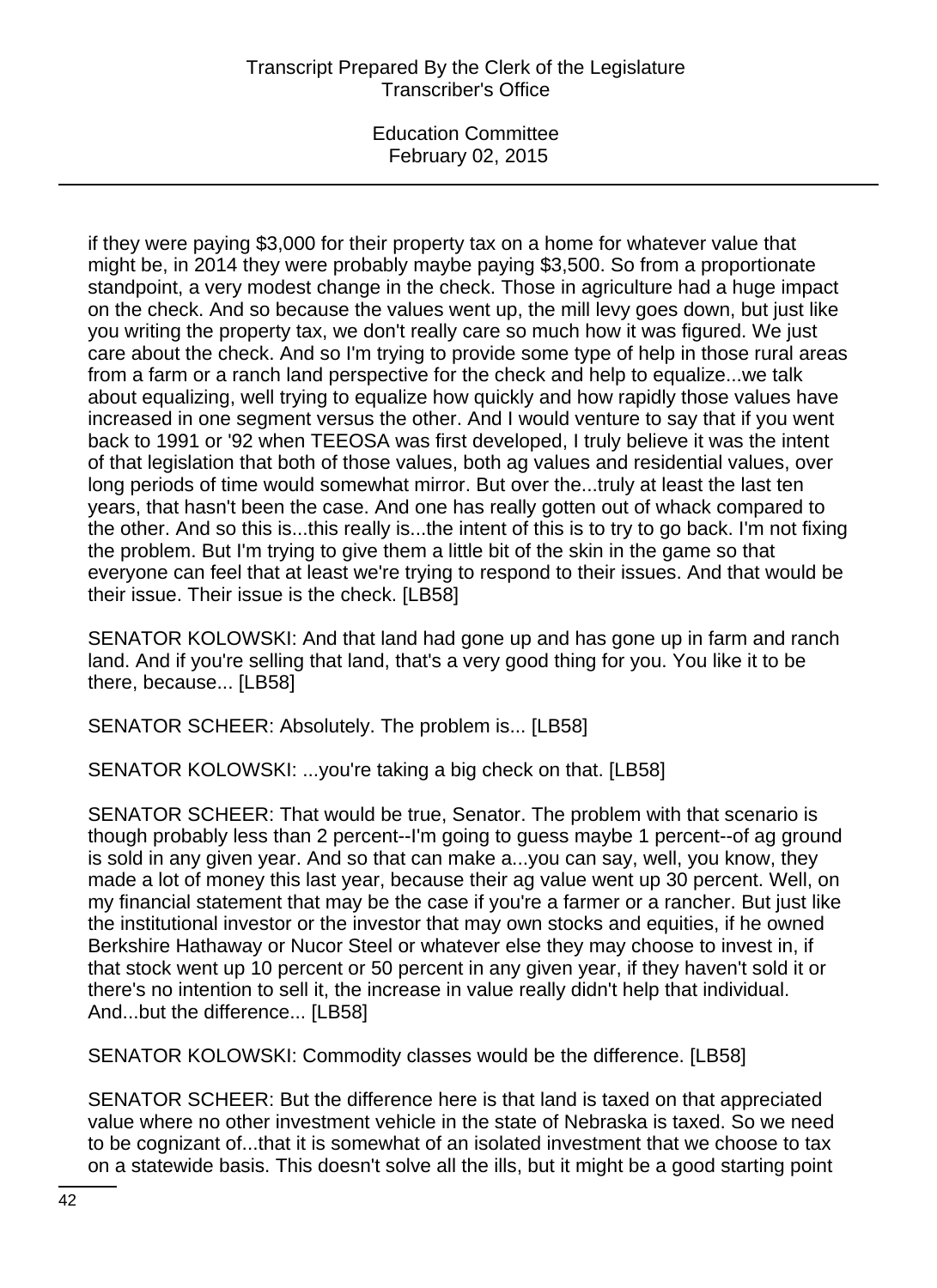if they were paying $3,000 for their property tax on a home for whatever value that might be, in 2014 they were probably maybe paying $3,500. So from a proportionate standpoint, a very modest change in the check. Those in agriculture had a huge impact on the check. And so because the values went up, the mill levy goes down, but just like you writing the property tax, we don't really care so much how it was figured. We just care about the check. And so I'm trying to provide some type of help in those rural areas from a farm or a ranch land perspective for the check and help to equalize...we talk about equalizing, well trying to equalize how quickly and how rapidly those values have increased in one segment versus the other. And I would venture to say that if you went back to 1991 or '92 when TEEOSA was first developed, I truly believe it was the intent of that legislation that both of those values, both ag values and residential values, over long periods of time would somewhat mirror. But over the...truly at least the last ten years, that hasn't been the case. And one has really gotten out of whack compared to the other. And so this is...this really is...the intent of this is to try to go back. I'm not fixing the problem. But I'm trying to give them a little bit of the skin in the game so that everyone can feel that at least we're trying to respond to their issues. And that would be their issue. Their issue is the check. [LB58]

SENATOR KOLOWSKI: And that land had gone up and has gone up in farm and ranch land. And if you're selling that land, that's a very good thing for you. You like it to be there, because... [LB58]

SENATOR SCHEER: Absolutely. The problem is... [LB58]

SENATOR KOLOWSKI: ...you're taking a big check on that. [LB58]

SENATOR SCHEER: That would be true, Senator. The problem with that scenario is though probably less than 2 percent--I'm going to guess maybe 1 percent--of ag ground is sold in any given year. And so that can make a...you can say, well, you know, they made a lot of money this last year, because their ag value went up 30 percent. Well, on my financial statement that may be the case if you're a farmer or a rancher. But just like the institutional investor or the investor that may own stocks and equities, if he owned Berkshire Hathaway or Nucor Steel or whatever else they may choose to invest in, if that stock went up 10 percent or 50 percent in any given year, if they haven't sold it or there's no intention to sell it, the increase in value really didn't help that individual. And...but the difference... [LB58]

SENATOR KOLOWSKI: Commodity classes would be the difference. [LB58]

SENATOR SCHEER: But the difference here is that land is taxed on that appreciated value where no other investment vehicle in the state of Nebraska is taxed. So we need to be cognizant of...that it is somewhat of an isolated investment that we choose to tax on a statewide basis. This doesn't solve all the ills, but it might be a good starting point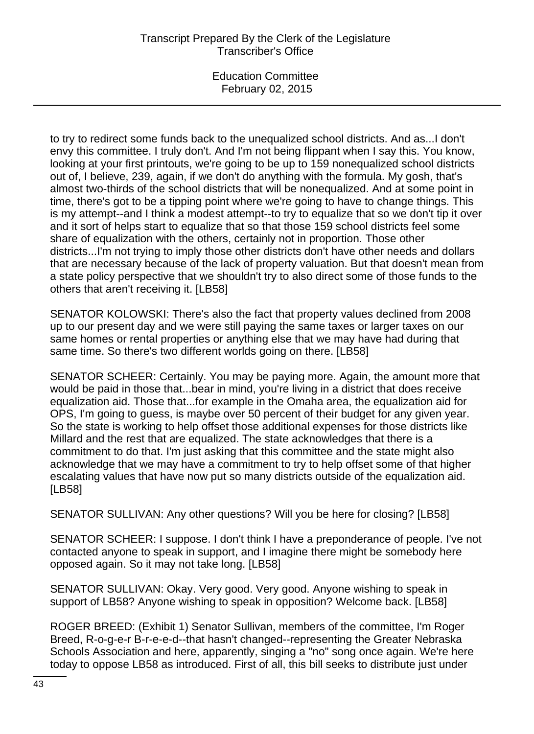to try to redirect some funds back to the unequalized school districts. And as...I don't envy this committee. I truly don't. And I'm not being flippant when I say this. You know, looking at your first printouts, we're going to be up to 159 nonequalized school districts out of, I believe, 239, again, if we don't do anything with the formula. My gosh, that's almost two-thirds of the school districts that will be nonequalized. And at some point in time, there's got to be a tipping point where we're going to have to change things. This is my attempt--and I think a modest attempt--to try to equalize that so we don't tip it over and it sort of helps start to equalize that so that those 159 school districts feel some share of equalization with the others, certainly not in proportion. Those other districts...I'm not trying to imply those other districts don't have other needs and dollars that are necessary because of the lack of property valuation. But that doesn't mean from a state policy perspective that we shouldn't try to also direct some of those funds to the others that aren't receiving it. [LB58]

SENATOR KOLOWSKI: There's also the fact that property values declined from 2008 up to our present day and we were still paying the same taxes or larger taxes on our same homes or rental properties or anything else that we may have had during that same time. So there's two different worlds going on there. [LB58]

SENATOR SCHEER: Certainly. You may be paying more. Again, the amount more that would be paid in those that...bear in mind, you're living in a district that does receive equalization aid. Those that...for example in the Omaha area, the equalization aid for OPS, I'm going to guess, is maybe over 50 percent of their budget for any given year. So the state is working to help offset those additional expenses for those districts like Millard and the rest that are equalized. The state acknowledges that there is a commitment to do that. I'm just asking that this committee and the state might also acknowledge that we may have a commitment to try to help offset some of that higher escalating values that have now put so many districts outside of the equalization aid. [LB58]

SENATOR SULLIVAN: Any other questions? Will you be here for closing? [LB58]

SENATOR SCHEER: I suppose. I don't think I have a preponderance of people. I've not contacted anyone to speak in support, and I imagine there might be somebody here opposed again. So it may not take long. [LB58]

SENATOR SULLIVAN: Okay. Very good. Very good. Anyone wishing to speak in support of LB58? Anyone wishing to speak in opposition? Welcome back. [LB58]

ROGER BREED: (Exhibit 1) Senator Sullivan, members of the committee, I'm Roger Breed, R-o-g-e-r B-r-e-e-d--that hasn't changed--representing the Greater Nebraska Schools Association and here, apparently, singing a "no" song once again. We're here today to oppose LB58 as introduced. First of all, this bill seeks to distribute just under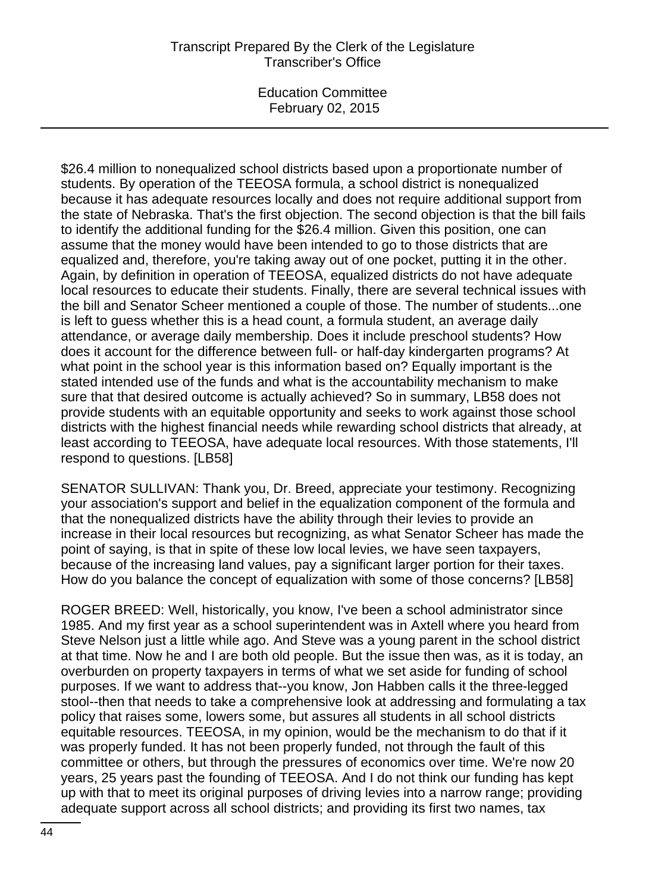$26.4 million to nonequalized school districts based upon a proportionate number of students. By operation of the TEEOSA formula, a school district is nonequalized because it has adequate resources locally and does not require additional support from the state of Nebraska. That's the first objection. The second objection is that the bill fails to identify the additional funding for the $26.4 million. Given this position, one can assume that the money would have been intended to go to those districts that are equalized and, therefore, you're taking away out of one pocket, putting it in the other. Again, by definition in operation of TEEOSA, equalized districts do not have adequate local resources to educate their students. Finally, there are several technical issues with the bill and Senator Scheer mentioned a couple of those. The number of students...one is left to guess whether this is a head count, a formula student, an average daily attendance, or average daily membership. Does it include preschool students? How does it account for the difference between full- or half-day kindergarten programs? At what point in the school year is this information based on? Equally important is the stated intended use of the funds and what is the accountability mechanism to make sure that that desired outcome is actually achieved? So in summary, LB58 does not provide students with an equitable opportunity and seeks to work against those school districts with the highest financial needs while rewarding school districts that already, at least according to TEEOSA, have adequate local resources. With those statements, I'll respond to questions. [LB58]

SENATOR SULLIVAN: Thank you, Dr. Breed, appreciate your testimony. Recognizing your association's support and belief in the equalization component of the formula and that the nonequalized districts have the ability through their levies to provide an increase in their local resources but recognizing, as what Senator Scheer has made the point of saying, is that in spite of these low local levies, we have seen taxpayers, because of the increasing land values, pay a significant larger portion for their taxes. How do you balance the concept of equalization with some of those concerns? [LB58]

ROGER BREED: Well, historically, you know, I've been a school administrator since 1985. And my first year as a school superintendent was in Axtell where you heard from Steve Nelson just a little while ago. And Steve was a young parent in the school district at that time. Now he and I are both old people. But the issue then was, as it is today, an overburden on property taxpayers in terms of what we set aside for funding of school purposes. If we want to address that--you know, Jon Habben calls it the three-legged stool--then that needs to take a comprehensive look at addressing and formulating a tax policy that raises some, lowers some, but assures all students in all school districts equitable resources. TEEOSA, in my opinion, would be the mechanism to do that if it was properly funded. It has not been properly funded, not through the fault of this committee or others, but through the pressures of economics over time. We're now 20 years, 25 years past the founding of TEEOSA. And I do not think our funding has kept up with that to meet its original purposes of driving levies into a narrow range; providing adequate support across all school districts; and providing its first two names, tax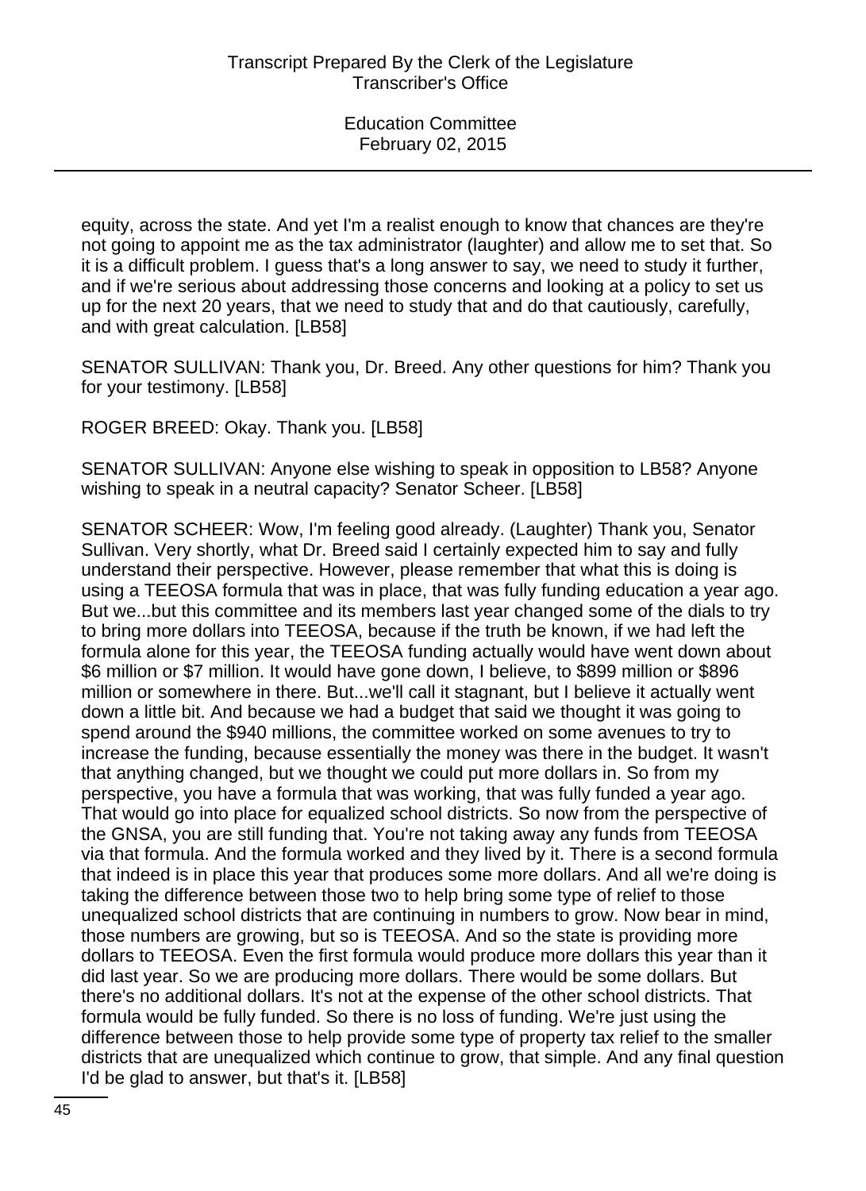equity, across the state. And yet I'm a realist enough to know that chances are they're not going to appoint me as the tax administrator (laughter) and allow me to set that. So it is a difficult problem. I guess that's a long answer to say, we need to study it further, and if we're serious about addressing those concerns and looking at a policy to set us up for the next 20 years, that we need to study that and do that cautiously, carefully, and with great calculation. [LB58]

SENATOR SULLIVAN: Thank you, Dr. Breed. Any other questions for him? Thank you for your testimony. [LB58]

ROGER BREED: Okay. Thank you. [LB58]

SENATOR SULLIVAN: Anyone else wishing to speak in opposition to LB58? Anyone wishing to speak in a neutral capacity? Senator Scheer. [LB58]

SENATOR SCHEER: Wow, I'm feeling good already. (Laughter) Thank you, Senator Sullivan. Very shortly, what Dr. Breed said I certainly expected him to say and fully understand their perspective. However, please remember that what this is doing is using a TEEOSA formula that was in place, that was fully funding education a year ago. But we...but this committee and its members last year changed some of the dials to try to bring more dollars into TEEOSA, because if the truth be known, if we had left the formula alone for this year, the TEEOSA funding actually would have went down about $6 million or $7 million. It would have gone down, I believe, to $899 million or $896 million or somewhere in there. But...we'll call it stagnant, but I believe it actually went down a little bit. And because we had a budget that said we thought it was going to spend around the $940 millions, the committee worked on some avenues to try to increase the funding, because essentially the money was there in the budget. It wasn't that anything changed, but we thought we could put more dollars in. So from my perspective, you have a formula that was working, that was fully funded a year ago. That would go into place for equalized school districts. So now from the perspective of the GNSA, you are still funding that. You're not taking away any funds from TEEOSA via that formula. And the formula worked and they lived by it. There is a second formula that indeed is in place this year that produces some more dollars. And all we're doing is taking the difference between those two to help bring some type of relief to those unequalized school districts that are continuing in numbers to grow. Now bear in mind, those numbers are growing, but so is TEEOSA. And so the state is providing more dollars to TEEOSA. Even the first formula would produce more dollars this year than it did last year. So we are producing more dollars. There would be some dollars. But there's no additional dollars. It's not at the expense of the other school districts. That formula would be fully funded. So there is no loss of funding. We're just using the difference between those to help provide some type of property tax relief to the smaller districts that are unequalized which continue to grow, that simple. And any final question I'd be glad to answer, but that's it. [LB58]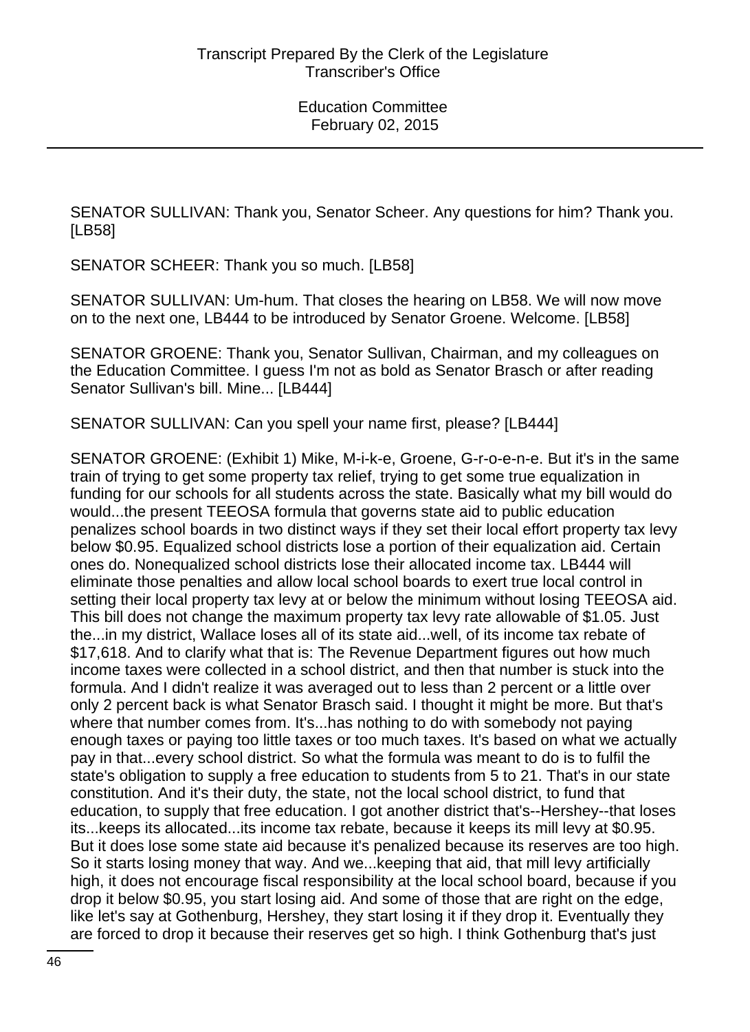SENATOR SULLIVAN: Thank you, Senator Scheer. Any questions for him? Thank you. [LB58]

SENATOR SCHEER: Thank you so much. [LB58]

SENATOR SULLIVAN: Um-hum. That closes the hearing on LB58. We will now move on to the next one, LB444 to be introduced by Senator Groene. Welcome. [LB58]

SENATOR GROENE: Thank you, Senator Sullivan, Chairman, and my colleagues on the Education Committee. I guess I'm not as bold as Senator Brasch or after reading Senator Sullivan's bill. Mine... [LB444]

SENATOR SULLIVAN: Can you spell your name first, please? [LB444]

SENATOR GROENE: (Exhibit 1) Mike, M-i-k-e, Groene, G-r-o-e-n-e. But it's in the same train of trying to get some property tax relief, trying to get some true equalization in funding for our schools for all students across the state. Basically what my bill would do would...the present TEEOSA formula that governs state aid to public education penalizes school boards in two distinct ways if they set their local effort property tax levy below $0.95. Equalized school districts lose a portion of their equalization aid. Certain ones do. Nonequalized school districts lose their allocated income tax. LB444 will eliminate those penalties and allow local school boards to exert true local control in setting their local property tax levy at or below the minimum without losing TEEOSA aid. This bill does not change the maximum property tax levy rate allowable of $1.05. Just the...in my district, Wallace loses all of its state aid...well, of its income tax rebate of $17,618. And to clarify what that is: The Revenue Department figures out how much income taxes were collected in a school district, and then that number is stuck into the formula. And I didn't realize it was averaged out to less than 2 percent or a little over only 2 percent back is what Senator Brasch said. I thought it might be more. But that's where that number comes from. It's...has nothing to do with somebody not paying enough taxes or paying too little taxes or too much taxes. It's based on what we actually pay in that...every school district. So what the formula was meant to do is to fulfil the state's obligation to supply a free education to students from 5 to 21. That's in our state constitution. And it's their duty, the state, not the local school district, to fund that education, to supply that free education. I got another district that's--Hershey--that loses its...keeps its allocated...its income tax rebate, because it keeps its mill levy at $0.95. But it does lose some state aid because it's penalized because its reserves are too high. So it starts losing money that way. And we...keeping that aid, that mill levy artificially high, it does not encourage fiscal responsibility at the local school board, because if you drop it below $0.95, you start losing aid. And some of those that are right on the edge, like let's say at Gothenburg, Hershey, they start losing it if they drop it. Eventually they are forced to drop it because their reserves get so high. I think Gothenburg that's just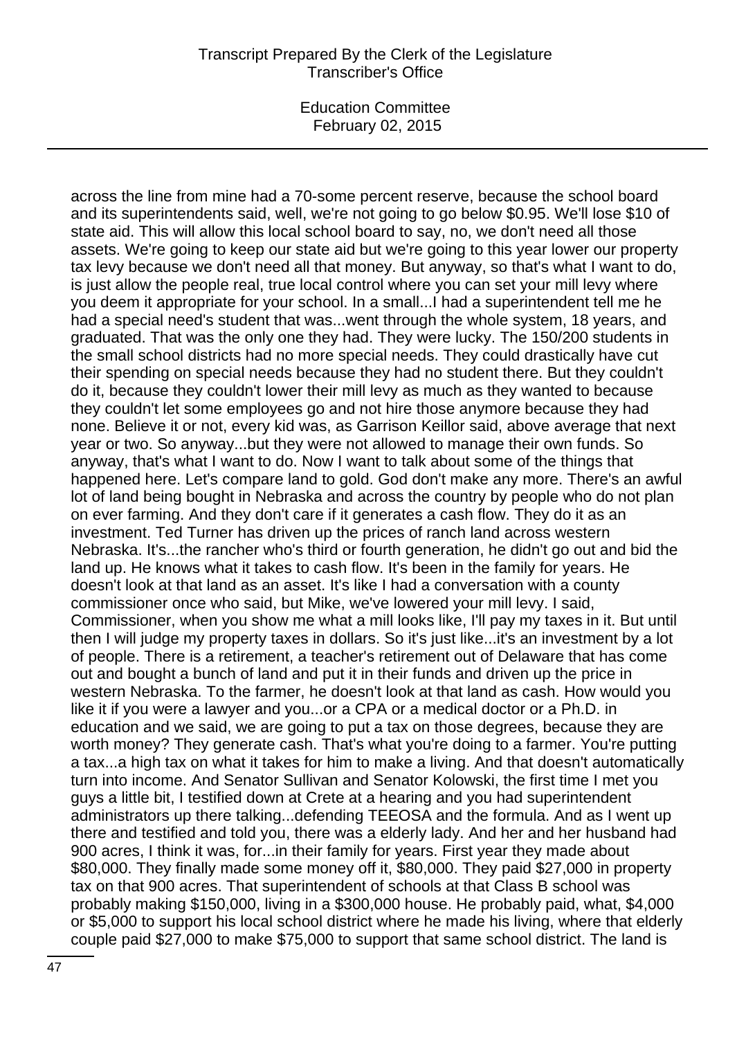across the line from mine had a 70-some percent reserve, because the school board and its superintendents said, well, we're not going to go below $0.95. We'll lose $10 of state aid. This will allow this local school board to say, no, we don't need all those assets. We're going to keep our state aid but we're going to this year lower our property tax levy because we don't need all that money. But anyway, so that's what I want to do, is just allow the people real, true local control where you can set your mill levy where you deem it appropriate for your school. In a small...I had a superintendent tell me he had a special need's student that was...went through the whole system, 18 years, and graduated. That was the only one they had. They were lucky. The 150/200 students in the small school districts had no more special needs. They could drastically have cut their spending on special needs because they had no student there. But they couldn't do it, because they couldn't lower their mill levy as much as they wanted to because they couldn't let some employees go and not hire those anymore because they had none. Believe it or not, every kid was, as Garrison Keillor said, above average that next year or two. So anyway...but they were not allowed to manage their own funds. So anyway, that's what I want to do. Now I want to talk about some of the things that happened here. Let's compare land to gold. God don't make any more. There's an awful lot of land being bought in Nebraska and across the country by people who do not plan on ever farming. And they don't care if it generates a cash flow. They do it as an investment. Ted Turner has driven up the prices of ranch land across western Nebraska. It's...the rancher who's third or fourth generation, he didn't go out and bid the land up. He knows what it takes to cash flow. It's been in the family for years. He doesn't look at that land as an asset. It's like I had a conversation with a county commissioner once who said, but Mike, we've lowered your mill levy. I said, Commissioner, when you show me what a mill looks like, I'll pay my taxes in it. But until then I will judge my property taxes in dollars. So it's just like...it's an investment by a lot of people. There is a retirement, a teacher's retirement out of Delaware that has come out and bought a bunch of land and put it in their funds and driven up the price in western Nebraska. To the farmer, he doesn't look at that land as cash. How would you like it if you were a lawyer and you...or a CPA or a medical doctor or a Ph.D. in education and we said, we are going to put a tax on those degrees, because they are worth money? They generate cash. That's what you're doing to a farmer. You're putting a tax...a high tax on what it takes for him to make a living. And that doesn't automatically turn into income. And Senator Sullivan and Senator Kolowski, the first time I met you guys a little bit, I testified down at Crete at a hearing and you had superintendent administrators up there talking...defending TEEOSA and the formula. And as I went up there and testified and told you, there was a elderly lady. And her and her husband had 900 acres, I think it was, for...in their family for years. First year they made about $80,000. They finally made some money off it, $80,000. They paid $27,000 in property tax on that 900 acres. That superintendent of schools at that Class B school was probably making $150,000, living in a $300,000 house. He probably paid, what, $4,000 or $5,000 to support his local school district where he made his living, where that elderly couple paid $27,000 to make $75,000 to support that same school district. The land is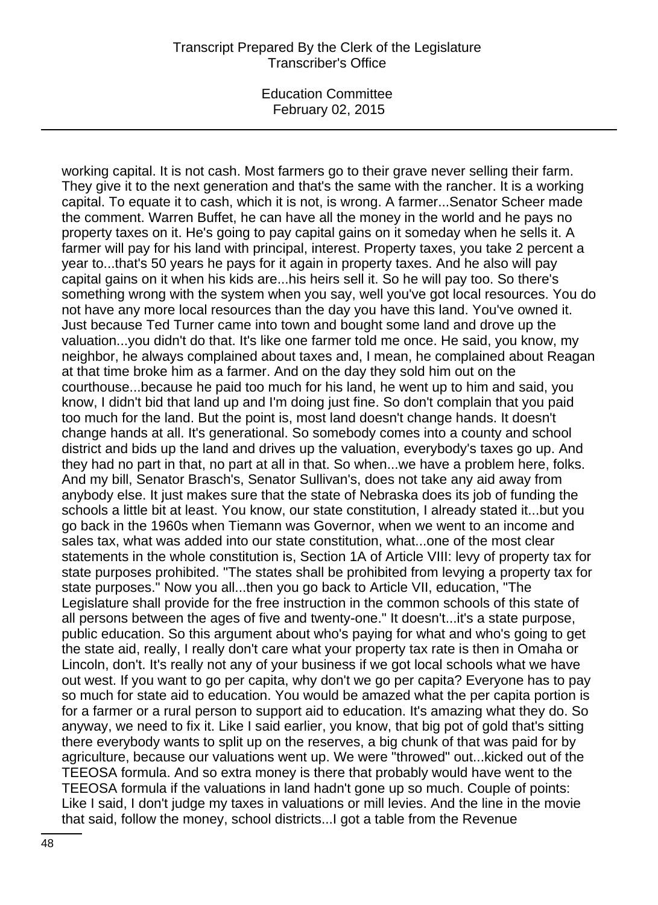working capital. It is not cash. Most farmers go to their grave never selling their farm. They give it to the next generation and that's the same with the rancher. It is a working capital. To equate it to cash, which it is not, is wrong. A farmer...Senator Scheer made the comment. Warren Buffet, he can have all the money in the world and he pays no property taxes on it. He's going to pay capital gains on it someday when he sells it. A farmer will pay for his land with principal, interest. Property taxes, you take 2 percent a year to...that's 50 years he pays for it again in property taxes. And he also will pay capital gains on it when his kids are...his heirs sell it. So he will pay too. So there's something wrong with the system when you say, well you've got local resources. You do not have any more local resources than the day you have this land. You've owned it. Just because Ted Turner came into town and bought some land and drove up the valuation...you didn't do that. It's like one farmer told me once. He said, you know, my neighbor, he always complained about taxes and, I mean, he complained about Reagan at that time broke him as a farmer. And on the day they sold him out on the courthouse...because he paid too much for his land, he went up to him and said, you know, I didn't bid that land up and I'm doing just fine. So don't complain that you paid too much for the land. But the point is, most land doesn't change hands. It doesn't change hands at all. It's generational. So somebody comes into a county and school district and bids up the land and drives up the valuation, everybody's taxes go up. And they had no part in that, no part at all in that. So when...we have a problem here, folks. And my bill, Senator Brasch's, Senator Sullivan's, does not take any aid away from anybody else. It just makes sure that the state of Nebraska does its job of funding the schools a little bit at least. You know, our state constitution, I already stated it...but you go back in the 1960s when Tiemann was Governor, when we went to an income and sales tax, what was added into our state constitution, what...one of the most clear statements in the whole constitution is, Section 1A of Article VIII: levy of property tax for state purposes prohibited. "The states shall be prohibited from levying a property tax for state purposes." Now you all...then you go back to Article VII, education, "The Legislature shall provide for the free instruction in the common schools of this state of all persons between the ages of five and twenty-one." It doesn't...it's a state purpose, public education. So this argument about who's paying for what and who's going to get the state aid, really, I really don't care what your property tax rate is then in Omaha or Lincoln, don't. It's really not any of your business if we got local schools what we have out west. If you want to go per capita, why don't we go per capita? Everyone has to pay so much for state aid to education. You would be amazed what the per capita portion is for a farmer or a rural person to support aid to education. It's amazing what they do. So anyway, we need to fix it. Like I said earlier, you know, that big pot of gold that's sitting there everybody wants to split up on the reserves, a big chunk of that was paid for by agriculture, because our valuations went up. We were "throwed" out...kicked out of the TEEOSA formula. And so extra money is there that probably would have went to the TEEOSA formula if the valuations in land hadn't gone up so much. Couple of points: Like I said, I don't judge my taxes in valuations or mill levies. And the line in the movie that said, follow the money, school districts...I got a table from the Revenue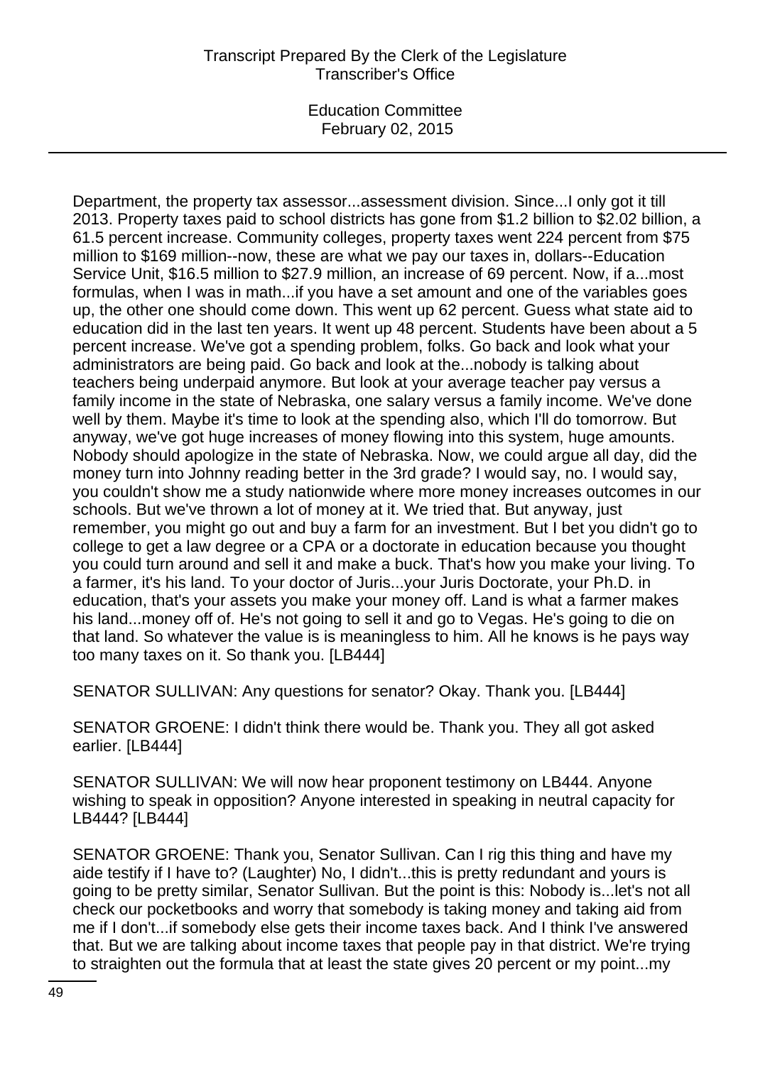Department, the property tax assessor...assessment division. Since...I only got it till 2013. Property taxes paid to school districts has gone from $1.2 billion to $2.02 billion, a 61.5 percent increase. Community colleges, property taxes went 224 percent from $75 million to $169 million--now, these are what we pay our taxes in, dollars--Education Service Unit, $16.5 million to $27.9 million, an increase of 69 percent. Now, if a...most formulas, when I was in math...if you have a set amount and one of the variables goes up, the other one should come down. This went up 62 percent. Guess what state aid to education did in the last ten years. It went up 48 percent. Students have been about a 5 percent increase. We've got a spending problem, folks. Go back and look what your administrators are being paid. Go back and look at the...nobody is talking about teachers being underpaid anymore. But look at your average teacher pay versus a family income in the state of Nebraska, one salary versus a family income. We've done well by them. Maybe it's time to look at the spending also, which I'll do tomorrow. But anyway, we've got huge increases of money flowing into this system, huge amounts. Nobody should apologize in the state of Nebraska. Now, we could argue all day, did the money turn into Johnny reading better in the 3rd grade? I would say, no. I would say, you couldn't show me a study nationwide where more money increases outcomes in our schools. But we've thrown a lot of money at it. We tried that. But anyway, just remember, you might go out and buy a farm for an investment. But I bet you didn't go to college to get a law degree or a CPA or a doctorate in education because you thought you could turn around and sell it and make a buck. That's how you make your living. To a farmer, it's his land. To your doctor of Juris...your Juris Doctorate, your Ph.D. in education, that's your assets you make your money off. Land is what a farmer makes his land...money off of. He's not going to sell it and go to Vegas. He's going to die on that land. So whatever the value is is meaningless to him. All he knows is he pays way too many taxes on it. So thank you. [LB444]

SENATOR SULLIVAN: Any questions for senator? Okay. Thank you. [LB444]

SENATOR GROENE: I didn't think there would be. Thank you. They all got asked earlier. [LB444]

SENATOR SULLIVAN: We will now hear proponent testimony on LB444. Anyone wishing to speak in opposition? Anyone interested in speaking in neutral capacity for LB444? [LB444]

SENATOR GROENE: Thank you, Senator Sullivan. Can I rig this thing and have my aide testify if I have to? (Laughter) No, I didn't...this is pretty redundant and yours is going to be pretty similar, Senator Sullivan. But the point is this: Nobody is...let's not all check our pocketbooks and worry that somebody is taking money and taking aid from me if I don't...if somebody else gets their income taxes back. And I think I've answered that. But we are talking about income taxes that people pay in that district. We're trying to straighten out the formula that at least the state gives 20 percent or my point...my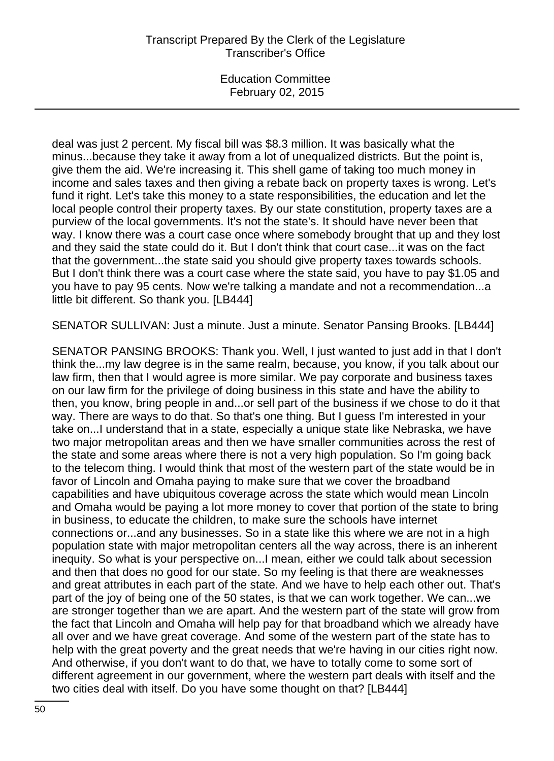deal was just 2 percent. My fiscal bill was $8.3 million. It was basically what the minus...because they take it away from a lot of unequalized districts. But the point is, give them the aid. We're increasing it. This shell game of taking too much money in income and sales taxes and then giving a rebate back on property taxes is wrong. Let's fund it right. Let's take this money to a state responsibilities, the education and let the local people control their property taxes. By our state constitution, property taxes are a purview of the local governments. It's not the state's. It should have never been that way. I know there was a court case once where somebody brought that up and they lost and they said the state could do it. But I don't think that court case...it was on the fact that the government...the state said you should give property taxes towards schools. But I don't think there was a court case where the state said, you have to pay $1.05 and you have to pay 95 cents. Now we're talking a mandate and not a recommendation...a little bit different. So thank you. [LB444]

SENATOR SULLIVAN: Just a minute. Just a minute. Senator Pansing Brooks. [LB444]

SENATOR PANSING BROOKS: Thank you. Well, I just wanted to just add in that I don't think the...my law degree is in the same realm, because, you know, if you talk about our law firm, then that I would agree is more similar. We pay corporate and business taxes on our law firm for the privilege of doing business in this state and have the ability to then, you know, bring people in and...or sell part of the business if we chose to do it that way. There are ways to do that. So that's one thing. But I guess I'm interested in your take on...I understand that in a state, especially a unique state like Nebraska, we have two major metropolitan areas and then we have smaller communities across the rest of the state and some areas where there is not a very high population. So I'm going back to the telecom thing. I would think that most of the western part of the state would be in favor of Lincoln and Omaha paying to make sure that we cover the broadband capabilities and have ubiquitous coverage across the state which would mean Lincoln and Omaha would be paying a lot more money to cover that portion of the state to bring in business, to educate the children, to make sure the schools have internet connections or...and any businesses. So in a state like this where we are not in a high population state with major metropolitan centers all the way across, there is an inherent inequity. So what is your perspective on...I mean, either we could talk about secession and then that does no good for our state. So my feeling is that there are weaknesses and great attributes in each part of the state. And we have to help each other out. That's part of the joy of being one of the 50 states, is that we can work together. We can...we are stronger together than we are apart. And the western part of the state will grow from the fact that Lincoln and Omaha will help pay for that broadband which we already have all over and we have great coverage. And some of the western part of the state has to help with the great poverty and the great needs that we're having in our cities right now. And otherwise, if you don't want to do that, we have to totally come to some sort of different agreement in our government, where the western part deals with itself and the two cities deal with itself. Do you have some thought on that? [LB444]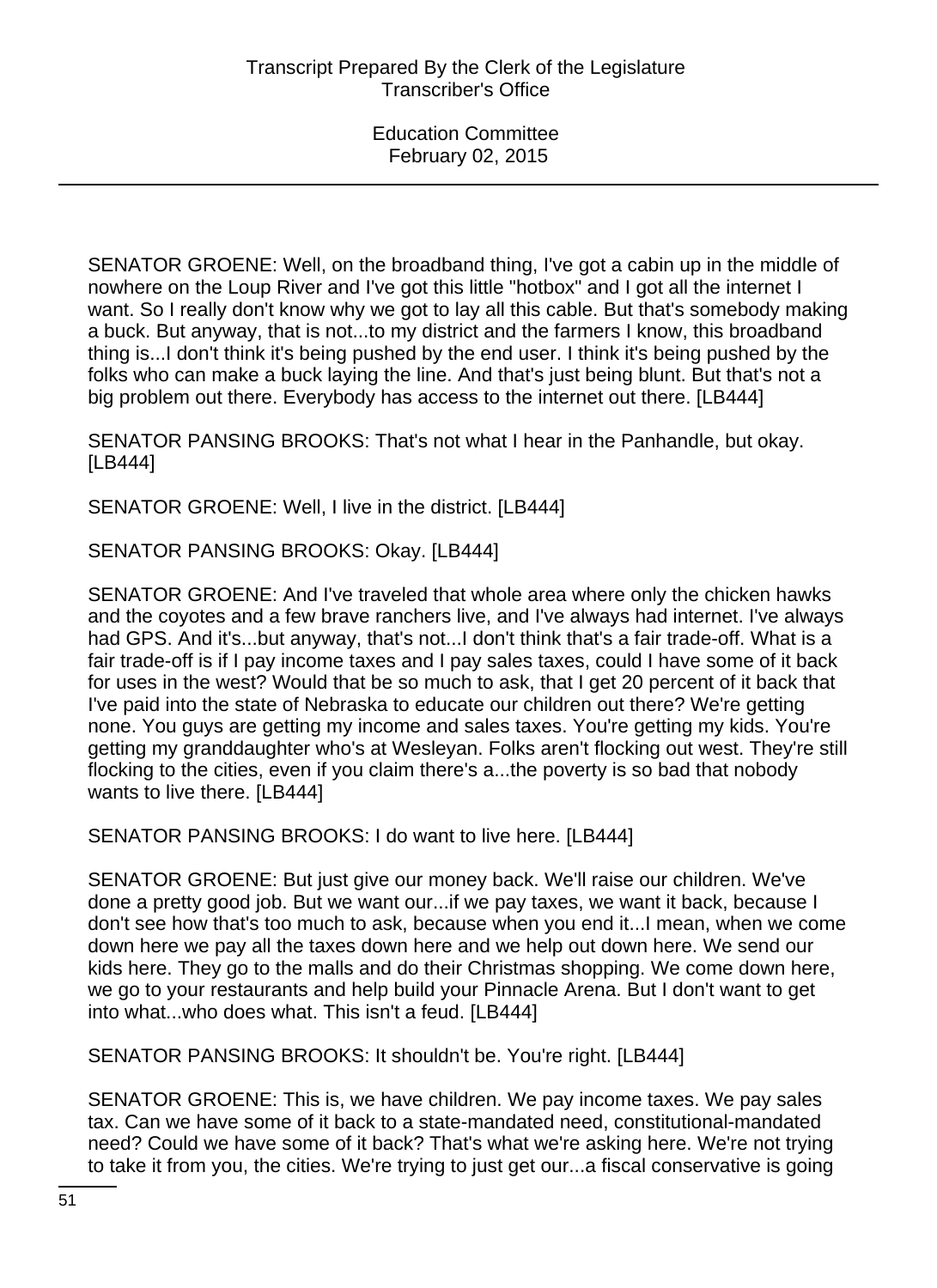SENATOR GROENE: Well, on the broadband thing, I've got a cabin up in the middle of nowhere on the Loup River and I've got this little "hotbox" and I got all the internet I want. So I really don't know why we got to lay all this cable. But that's somebody making a buck. But anyway, that is not...to my district and the farmers I know, this broadband thing is...I don't think it's being pushed by the end user. I think it's being pushed by the folks who can make a buck laying the line. And that's just being blunt. But that's not a big problem out there. Everybody has access to the internet out there. [LB444]

SENATOR PANSING BROOKS: That's not what I hear in the Panhandle, but okay. [LB444]

SENATOR GROENE: Well, I live in the district. [LB444]

SENATOR PANSING BROOKS: Okay. [LB444]

SENATOR GROENE: And I've traveled that whole area where only the chicken hawks and the coyotes and a few brave ranchers live, and I've always had internet. I've always had GPS. And it's...but anyway, that's not...I don't think that's a fair trade-off. What is a fair trade-off is if I pay income taxes and I pay sales taxes, could I have some of it back for uses in the west? Would that be so much to ask, that I get 20 percent of it back that I've paid into the state of Nebraska to educate our children out there? We're getting none. You guys are getting my income and sales taxes. You're getting my kids. You're getting my granddaughter who's at Wesleyan. Folks aren't flocking out west. They're still flocking to the cities, even if you claim there's a...the poverty is so bad that nobody wants to live there. [LB444]

SENATOR PANSING BROOKS: I do want to live here. [LB444]

SENATOR GROENE: But just give our money back. We'll raise our children. We've done a pretty good job. But we want our...if we pay taxes, we want it back, because I don't see how that's too much to ask, because when you end it...I mean, when we come down here we pay all the taxes down here and we help out down here. We send our kids here. They go to the malls and do their Christmas shopping. We come down here, we go to your restaurants and help build your Pinnacle Arena. But I don't want to get into what...who does what. This isn't a feud. [LB444]

SENATOR PANSING BROOKS: It shouldn't be. You're right. [LB444]

SENATOR GROENE: This is, we have children. We pay income taxes. We pay sales tax. Can we have some of it back to a state-mandated need, constitutional-mandated need? Could we have some of it back? That's what we're asking here. We're not trying to take it from you, the cities. We're trying to just get our...a fiscal conservative is going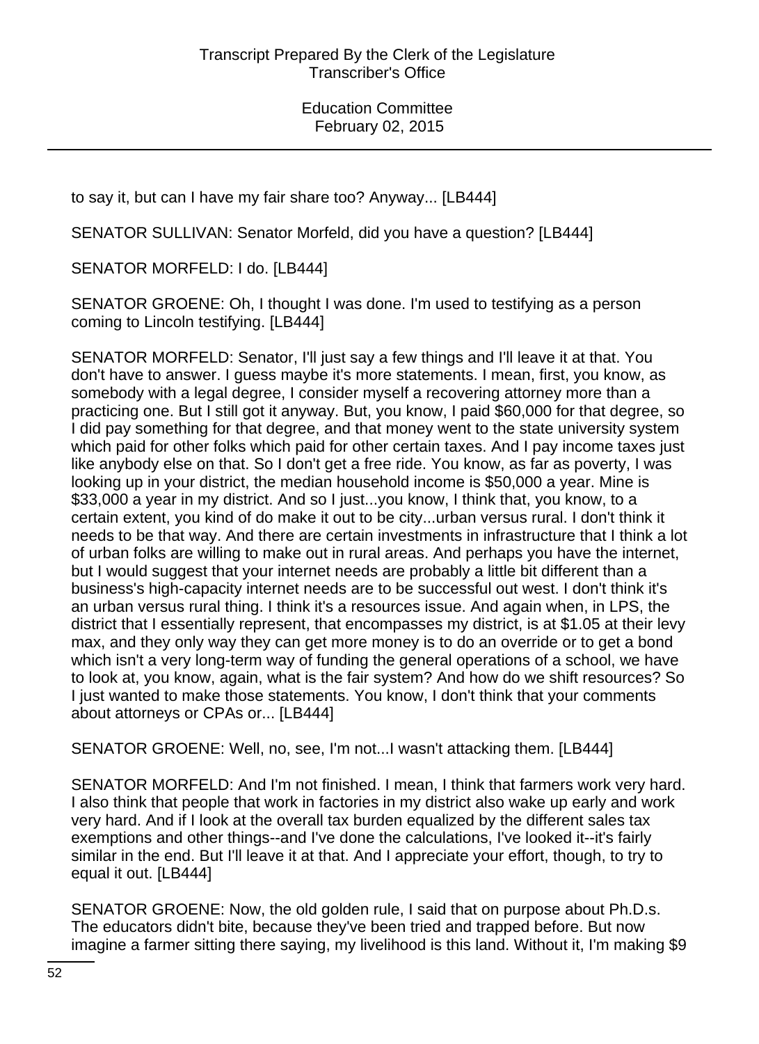to say it, but can I have my fair share too? Anyway... [LB444]

SENATOR SULLIVAN: Senator Morfeld, did you have a question? [LB444]

SENATOR MORFELD: I do. [LB444]

SENATOR GROENE: Oh, I thought I was done. I'm used to testifying as a person coming to Lincoln testifying. [LB444]

SENATOR MORFELD: Senator, I'll just say a few things and I'll leave it at that. You don't have to answer. I guess maybe it's more statements. I mean, first, you know, as somebody with a legal degree, I consider myself a recovering attorney more than a practicing one. But I still got it anyway. But, you know, I paid $60,000 for that degree, so I did pay something for that degree, and that money went to the state university system which paid for other folks which paid for other certain taxes. And I pay income taxes just like anybody else on that. So I don't get a free ride. You know, as far as poverty, I was looking up in your district, the median household income is $50,000 a year. Mine is $33,000 a year in my district. And so I just...you know, I think that, you know, to a certain extent, you kind of do make it out to be city...urban versus rural. I don't think it needs to be that way. And there are certain investments in infrastructure that I think a lot of urban folks are willing to make out in rural areas. And perhaps you have the internet, but I would suggest that your internet needs are probably a little bit different than a business's high-capacity internet needs are to be successful out west. I don't think it's an urban versus rural thing. I think it's a resources issue. And again when, in LPS, the district that I essentially represent, that encompasses my district, is at $1.05 at their levy max, and they only way they can get more money is to do an override or to get a bond which isn't a very long-term way of funding the general operations of a school, we have to look at, you know, again, what is the fair system? And how do we shift resources? So I just wanted to make those statements. You know, I don't think that your comments about attorneys or CPAs or... [LB444]

SENATOR GROENE: Well, no, see, I'm not...I wasn't attacking them. [LB444]

SENATOR MORFELD: And I'm not finished. I mean, I think that farmers work very hard. I also think that people that work in factories in my district also wake up early and work very hard. And if I look at the overall tax burden equalized by the different sales tax exemptions and other things--and I've done the calculations, I've looked it--it's fairly similar in the end. But I'll leave it at that. And I appreciate your effort, though, to try to equal it out. [LB444]

SENATOR GROENE: Now, the old golden rule, I said that on purpose about Ph.D.s. The educators didn't bite, because they've been tried and trapped before. But now imagine a farmer sitting there saying, my livelihood is this land. Without it, I'm making $9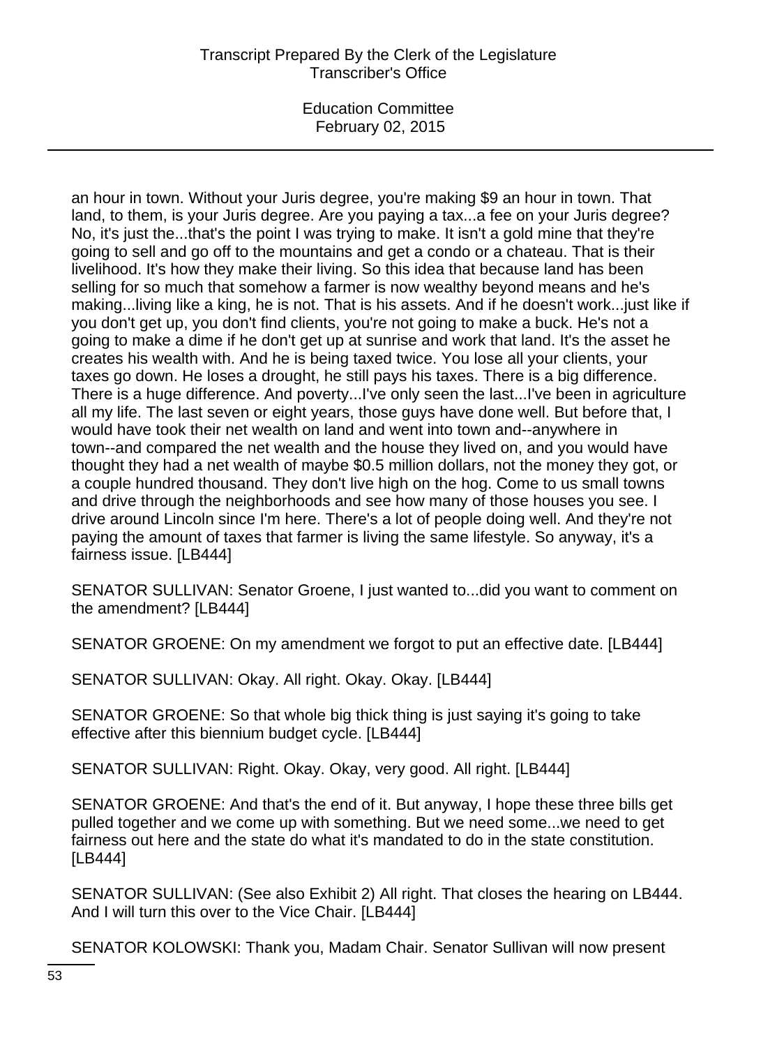an hour in town. Without your Juris degree, you're making $9 an hour in town. That land, to them, is your Juris degree. Are you paying a tax...a fee on your Juris degree? No, it's just the...that's the point I was trying to make. It isn't a gold mine that they're going to sell and go off to the mountains and get a condo or a chateau. That is their livelihood. It's how they make their living. So this idea that because land has been selling for so much that somehow a farmer is now wealthy beyond means and he's making...living like a king, he is not. That is his assets. And if he doesn't work...just like if you don't get up, you don't find clients, you're not going to make a buck. He's not a going to make a dime if he don't get up at sunrise and work that land. It's the asset he creates his wealth with. And he is being taxed twice. You lose all your clients, your taxes go down. He loses a drought, he still pays his taxes. There is a big difference. There is a huge difference. And poverty...I've only seen the last...I've been in agriculture all my life. The last seven or eight years, those guys have done well. But before that, I would have took their net wealth on land and went into town and--anywhere in town--and compared the net wealth and the house they lived on, and you would have thought they had a net wealth of maybe $0.5 million dollars, not the money they got, or a couple hundred thousand. They don't live high on the hog. Come to us small towns and drive through the neighborhoods and see how many of those houses you see. I drive around Lincoln since I'm here. There's a lot of people doing well. And they're not paying the amount of taxes that farmer is living the same lifestyle. So anyway, it's a fairness issue. [LB444]

SENATOR SULLIVAN: Senator Groene, I just wanted to...did you want to comment on the amendment? [LB444]

SENATOR GROENE: On my amendment we forgot to put an effective date. [LB444]

SENATOR SULLIVAN: Okay. All right. Okay. Okay. [LB444]

SENATOR GROENE: So that whole big thick thing is just saying it's going to take effective after this biennium budget cycle. [LB444]

SENATOR SULLIVAN: Right. Okay. Okay, very good. All right. [LB444]

SENATOR GROENE: And that's the end of it. But anyway, I hope these three bills get pulled together and we come up with something. But we need some...we need to get fairness out here and the state do what it's mandated to do in the state constitution. [LB444]

SENATOR SULLIVAN: (See also Exhibit 2) All right. That closes the hearing on LB444. And I will turn this over to the Vice Chair. [LB444]

SENATOR KOLOWSKI: Thank you, Madam Chair. Senator Sullivan will now present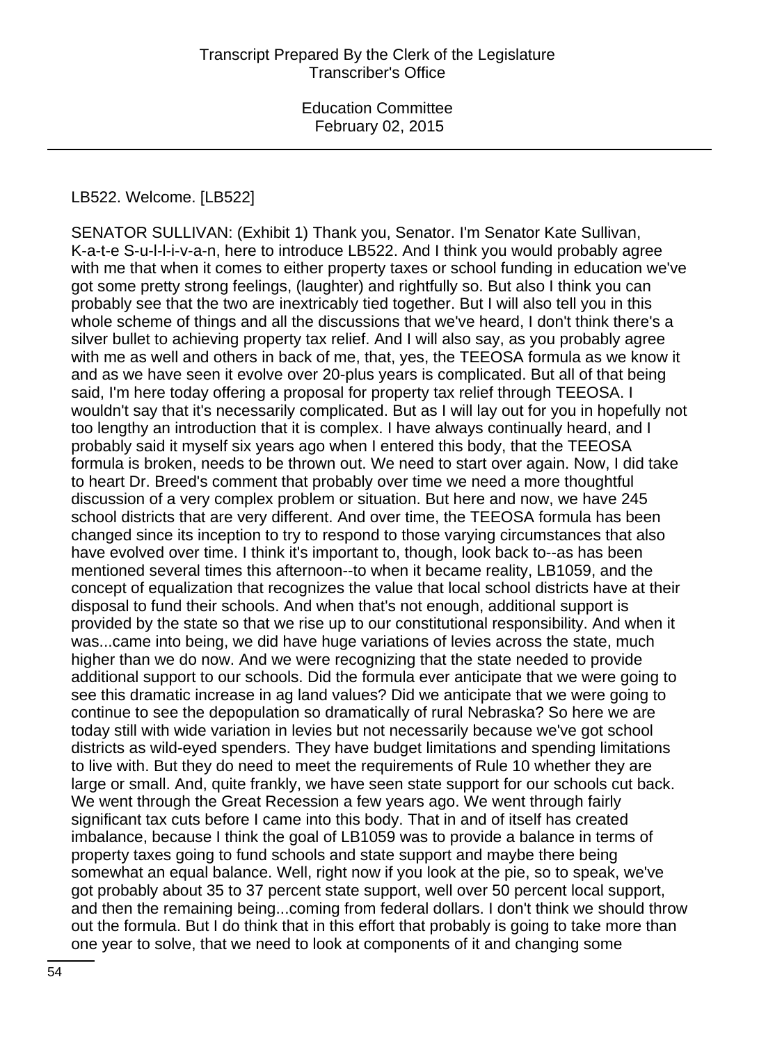LB522. Welcome. [LB522]

SENATOR SULLIVAN: (Exhibit 1) Thank you, Senator. I'm Senator Kate Sullivan, K-a-t-e S-u-l-l-i-v-a-n, here to introduce LB522. And I think you would probably agree with me that when it comes to either property taxes or school funding in education we've got some pretty strong feelings, (laughter) and rightfully so. But also I think you can probably see that the two are inextricably tied together. But I will also tell you in this whole scheme of things and all the discussions that we've heard, I don't think there's a silver bullet to achieving property tax relief. And I will also say, as you probably agree with me as well and others in back of me, that, yes, the TEEOSA formula as we know it and as we have seen it evolve over 20-plus years is complicated. But all of that being said, I'm here today offering a proposal for property tax relief through TEEOSA. I wouldn't say that it's necessarily complicated. But as I will lay out for you in hopefully not too lengthy an introduction that it is complex. I have always continually heard, and I probably said it myself six years ago when I entered this body, that the TEEOSA formula is broken, needs to be thrown out. We need to start over again. Now, I did take to heart Dr. Breed's comment that probably over time we need a more thoughtful discussion of a very complex problem or situation. But here and now, we have 245 school districts that are very different. And over time, the TEEOSA formula has been changed since its inception to try to respond to those varying circumstances that also have evolved over time. I think it's important to, though, look back to--as has been mentioned several times this afternoon--to when it became reality, LB1059, and the concept of equalization that recognizes the value that local school districts have at their disposal to fund their schools. And when that's not enough, additional support is provided by the state so that we rise up to our constitutional responsibility. And when it was...came into being, we did have huge variations of levies across the state, much higher than we do now. And we were recognizing that the state needed to provide additional support to our schools. Did the formula ever anticipate that we were going to see this dramatic increase in ag land values? Did we anticipate that we were going to continue to see the depopulation so dramatically of rural Nebraska? So here we are today still with wide variation in levies but not necessarily because we've got school districts as wild-eyed spenders. They have budget limitations and spending limitations to live with. But they do need to meet the requirements of Rule 10 whether they are large or small. And, quite frankly, we have seen state support for our schools cut back. We went through the Great Recession a few years ago. We went through fairly significant tax cuts before I came into this body. That in and of itself has created imbalance, because I think the goal of LB1059 was to provide a balance in terms of property taxes going to fund schools and state support and maybe there being somewhat an equal balance. Well, right now if you look at the pie, so to speak, we've got probably about 35 to 37 percent state support, well over 50 percent local support, and then the remaining being...coming from federal dollars. I don't think we should throw out the formula. But I do think that in this effort that probably is going to take more than one year to solve, that we need to look at components of it and changing some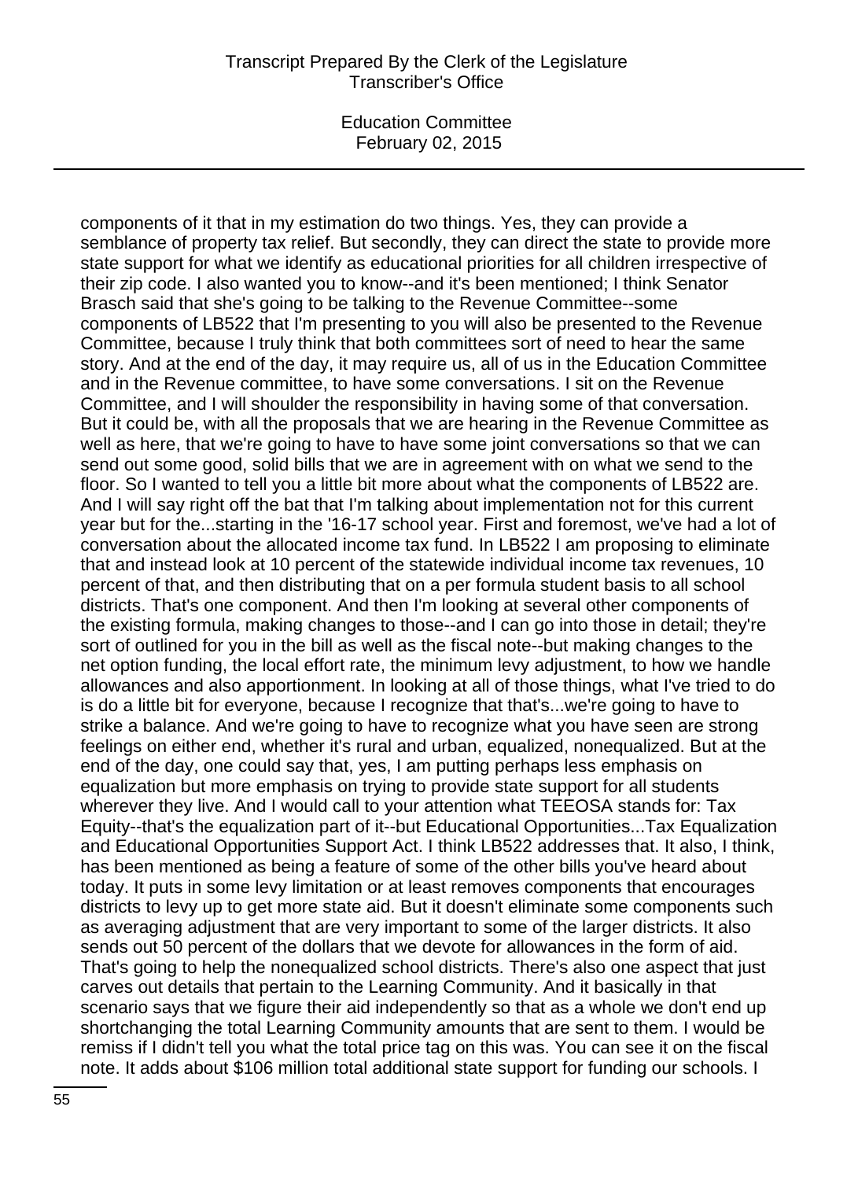components of it that in my estimation do two things. Yes, they can provide a semblance of property tax relief. But secondly, they can direct the state to provide more state support for what we identify as educational priorities for all children irrespective of their zip code. I also wanted you to know--and it's been mentioned; I think Senator Brasch said that she's going to be talking to the Revenue Committee--some components of LB522 that I'm presenting to you will also be presented to the Revenue Committee, because I truly think that both committees sort of need to hear the same story. And at the end of the day, it may require us, all of us in the Education Committee and in the Revenue committee, to have some conversations. I sit on the Revenue Committee, and I will shoulder the responsibility in having some of that conversation. But it could be, with all the proposals that we are hearing in the Revenue Committee as well as here, that we're going to have to have some joint conversations so that we can send out some good, solid bills that we are in agreement with on what we send to the floor. So I wanted to tell you a little bit more about what the components of LB522 are. And I will say right off the bat that I'm talking about implementation not for this current year but for the...starting in the '16-17 school year. First and foremost, we've had a lot of conversation about the allocated income tax fund. In LB522 I am proposing to eliminate that and instead look at 10 percent of the statewide individual income tax revenues, 10 percent of that, and then distributing that on a per formula student basis to all school districts. That's one component. And then I'm looking at several other components of the existing formula, making changes to those--and I can go into those in detail; they're sort of outlined for you in the bill as well as the fiscal note--but making changes to the net option funding, the local effort rate, the minimum levy adjustment, to how we handle allowances and also apportionment. In looking at all of those things, what I've tried to do is do a little bit for everyone, because I recognize that that's...we're going to have to strike a balance. And we're going to have to recognize what you have seen are strong feelings on either end, whether it's rural and urban, equalized, nonequalized. But at the end of the day, one could say that, yes, I am putting perhaps less emphasis on equalization but more emphasis on trying to provide state support for all students wherever they live. And I would call to your attention what TEEOSA stands for: Tax Equity--that's the equalization part of it--but Educational Opportunities...Tax Equalization and Educational Opportunities Support Act. I think LB522 addresses that. It also, I think, has been mentioned as being a feature of some of the other bills you've heard about today. It puts in some levy limitation or at least removes components that encourages districts to levy up to get more state aid. But it doesn't eliminate some components such as averaging adjustment that are very important to some of the larger districts. It also sends out 50 percent of the dollars that we devote for allowances in the form of aid. That's going to help the nonequalized school districts. There's also one aspect that just carves out details that pertain to the Learning Community. And it basically in that scenario says that we figure their aid independently so that as a whole we don't end up shortchanging the total Learning Community amounts that are sent to them. I would be remiss if I didn't tell you what the total price tag on this was. You can see it on the fiscal note. It adds about $106 million total additional state support for funding our schools. I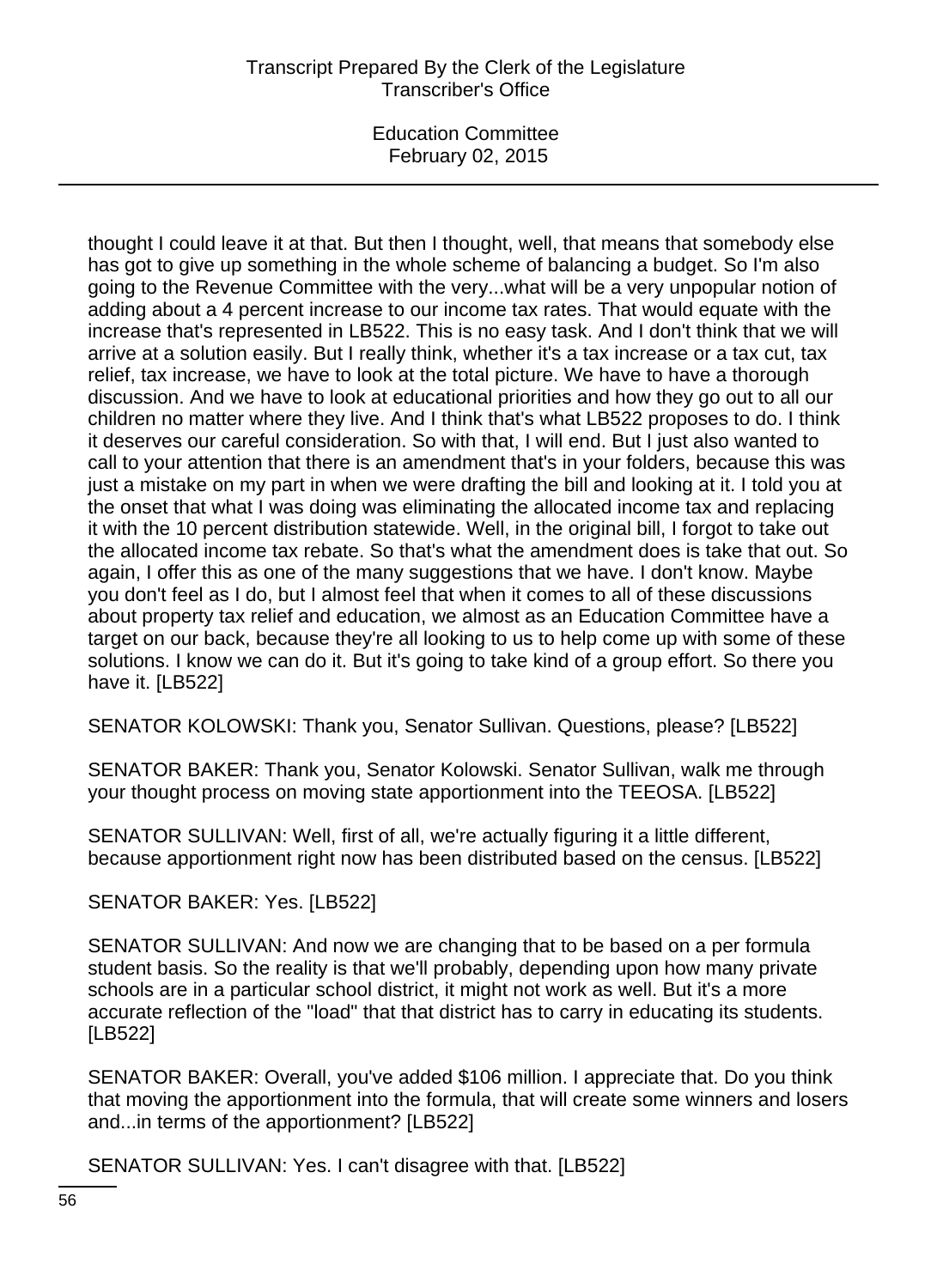thought I could leave it at that. But then I thought, well, that means that somebody else has got to give up something in the whole scheme of balancing a budget. So I'm also going to the Revenue Committee with the very...what will be a very unpopular notion of adding about a 4 percent increase to our income tax rates. That would equate with the increase that's represented in LB522. This is no easy task. And I don't think that we will arrive at a solution easily. But I really think, whether it's a tax increase or a tax cut, tax relief, tax increase, we have to look at the total picture. We have to have a thorough discussion. And we have to look at educational priorities and how they go out to all our children no matter where they live. And I think that's what LB522 proposes to do. I think it deserves our careful consideration. So with that, I will end. But I just also wanted to call to your attention that there is an amendment that's in your folders, because this was just a mistake on my part in when we were drafting the bill and looking at it. I told you at the onset that what I was doing was eliminating the allocated income tax and replacing it with the 10 percent distribution statewide. Well, in the original bill, I forgot to take out the allocated income tax rebate. So that's what the amendment does is take that out. So again, I offer this as one of the many suggestions that we have. I don't know. Maybe you don't feel as I do, but I almost feel that when it comes to all of these discussions about property tax relief and education, we almost as an Education Committee have a target on our back, because they're all looking to us to help come up with some of these solutions. I know we can do it. But it's going to take kind of a group effort. So there you have it. [LB522]

SENATOR KOLOWSKI: Thank you, Senator Sullivan. Questions, please? [LB522]

SENATOR BAKER: Thank you, Senator Kolowski. Senator Sullivan, walk me through your thought process on moving state apportionment into the TEEOSA. [LB522]

SENATOR SULLIVAN: Well, first of all, we're actually figuring it a little different, because apportionment right now has been distributed based on the census. [LB522]

SENATOR BAKER: Yes. [LB522]

SENATOR SULLIVAN: And now we are changing that to be based on a per formula student basis. So the reality is that we'll probably, depending upon how many private schools are in a particular school district, it might not work as well. But it's a more accurate reflection of the "load" that that district has to carry in educating its students. [LB522]

SENATOR BAKER: Overall, you've added $106 million. I appreciate that. Do you think that moving the apportionment into the formula, that will create some winners and losers and...in terms of the apportionment? [LB522]

SENATOR SULLIVAN: Yes. I can't disagree with that. [LB522]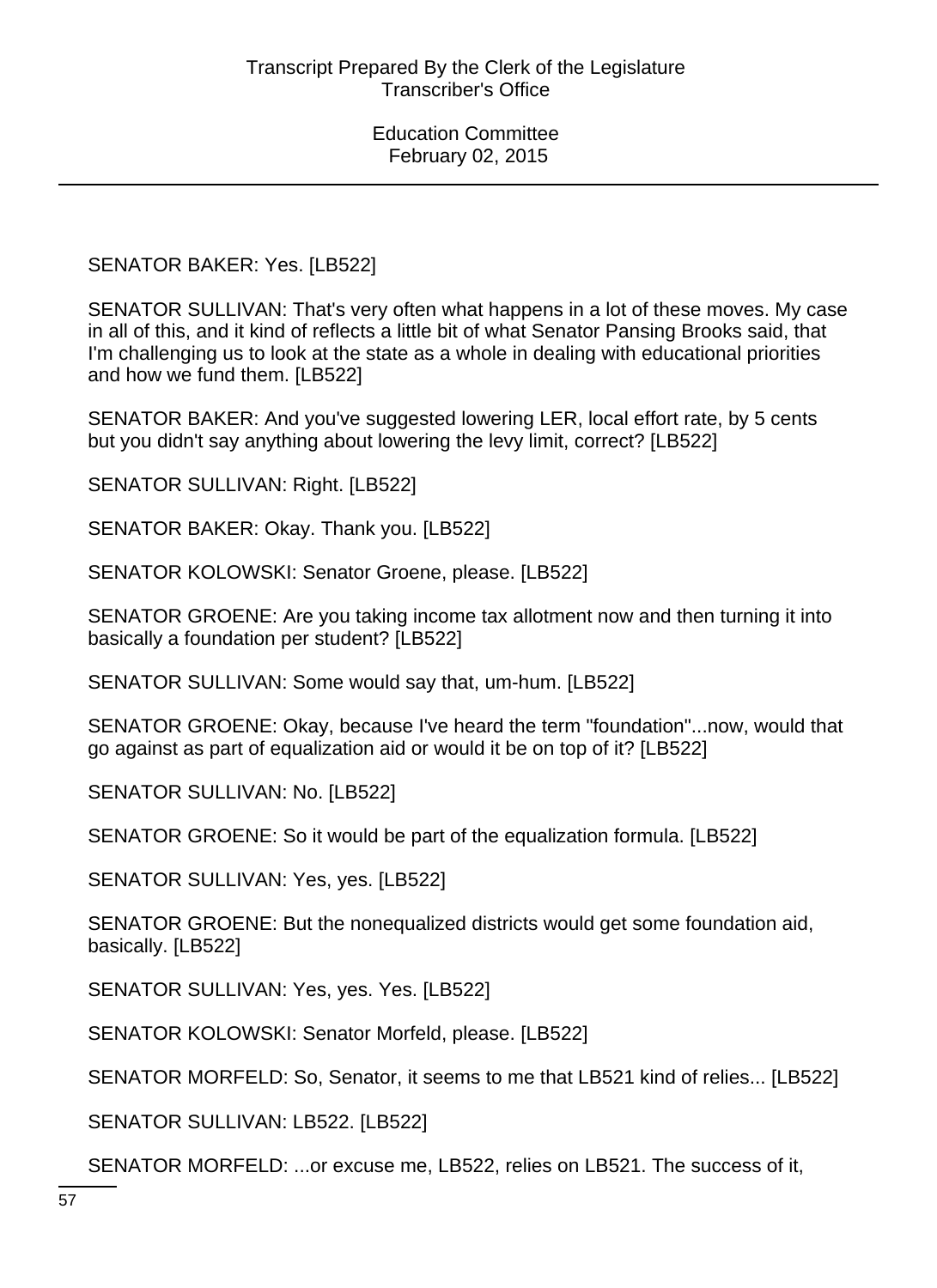SENATOR BAKER: Yes. [LB522]

SENATOR SULLIVAN: That's very often what happens in a lot of these moves. My case in all of this, and it kind of reflects a little bit of what Senator Pansing Brooks said, that I'm challenging us to look at the state as a whole in dealing with educational priorities and how we fund them. [LB522]

SENATOR BAKER: And you've suggested lowering LER, local effort rate, by 5 cents but you didn't say anything about lowering the levy limit, correct? [LB522]

SENATOR SULLIVAN: Right. [LB522]

SENATOR BAKER: Okay. Thank you. [LB522]

SENATOR KOLOWSKI: Senator Groene, please. [LB522]

SENATOR GROENE: Are you taking income tax allotment now and then turning it into basically a foundation per student? [LB522]

SENATOR SULLIVAN: Some would say that, um-hum. [LB522]

SENATOR GROENE: Okay, because I've heard the term "foundation"...now, would that go against as part of equalization aid or would it be on top of it? [LB522]

SENATOR SULLIVAN: No. [LB522]

SENATOR GROENE: So it would be part of the equalization formula. [LB522]

SENATOR SULLIVAN: Yes, yes. [LB522]

SENATOR GROENE: But the nonequalized districts would get some foundation aid, basically. [LB522]

SENATOR SULLIVAN: Yes, yes. Yes. [LB522]

SENATOR KOLOWSKI: Senator Morfeld, please. [LB522]

SENATOR MORFELD: So, Senator, it seems to me that LB521 kind of relies... [LB522]

SENATOR SULLIVAN: LB522. [LB522]

SENATOR MORFELD: ...or excuse me, LB522, relies on LB521. The success of it,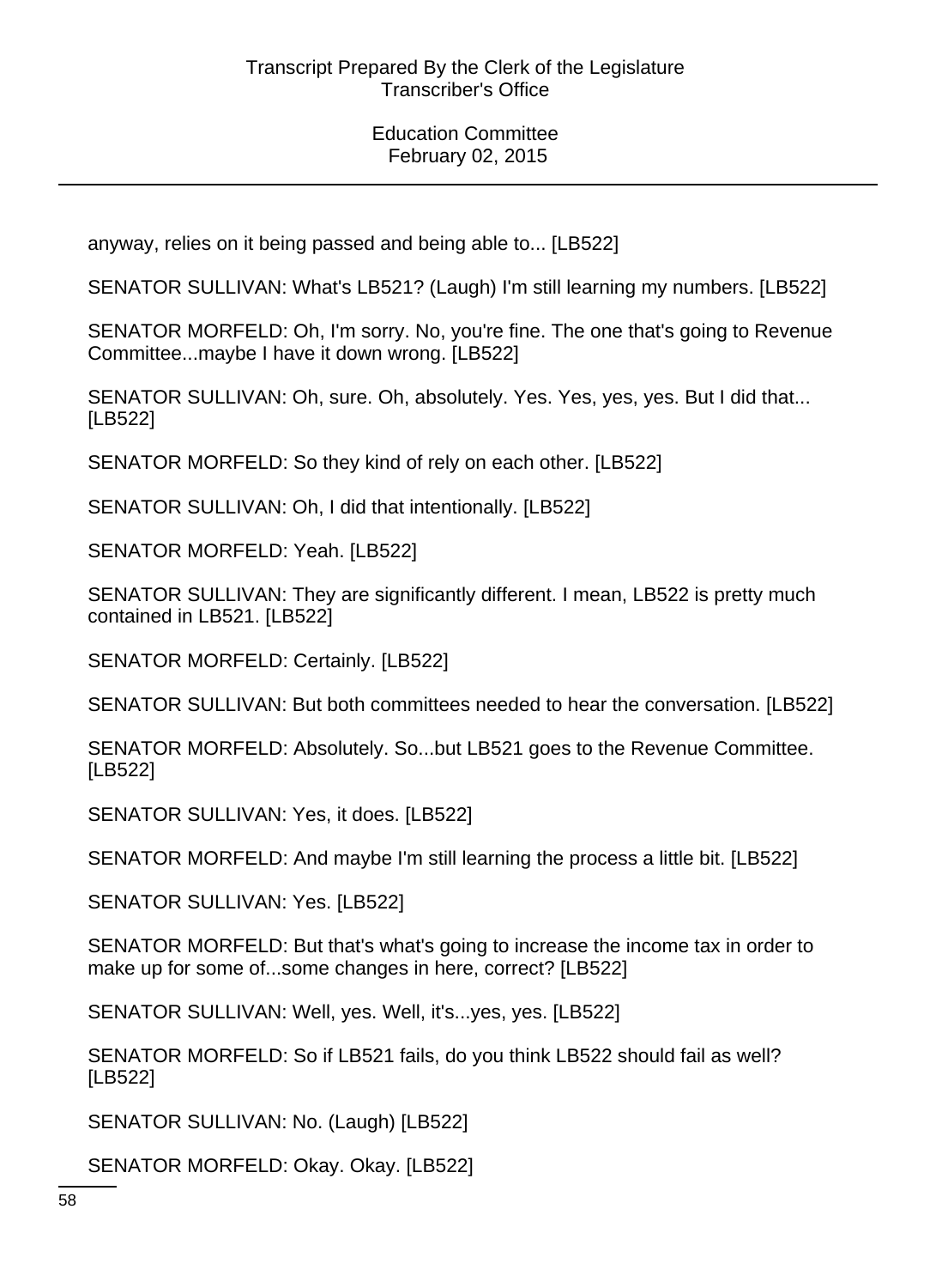anyway, relies on it being passed and being able to... [LB522]

SENATOR SULLIVAN: What's LB521? (Laugh) I'm still learning my numbers. [LB522]

SENATOR MORFELD: Oh, I'm sorry. No, you're fine. The one that's going to Revenue Committee...maybe I have it down wrong. [LB522]

SENATOR SULLIVAN: Oh, sure. Oh, absolutely. Yes. Yes, yes, yes. But I did that... [LB522]

SENATOR MORFELD: So they kind of rely on each other. [LB522]

SENATOR SULLIVAN: Oh, I did that intentionally. [LB522]

SENATOR MORFELD: Yeah. [LB522]

SENATOR SULLIVAN: They are significantly different. I mean, LB522 is pretty much contained in LB521. [LB522]

SENATOR MORFELD: Certainly. [LB522]

SENATOR SULLIVAN: But both committees needed to hear the conversation. [LB522]

SENATOR MORFELD: Absolutely. So...but LB521 goes to the Revenue Committee. [LB522]

SENATOR SULLIVAN: Yes, it does. [LB522]

SENATOR MORFELD: And maybe I'm still learning the process a little bit. [LB522]

SENATOR SULLIVAN: Yes. [LB522]

SENATOR MORFELD: But that's what's going to increase the income tax in order to make up for some of...some changes in here, correct? [LB522]

SENATOR SULLIVAN: Well, yes. Well, it's...yes, yes. [LB522]

SENATOR MORFELD: So if LB521 fails, do you think LB522 should fail as well? [LB522]

SENATOR SULLIVAN: No. (Laugh) [LB522]

SENATOR MORFELD: Okay. Okay. [LB522]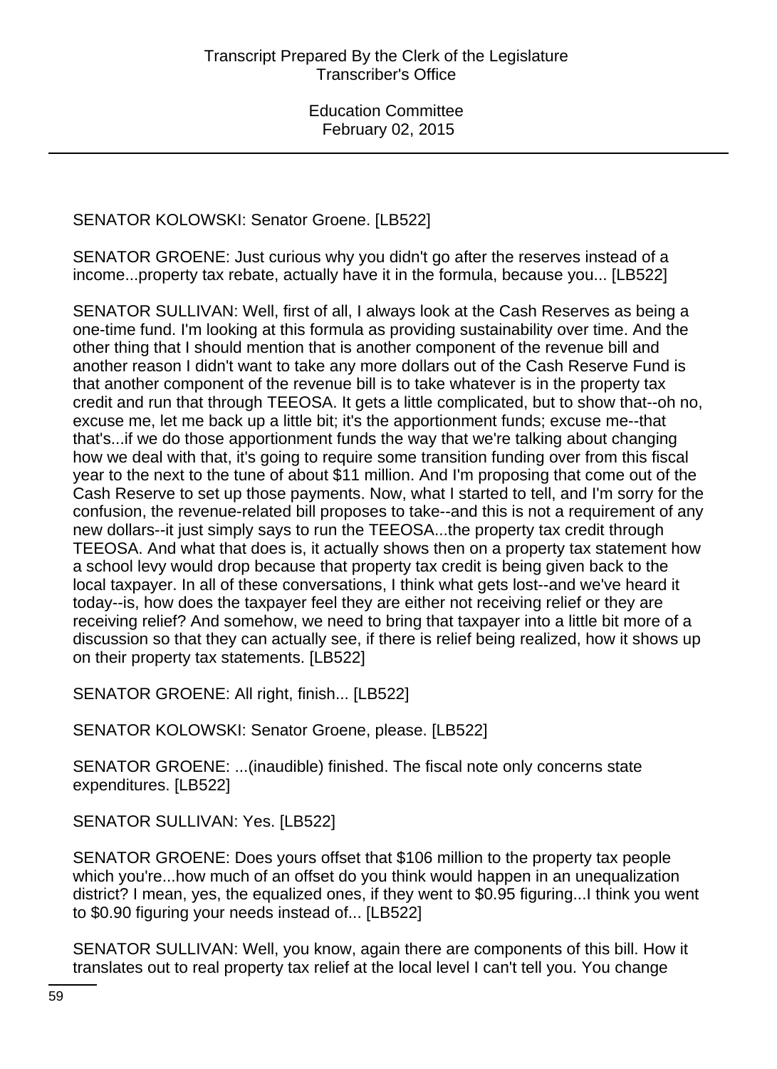SENATOR KOLOWSKI: Senator Groene. [LB522]

SENATOR GROENE: Just curious why you didn't go after the reserves instead of a income...property tax rebate, actually have it in the formula, because you... [LB522]

SENATOR SULLIVAN: Well, first of all, I always look at the Cash Reserves as being a one-time fund. I'm looking at this formula as providing sustainability over time. And the other thing that I should mention that is another component of the revenue bill and another reason I didn't want to take any more dollars out of the Cash Reserve Fund is that another component of the revenue bill is to take whatever is in the property tax credit and run that through TEEOSA. It gets a little complicated, but to show that--oh no, excuse me, let me back up a little bit; it's the apportionment funds; excuse me--that that's...if we do those apportionment funds the way that we're talking about changing how we deal with that, it's going to require some transition funding over from this fiscal year to the next to the tune of about $11 million. And I'm proposing that come out of the Cash Reserve to set up those payments. Now, what I started to tell, and I'm sorry for the confusion, the revenue-related bill proposes to take--and this is not a requirement of any new dollars--it just simply says to run the TEEOSA...the property tax credit through TEEOSA. And what that does is, it actually shows then on a property tax statement how a school levy would drop because that property tax credit is being given back to the local taxpayer. In all of these conversations, I think what gets lost--and we've heard it today--is, how does the taxpayer feel they are either not receiving relief or they are receiving relief? And somehow, we need to bring that taxpayer into a little bit more of a discussion so that they can actually see, if there is relief being realized, how it shows up on their property tax statements. [LB522]

SENATOR GROENE: All right, finish... [LB522]

SENATOR KOLOWSKI: Senator Groene, please. [LB522]

SENATOR GROENE: ...(inaudible) finished. The fiscal note only concerns state expenditures. [LB522]

SENATOR SULLIVAN: Yes. [LB522]

SENATOR GROENE: Does yours offset that $106 million to the property tax people which you're...how much of an offset do you think would happen in an unequalization district? I mean, yes, the equalized ones, if they went to $0.95 figuring...I think you went to $0.90 figuring your needs instead of... [LB522]

SENATOR SULLIVAN: Well, you know, again there are components of this bill. How it translates out to real property tax relief at the local level I can't tell you. You change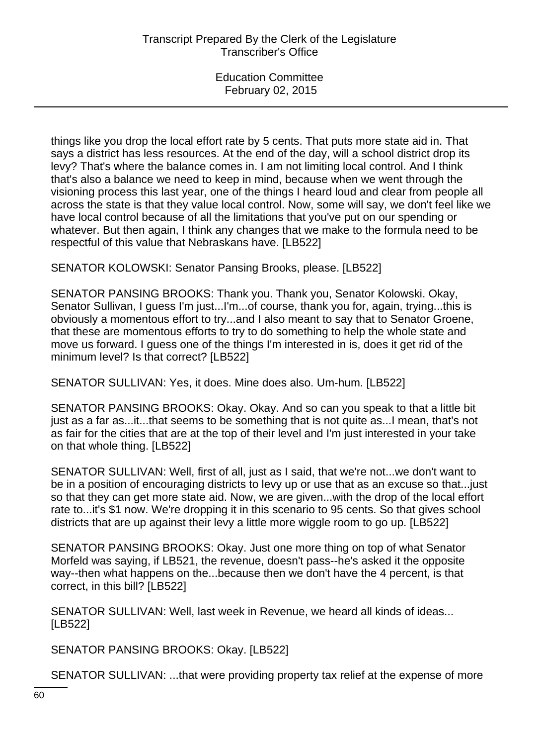things like you drop the local effort rate by 5 cents. That puts more state aid in. That says a district has less resources. At the end of the day, will a school district drop its levy? That's where the balance comes in. I am not limiting local control. And I think that's also a balance we need to keep in mind, because when we went through the visioning process this last year, one of the things I heard loud and clear from people all across the state is that they value local control. Now, some will say, we don't feel like we have local control because of all the limitations that you've put on our spending or whatever. But then again, I think any changes that we make to the formula need to be respectful of this value that Nebraskans have. [LB522]

SENATOR KOLOWSKI: Senator Pansing Brooks, please. [LB522]

SENATOR PANSING BROOKS: Thank you. Thank you, Senator Kolowski. Okay, Senator Sullivan, I guess I'm just...I'm...of course, thank you for, again, trying...this is obviously a momentous effort to try...and I also meant to say that to Senator Groene, that these are momentous efforts to try to do something to help the whole state and move us forward. I guess one of the things I'm interested in is, does it get rid of the minimum level? Is that correct? [LB522]

SENATOR SULLIVAN: Yes, it does. Mine does also. Um-hum. [LB522]

SENATOR PANSING BROOKS: Okay. Okay. And so can you speak to that a little bit just as a far as...it...that seems to be something that is not quite as...I mean, that's not as fair for the cities that are at the top of their level and I'm just interested in your take on that whole thing. [LB522]

SENATOR SULLIVAN: Well, first of all, just as I said, that we're not...we don't want to be in a position of encouraging districts to levy up or use that as an excuse so that...just so that they can get more state aid. Now, we are given...with the drop of the local effort rate to...it's $1 now. We're dropping it in this scenario to 95 cents. So that gives school districts that are up against their levy a little more wiggle room to go up. [LB522]

SENATOR PANSING BROOKS: Okay. Just one more thing on top of what Senator Morfeld was saying, if LB521, the revenue, doesn't pass--he's asked it the opposite way--then what happens on the...because then we don't have the 4 percent, is that correct, in this bill? [LB522]

SENATOR SULLIVAN: Well, last week in Revenue, we heard all kinds of ideas... [LB522]

SENATOR PANSING BROOKS: Okay. [LB522]

SENATOR SULLIVAN: ...that were providing property tax relief at the expense of more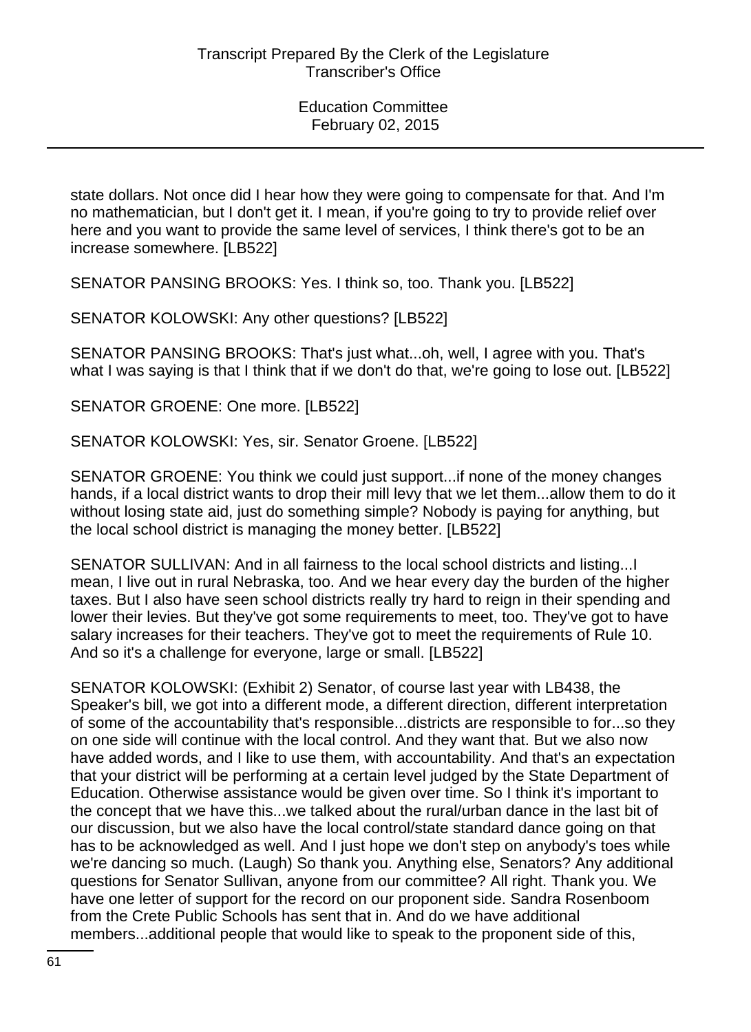state dollars. Not once did I hear how they were going to compensate for that. And I'm no mathematician, but I don't get it. I mean, if you're going to try to provide relief over here and you want to provide the same level of services, I think there's got to be an increase somewhere. [LB522]

SENATOR PANSING BROOKS: Yes. I think so, too. Thank you. [LB522]

SENATOR KOLOWSKI: Any other questions? [LB522]

SENATOR PANSING BROOKS: That's just what...oh, well, I agree with you. That's what I was saying is that I think that if we don't do that, we're going to lose out. [LB522]

SENATOR GROENE: One more. [LB522]

SENATOR KOLOWSKI: Yes, sir. Senator Groene. [LB522]

SENATOR GROENE: You think we could just support...if none of the money changes hands, if a local district wants to drop their mill levy that we let them...allow them to do it without losing state aid, just do something simple? Nobody is paying for anything, but the local school district is managing the money better. [LB522]

SENATOR SULLIVAN: And in all fairness to the local school districts and listing...I mean, I live out in rural Nebraska, too. And we hear every day the burden of the higher taxes. But I also have seen school districts really try hard to reign in their spending and lower their levies. But they've got some requirements to meet, too. They've got to have salary increases for their teachers. They've got to meet the requirements of Rule 10. And so it's a challenge for everyone, large or small. [LB522]

SENATOR KOLOWSKI: (Exhibit 2) Senator, of course last year with LB438, the Speaker's bill, we got into a different mode, a different direction, different interpretation of some of the accountability that's responsible...districts are responsible to for...so they on one side will continue with the local control. And they want that. But we also now have added words, and I like to use them, with accountability. And that's an expectation that your district will be performing at a certain level judged by the State Department of Education. Otherwise assistance would be given over time. So I think it's important to the concept that we have this...we talked about the rural/urban dance in the last bit of our discussion, but we also have the local control/state standard dance going on that has to be acknowledged as well. And I just hope we don't step on anybody's toes while we're dancing so much. (Laugh) So thank you. Anything else, Senators? Any additional questions for Senator Sullivan, anyone from our committee? All right. Thank you. We have one letter of support for the record on our proponent side. Sandra Rosenboom from the Crete Public Schools has sent that in. And do we have additional members...additional people that would like to speak to the proponent side of this,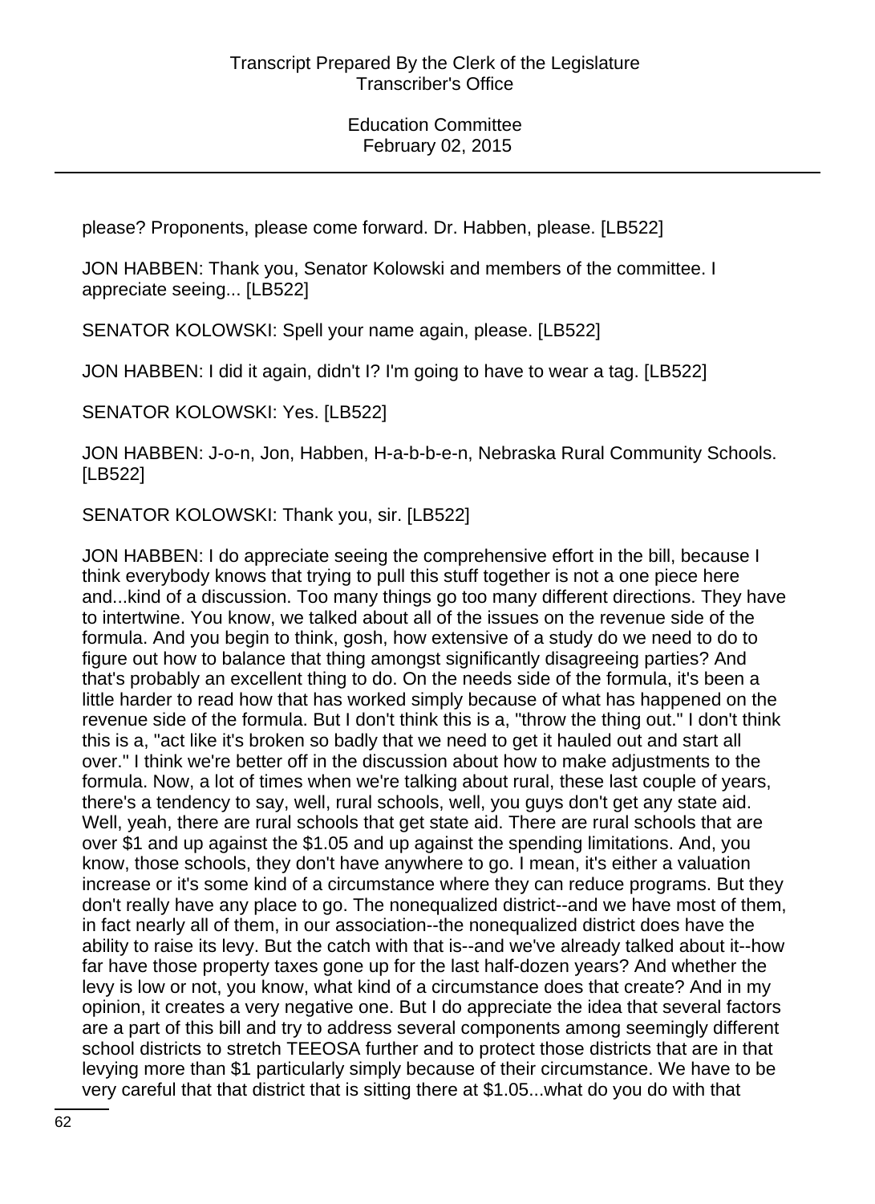please? Proponents, please come forward. Dr. Habben, please. [LB522]

JON HABBEN: Thank you, Senator Kolowski and members of the committee. I appreciate seeing... [LB522]

SENATOR KOLOWSKI: Spell your name again, please. [LB522]

JON HABBEN: I did it again, didn't I? I'm going to have to wear a tag. [LB522]

SENATOR KOLOWSKI: Yes. [LB522]

JON HABBEN: J-o-n, Jon, Habben, H-a-b-b-e-n, Nebraska Rural Community Schools. [LB522]

SENATOR KOLOWSKI: Thank you, sir. [LB522]

JON HABBEN: I do appreciate seeing the comprehensive effort in the bill, because I think everybody knows that trying to pull this stuff together is not a one piece here and...kind of a discussion. Too many things go too many different directions. They have to intertwine. You know, we talked about all of the issues on the revenue side of the formula. And you begin to think, gosh, how extensive of a study do we need to do to figure out how to balance that thing amongst significantly disagreeing parties? And that's probably an excellent thing to do. On the needs side of the formula, it's been a little harder to read how that has worked simply because of what has happened on the revenue side of the formula. But I don't think this is a, "throw the thing out." I don't think this is a, "act like it's broken so badly that we need to get it hauled out and start all over." I think we're better off in the discussion about how to make adjustments to the formula. Now, a lot of times when we're talking about rural, these last couple of years, there's a tendency to say, well, rural schools, well, you guys don't get any state aid. Well, yeah, there are rural schools that get state aid. There are rural schools that are over $1 and up against the $1.05 and up against the spending limitations. And, you know, those schools, they don't have anywhere to go. I mean, it's either a valuation increase or it's some kind of a circumstance where they can reduce programs. But they don't really have any place to go. The nonequalized district--and we have most of them, in fact nearly all of them, in our association--the nonequalized district does have the ability to raise its levy. But the catch with that is--and we've already talked about it--how far have those property taxes gone up for the last half-dozen years? And whether the levy is low or not, you know, what kind of a circumstance does that create? And in my opinion, it creates a very negative one. But I do appreciate the idea that several factors are a part of this bill and try to address several components among seemingly different school districts to stretch TEEOSA further and to protect those districts that are in that levying more than $1 particularly simply because of their circumstance. We have to be very careful that that district that is sitting there at $1.05...what do you do with that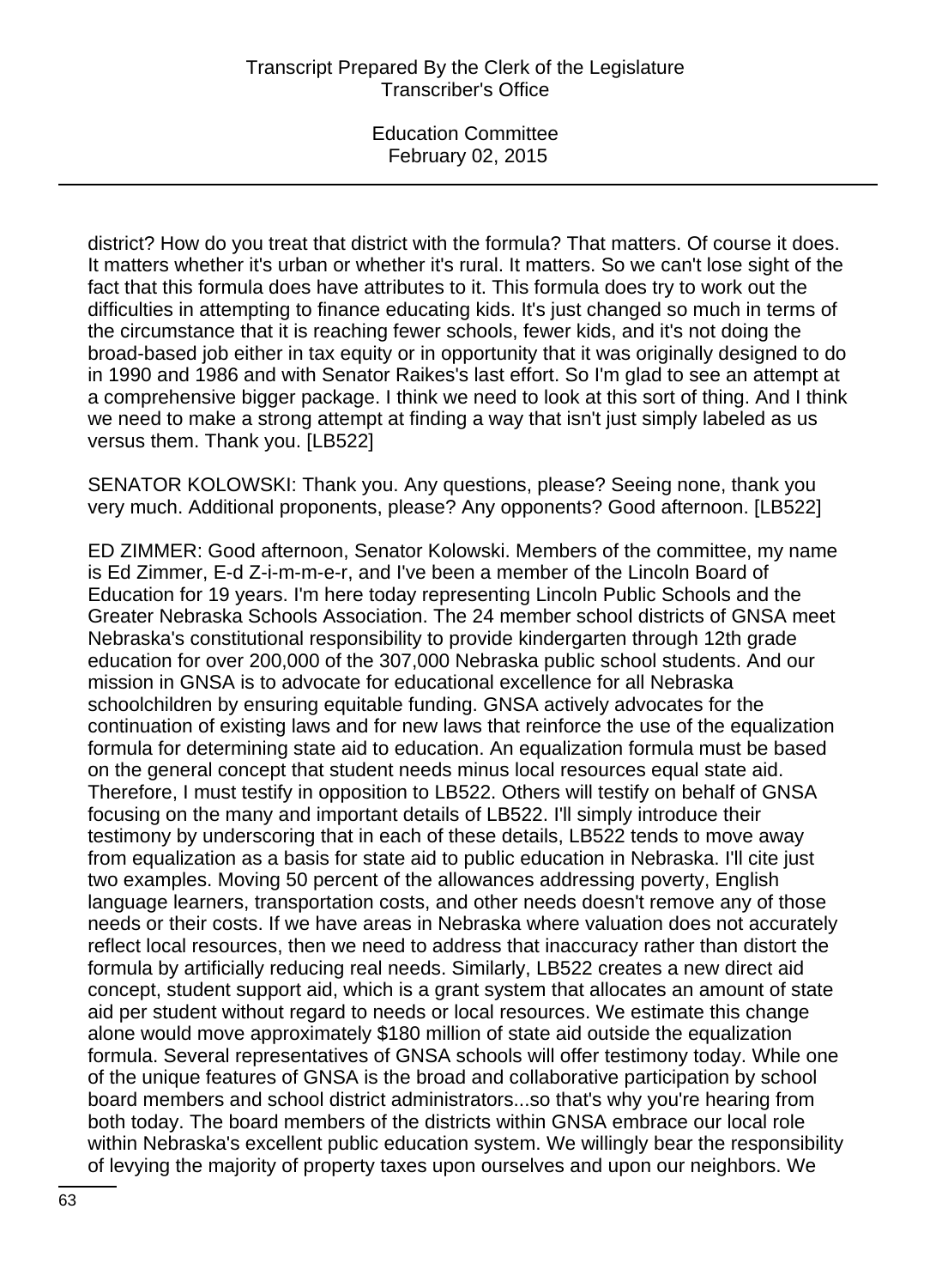district? How do you treat that district with the formula? That matters. Of course it does. It matters whether it's urban or whether it's rural. It matters. So we can't lose sight of the fact that this formula does have attributes to it. This formula does try to work out the difficulties in attempting to finance educating kids. It's just changed so much in terms of the circumstance that it is reaching fewer schools, fewer kids, and it's not doing the broad-based job either in tax equity or in opportunity that it was originally designed to do in 1990 and 1986 and with Senator Raikes's last effort. So I'm glad to see an attempt at a comprehensive bigger package. I think we need to look at this sort of thing. And I think we need to make a strong attempt at finding a way that isn't just simply labeled as us versus them. Thank you. [LB522]

SENATOR KOLOWSKI: Thank you. Any questions, please? Seeing none, thank you very much. Additional proponents, please? Any opponents? Good afternoon. [LB522]

ED ZIMMER: Good afternoon, Senator Kolowski. Members of the committee, my name is Ed Zimmer, E-d Z-i-m-m-e-r, and I've been a member of the Lincoln Board of Education for 19 years. I'm here today representing Lincoln Public Schools and the Greater Nebraska Schools Association. The 24 member school districts of GNSA meet Nebraska's constitutional responsibility to provide kindergarten through 12th grade education for over 200,000 of the 307,000 Nebraska public school students. And our mission in GNSA is to advocate for educational excellence for all Nebraska schoolchildren by ensuring equitable funding. GNSA actively advocates for the continuation of existing laws and for new laws that reinforce the use of the equalization formula for determining state aid to education. An equalization formula must be based on the general concept that student needs minus local resources equal state aid. Therefore, I must testify in opposition to LB522. Others will testify on behalf of GNSA focusing on the many and important details of LB522. I'll simply introduce their testimony by underscoring that in each of these details, LB522 tends to move away from equalization as a basis for state aid to public education in Nebraska. I'll cite just two examples. Moving 50 percent of the allowances addressing poverty, English language learners, transportation costs, and other needs doesn't remove any of those needs or their costs. If we have areas in Nebraska where valuation does not accurately reflect local resources, then we need to address that inaccuracy rather than distort the formula by artificially reducing real needs. Similarly, LB522 creates a new direct aid concept, student support aid, which is a grant system that allocates an amount of state aid per student without regard to needs or local resources. We estimate this change alone would move approximately $180 million of state aid outside the equalization formula. Several representatives of GNSA schools will offer testimony today. While one of the unique features of GNSA is the broad and collaborative participation by school board members and school district administrators...so that's why you're hearing from both today. The board members of the districts within GNSA embrace our local role within Nebraska's excellent public education system. We willingly bear the responsibility of levying the majority of property taxes upon ourselves and upon our neighbors. We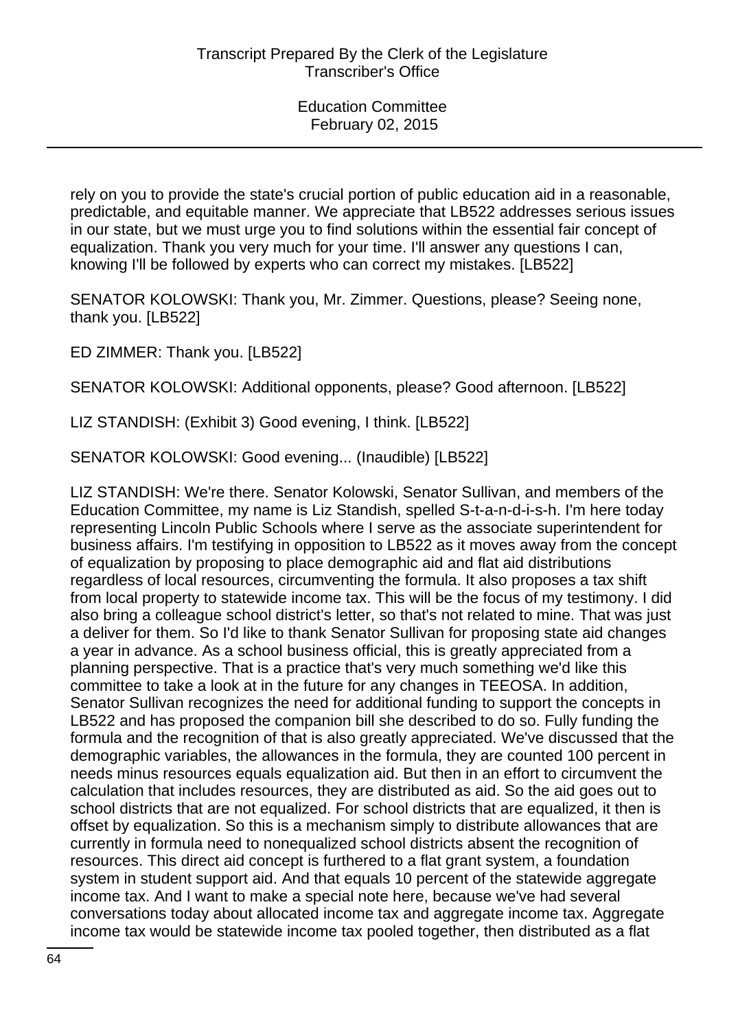rely on you to provide the state's crucial portion of public education aid in a reasonable, predictable, and equitable manner. We appreciate that LB522 addresses serious issues in our state, but we must urge you to find solutions within the essential fair concept of equalization. Thank you very much for your time. I'll answer any questions I can, knowing I'll be followed by experts who can correct my mistakes. [LB522]

SENATOR KOLOWSKI: Thank you, Mr. Zimmer. Questions, please? Seeing none, thank you. [LB522]

ED ZIMMER: Thank you. [LB522]

SENATOR KOLOWSKI: Additional opponents, please? Good afternoon. [LB522]

LIZ STANDISH: (Exhibit 3) Good evening, I think. [LB522]

SENATOR KOLOWSKI: Good evening... (Inaudible) [LB522]

LIZ STANDISH: We're there. Senator Kolowski, Senator Sullivan, and members of the Education Committee, my name is Liz Standish, spelled S-t-a-n-d-i-s-h. I'm here today representing Lincoln Public Schools where I serve as the associate superintendent for business affairs. I'm testifying in opposition to LB522 as it moves away from the concept of equalization by proposing to place demographic aid and flat aid distributions regardless of local resources, circumventing the formula. It also proposes a tax shift from local property to statewide income tax. This will be the focus of my testimony. I did also bring a colleague school district's letter, so that's not related to mine. That was just a deliver for them. So I'd like to thank Senator Sullivan for proposing state aid changes a year in advance. As a school business official, this is greatly appreciated from a planning perspective. That is a practice that's very much something we'd like this committee to take a look at in the future for any changes in TEEOSA. In addition, Senator Sullivan recognizes the need for additional funding to support the concepts in LB522 and has proposed the companion bill she described to do so. Fully funding the formula and the recognition of that is also greatly appreciated. We've discussed that the demographic variables, the allowances in the formula, they are counted 100 percent in needs minus resources equals equalization aid. But then in an effort to circumvent the calculation that includes resources, they are distributed as aid. So the aid goes out to school districts that are not equalized. For school districts that are equalized, it then is offset by equalization. So this is a mechanism simply to distribute allowances that are currently in formula need to nonequalized school districts absent the recognition of resources. This direct aid concept is furthered to a flat grant system, a foundation system in student support aid. And that equals 10 percent of the statewide aggregate income tax. And I want to make a special note here, because we've had several conversations today about allocated income tax and aggregate income tax. Aggregate income tax would be statewide income tax pooled together, then distributed as a flat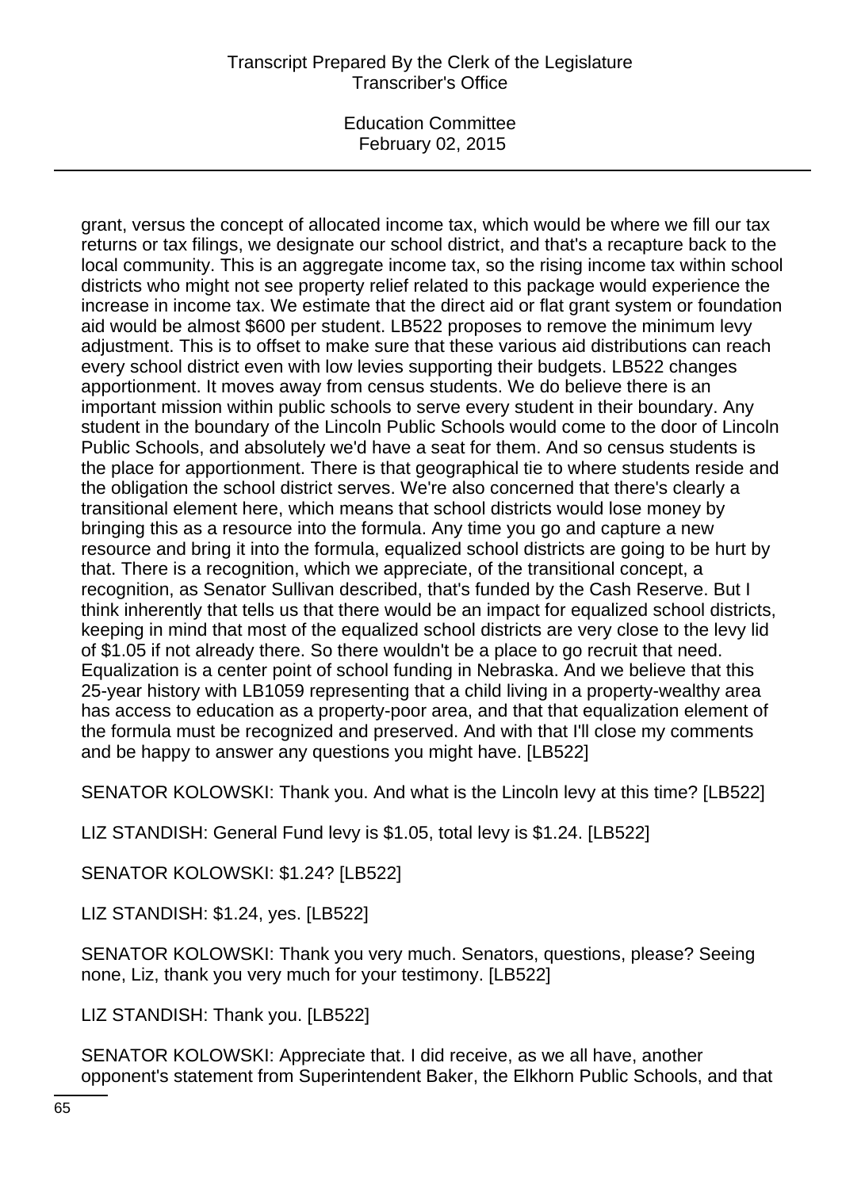grant, versus the concept of allocated income tax, which would be where we fill our tax returns or tax filings, we designate our school district, and that's a recapture back to the local community. This is an aggregate income tax, so the rising income tax within school districts who might not see property relief related to this package would experience the increase in income tax. We estimate that the direct aid or flat grant system or foundation aid would be almost $600 per student. LB522 proposes to remove the minimum levy adjustment. This is to offset to make sure that these various aid distributions can reach every school district even with low levies supporting their budgets. LB522 changes apportionment. It moves away from census students. We do believe there is an important mission within public schools to serve every student in their boundary. Any student in the boundary of the Lincoln Public Schools would come to the door of Lincoln Public Schools, and absolutely we'd have a seat for them. And so census students is the place for apportionment. There is that geographical tie to where students reside and the obligation the school district serves. We're also concerned that there's clearly a transitional element here, which means that school districts would lose money by bringing this as a resource into the formula. Any time you go and capture a new resource and bring it into the formula, equalized school districts are going to be hurt by that. There is a recognition, which we appreciate, of the transitional concept, a recognition, as Senator Sullivan described, that's funded by the Cash Reserve. But I think inherently that tells us that there would be an impact for equalized school districts, keeping in mind that most of the equalized school districts are very close to the levy lid of $1.05 if not already there. So there wouldn't be a place to go recruit that need. Equalization is a center point of school funding in Nebraska. And we believe that this 25-year history with LB1059 representing that a child living in a property-wealthy area has access to education as a property-poor area, and that that equalization element of the formula must be recognized and preserved. And with that I'll close my comments and be happy to answer any questions you might have. [LB522]

SENATOR KOLOWSKI: Thank you. And what is the Lincoln levy at this time? [LB522]

LIZ STANDISH: General Fund levy is $1.05, total levy is $1.24. [LB522]

SENATOR KOLOWSKI: $1.24? [LB522]

LIZ STANDISH: $1.24, yes. [LB522]

SENATOR KOLOWSKI: Thank you very much. Senators, questions, please? Seeing none, Liz, thank you very much for your testimony. [LB522]

LIZ STANDISH: Thank you. [LB522]

SENATOR KOLOWSKI: Appreciate that. I did receive, as we all have, another opponent's statement from Superintendent Baker, the Elkhorn Public Schools, and that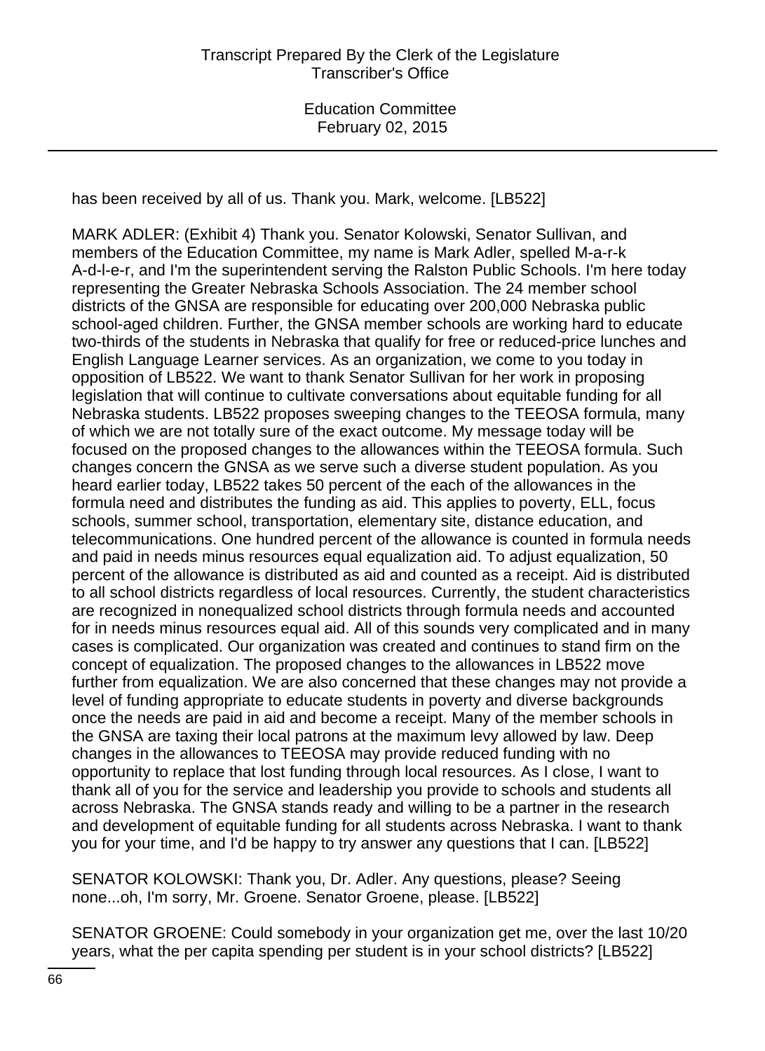has been received by all of us. Thank you. Mark, welcome. [LB522]

MARK ADLER: (Exhibit 4) Thank you. Senator Kolowski, Senator Sullivan, and members of the Education Committee, my name is Mark Adler, spelled M-a-r-k A-d-l-e-r, and I'm the superintendent serving the Ralston Public Schools. I'm here today representing the Greater Nebraska Schools Association. The 24 member school districts of the GNSA are responsible for educating over 200,000 Nebraska public school-aged children. Further, the GNSA member schools are working hard to educate two-thirds of the students in Nebraska that qualify for free or reduced-price lunches and English Language Learner services. As an organization, we come to you today in opposition of LB522. We want to thank Senator Sullivan for her work in proposing legislation that will continue to cultivate conversations about equitable funding for all Nebraska students. LB522 proposes sweeping changes to the TEEOSA formula, many of which we are not totally sure of the exact outcome. My message today will be focused on the proposed changes to the allowances within the TEEOSA formula. Such changes concern the GNSA as we serve such a diverse student population. As you heard earlier today, LB522 takes 50 percent of the each of the allowances in the formula need and distributes the funding as aid. This applies to poverty, ELL, focus schools, summer school, transportation, elementary site, distance education, and telecommunications. One hundred percent of the allowance is counted in formula needs and paid in needs minus resources equal equalization aid. To adjust equalization, 50 percent of the allowance is distributed as aid and counted as a receipt. Aid is distributed to all school districts regardless of local resources. Currently, the student characteristics are recognized in nonequalized school districts through formula needs and accounted for in needs minus resources equal aid. All of this sounds very complicated and in many cases is complicated. Our organization was created and continues to stand firm on the concept of equalization. The proposed changes to the allowances in LB522 move further from equalization. We are also concerned that these changes may not provide a level of funding appropriate to educate students in poverty and diverse backgrounds once the needs are paid in aid and become a receipt. Many of the member schools in the GNSA are taxing their local patrons at the maximum levy allowed by law. Deep changes in the allowances to TEEOSA may provide reduced funding with no opportunity to replace that lost funding through local resources. As I close, I want to thank all of you for the service and leadership you provide to schools and students all across Nebraska. The GNSA stands ready and willing to be a partner in the research and development of equitable funding for all students across Nebraska. I want to thank you for your time, and I'd be happy to try answer any questions that I can. [LB522]

SENATOR KOLOWSKI: Thank you, Dr. Adler. Any questions, please? Seeing none...oh, I'm sorry, Mr. Groene. Senator Groene, please. [LB522]

SENATOR GROENE: Could somebody in your organization get me, over the last 10/20 years, what the per capita spending per student is in your school districts? [LB522]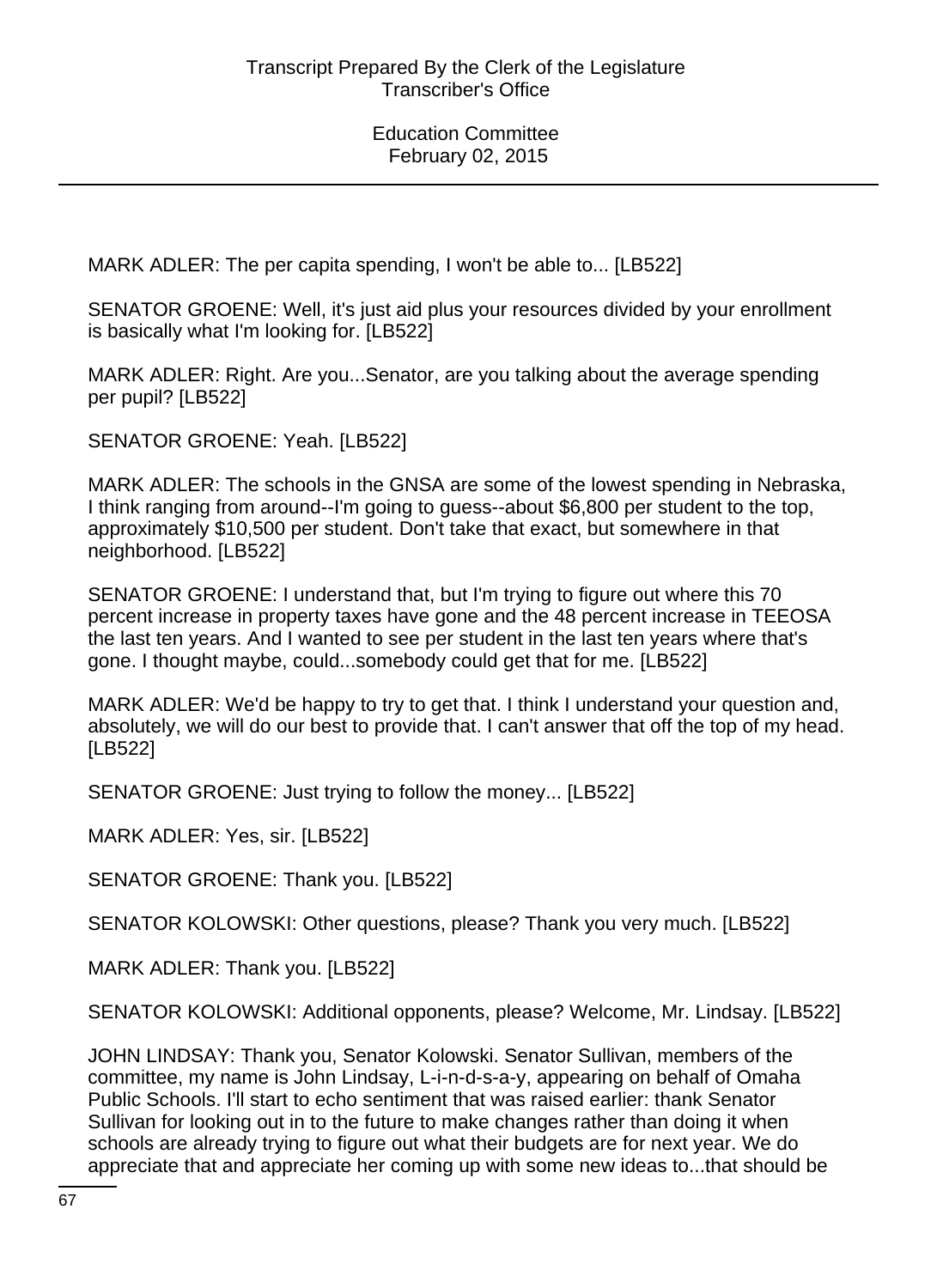MARK ADLER: The per capita spending, I won't be able to... [LB522]

SENATOR GROENE: Well, it's just aid plus your resources divided by your enrollment is basically what I'm looking for. [LB522]

MARK ADLER: Right. Are you...Senator, are you talking about the average spending per pupil? [LB522]

SENATOR GROENE: Yeah. [LB522]

MARK ADLER: The schools in the GNSA are some of the lowest spending in Nebraska, I think ranging from around--I'm going to guess--about $6,800 per student to the top, approximately $10,500 per student. Don't take that exact, but somewhere in that neighborhood. [LB522]

SENATOR GROENE: I understand that, but I'm trying to figure out where this 70 percent increase in property taxes have gone and the 48 percent increase in TEEOSA the last ten years. And I wanted to see per student in the last ten years where that's gone. I thought maybe, could...somebody could get that for me. [LB522]

MARK ADLER: We'd be happy to try to get that. I think I understand your question and, absolutely, we will do our best to provide that. I can't answer that off the top of my head. [LB522]

SENATOR GROENE: Just trying to follow the money... [LB522]

MARK ADLER: Yes, sir. [LB522]

SENATOR GROENE: Thank you. [LB522]

SENATOR KOLOWSKI: Other questions, please? Thank you very much. [LB522]

MARK ADLER: Thank you. [LB522]

SENATOR KOLOWSKI: Additional opponents, please? Welcome, Mr. Lindsay. [LB522]

JOHN LINDSAY: Thank you, Senator Kolowski. Senator Sullivan, members of the committee, my name is John Lindsay, L-i-n-d-s-a-y, appearing on behalf of Omaha Public Schools. I'll start to echo sentiment that was raised earlier: thank Senator Sullivan for looking out in to the future to make changes rather than doing it when schools are already trying to figure out what their budgets are for next year. We do appreciate that and appreciate her coming up with some new ideas to...that should be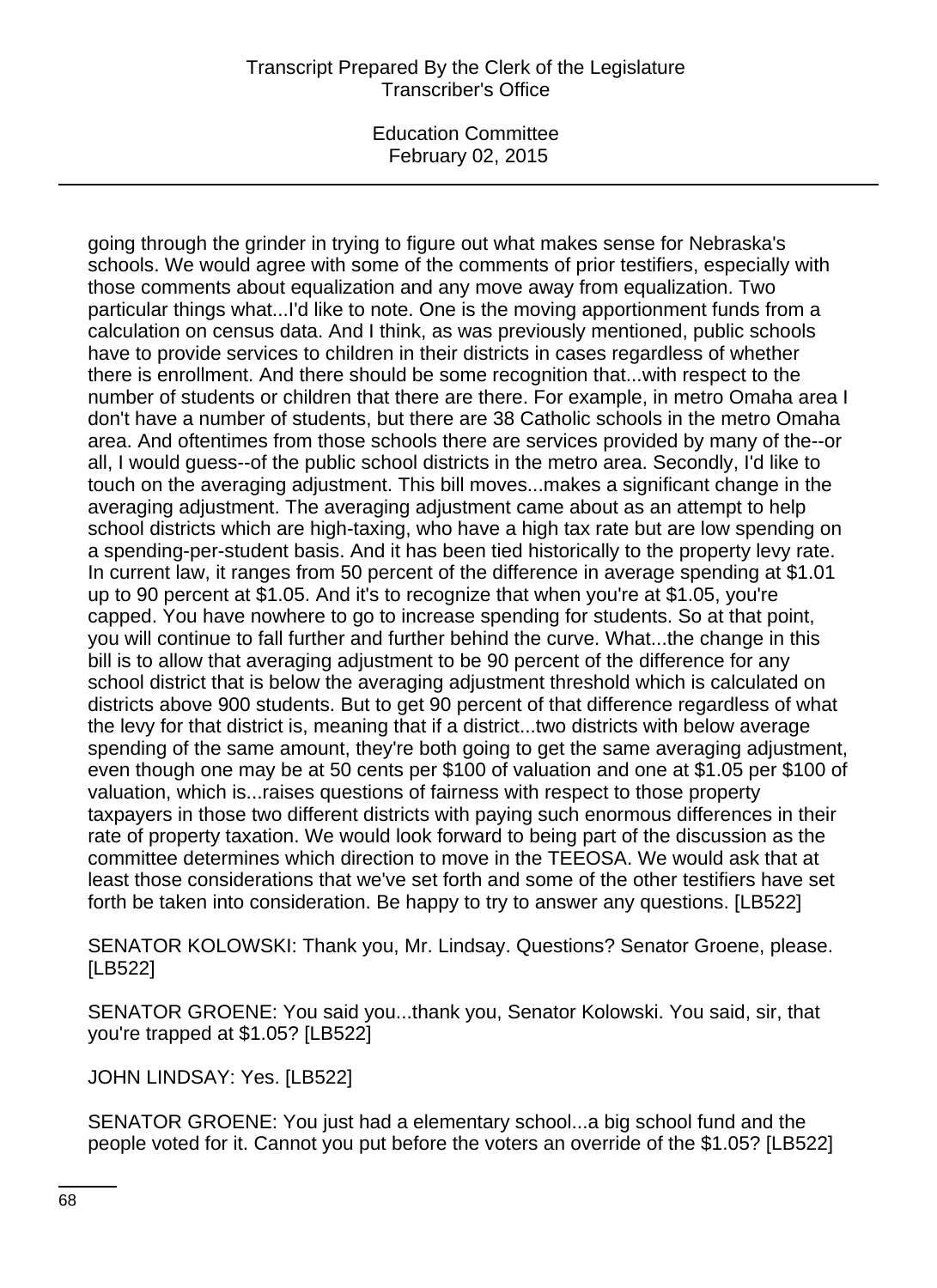going through the grinder in trying to figure out what makes sense for Nebraska's schools. We would agree with some of the comments of prior testifiers, especially with those comments about equalization and any move away from equalization. Two particular things what...I'd like to note. One is the moving apportionment funds from a calculation on census data. And I think, as was previously mentioned, public schools have to provide services to children in their districts in cases regardless of whether there is enrollment. And there should be some recognition that...with respect to the number of students or children that there are there. For example, in metro Omaha area I don't have a number of students, but there are 38 Catholic schools in the metro Omaha area. And oftentimes from those schools there are services provided by many of the--or all, I would guess--of the public school districts in the metro area. Secondly, I'd like to touch on the averaging adjustment. This bill moves...makes a significant change in the averaging adjustment. The averaging adjustment came about as an attempt to help school districts which are high-taxing, who have a high tax rate but are low spending on a spending-per-student basis. And it has been tied historically to the property levy rate. In current law, it ranges from 50 percent of the difference in average spending at $1.01 up to 90 percent at $1.05. And it's to recognize that when you're at $1.05, you're capped. You have nowhere to go to increase spending for students. So at that point, you will continue to fall further and further behind the curve. What...the change in this bill is to allow that averaging adjustment to be 90 percent of the difference for any school district that is below the averaging adjustment threshold which is calculated on districts above 900 students. But to get 90 percent of that difference regardless of what the levy for that district is, meaning that if a district...two districts with below average spending of the same amount, they're both going to get the same averaging adjustment, even though one may be at 50 cents per $100 of valuation and one at $1.05 per $100 of valuation, which is...raises questions of fairness with respect to those property taxpayers in those two different districts with paying such enormous differences in their rate of property taxation. We would look forward to being part of the discussion as the committee determines which direction to move in the TEEOSA. We would ask that at least those considerations that we've set forth and some of the other testifiers have set forth be taken into consideration. Be happy to try to answer any questions. [LB522]

SENATOR KOLOWSKI: Thank you, Mr. Lindsay. Questions? Senator Groene, please. [LB522]

SENATOR GROENE: You said you...thank you, Senator Kolowski. You said, sir, that you're trapped at $1.05? [LB522]

JOHN LINDSAY: Yes. [LB522]

SENATOR GROENE: You just had a elementary school...a big school fund and the people voted for it. Cannot you put before the voters an override of the $1.05? [LB522]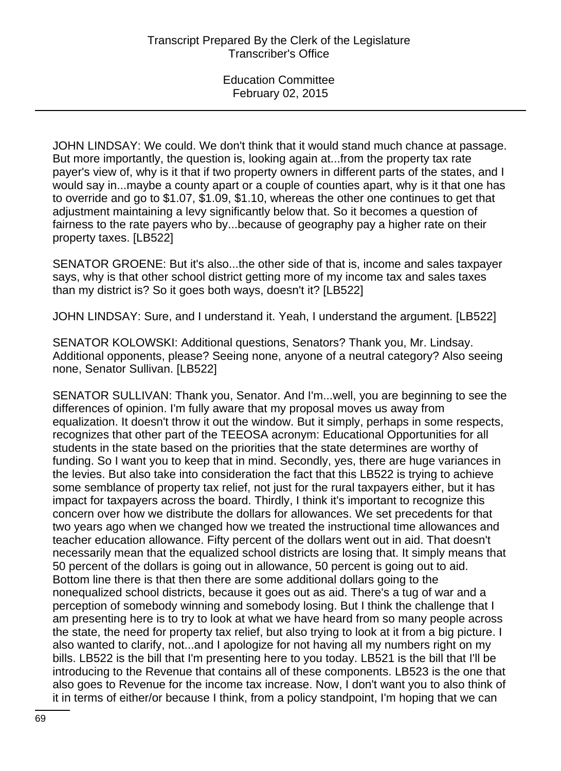JOHN LINDSAY: We could. We don't think that it would stand much chance at passage. But more importantly, the question is, looking again at...from the property tax rate payer's view of, why is it that if two property owners in different parts of the states, and I would say in...maybe a county apart or a couple of counties apart, why is it that one has to override and go to $1.07, $1.09, $1.10, whereas the other one continues to get that adjustment maintaining a levy significantly below that. So it becomes a question of fairness to the rate payers who by...because of geography pay a higher rate on their property taxes. [LB522]

SENATOR GROENE: But it's also...the other side of that is, income and sales taxpayer says, why is that other school district getting more of my income tax and sales taxes than my district is? So it goes both ways, doesn't it? [LB522]

JOHN LINDSAY: Sure, and I understand it. Yeah, I understand the argument. [LB522]

SENATOR KOLOWSKI: Additional questions, Senators? Thank you, Mr. Lindsay. Additional opponents, please? Seeing none, anyone of a neutral category? Also seeing none, Senator Sullivan. [LB522]

SENATOR SULLIVAN: Thank you, Senator. And I'm...well, you are beginning to see the differences of opinion. I'm fully aware that my proposal moves us away from equalization. It doesn't throw it out the window. But it simply, perhaps in some respects, recognizes that other part of the TEEOSA acronym: Educational Opportunities for all students in the state based on the priorities that the state determines are worthy of funding. So I want you to keep that in mind. Secondly, yes, there are huge variances in the levies. But also take into consideration the fact that this LB522 is trying to achieve some semblance of property tax relief, not just for the rural taxpayers either, but it has impact for taxpayers across the board. Thirdly, I think it's important to recognize this concern over how we distribute the dollars for allowances. We set precedents for that two years ago when we changed how we treated the instructional time allowances and teacher education allowance. Fifty percent of the dollars went out in aid. That doesn't necessarily mean that the equalized school districts are losing that. It simply means that 50 percent of the dollars is going out in allowance, 50 percent is going out to aid. Bottom line there is that then there are some additional dollars going to the nonequalized school districts, because it goes out as aid. There's a tug of war and a perception of somebody winning and somebody losing. But I think the challenge that I am presenting here is to try to look at what we have heard from so many people across the state, the need for property tax relief, but also trying to look at it from a big picture. I also wanted to clarify, not...and I apologize for not having all my numbers right on my bills. LB522 is the bill that I'm presenting here to you today. LB521 is the bill that I'll be introducing to the Revenue that contains all of these components. LB523 is the one that also goes to Revenue for the income tax increase. Now, I don't want you to also think of it in terms of either/or because I think, from a policy standpoint, I'm hoping that we can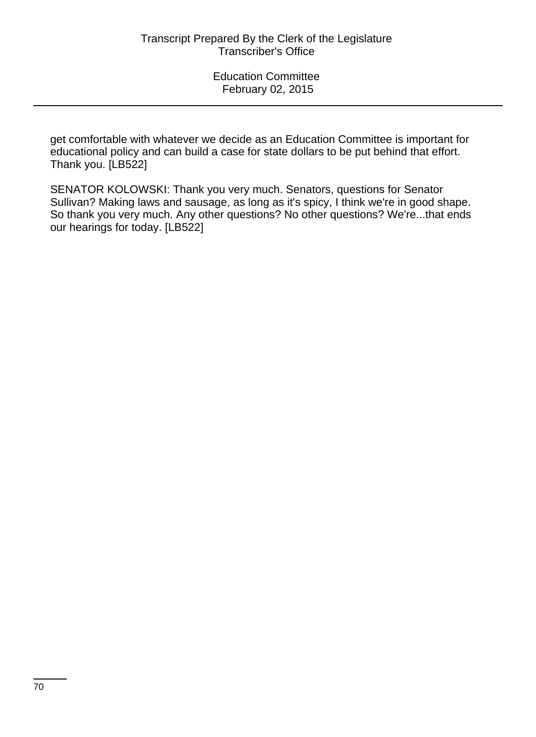get comfortable with whatever we decide as an Education Committee is important for educational policy and can build a case for state dollars to be put behind that effort. Thank you. [LB522]

SENATOR KOLOWSKI: Thank you very much. Senators, questions for Senator Sullivan? Making laws and sausage, as long as it's spicy, I think we're in good shape. So thank you very much. Any other questions? No other questions? We're...that ends our hearings for today. [LB522]